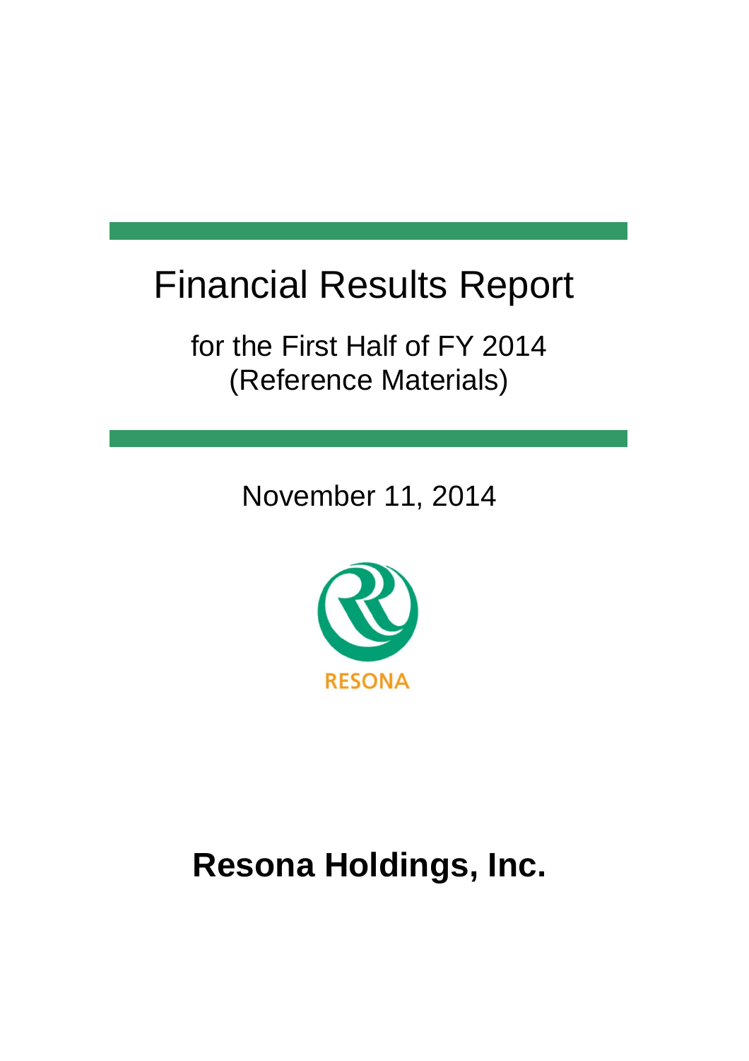# Financial Results Report

for the First Half of FY 2014
(Reference Materials)

November 11, 2014

RESONA

**Resona Holdings, Inc.**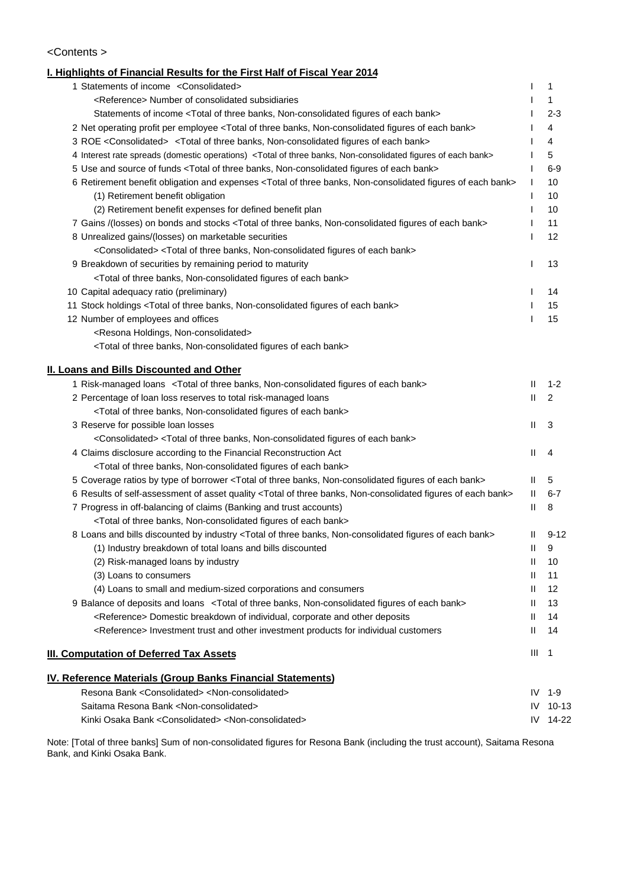<Contents >

## I. Highlights of Financial Results for the First Half of Fiscal Year 2014

| Item | Section | Page |
|---|---|---|
| 1 Statements of income <Consolidated> | I | 1 |
| <Reference> Number of consolidated subsidiaries | I | 1 |
| Statements of income <Total of three banks, Non-consolidated figures of each bank> | I | 2-3 |
| 2 Net operating profit per employee <Total of three banks, Non-consolidated figures of each bank> | I | 4 |
| 3 ROE <Consolidated> <Total of three banks, Non-consolidated figures of each bank> | I | 4 |
| 4 Interest rate spreads (domestic operations) <Total of three banks, Non-consolidated figures of each bank> | I | 5 |
| 5 Use and source of funds <Total of three banks, Non-consolidated figures of each bank> | I | 6-9 |
| 6 Retirement benefit obligation and expenses <Total of three banks, Non-consolidated figures of each bank> | I | 10 |
| (1) Retirement benefit obligation | I | 10 |
| (2) Retirement benefit expenses for defined benefit plan | I | 10 |
| 7 Gains /(losses) on bonds and stocks <Total of three banks, Non-consolidated figures of each bank> | I | 11 |
| 8 Unrealized gains/(losses) on marketable securities <Consolidated> <Total of three banks, Non-consolidated figures of each bank> | I | 12 |
| 9 Breakdown of securities by remaining period to maturity <Total of three banks, Non-consolidated figures of each bank> | I | 13 |
| 10 Capital adequacy ratio (preliminary) | I | 14 |
| 11 Stock holdings <Total of three banks, Non-consolidated figures of each bank> | I | 15 |
| 12 Number of employees and offices <Resona Holdings, Non-consolidated> <Total of three banks, Non-consolidated figures of each bank> | I | 15 |

## II. Loans and Bills Discounted and Other

| Item | Section | Page |
|---|---|---|
| 1 Risk-managed loans <Total of three banks, Non-consolidated figures of each bank> | II | 1-2 |
| 2 Percentage of loan loss reserves to total risk-managed loans <Total of three banks, Non-consolidated figures of each bank> | II | 2 |
| 3 Reserve for possible loan losses <Consolidated> <Total of three banks, Non-consolidated figures of each bank> | II | 3 |
| 4 Claims disclosure according to the Financial Reconstruction Act <Total of three banks, Non-consolidated figures of each bank> | II | 4 |
| 5 Coverage ratios by type of borrower <Total of three banks, Non-consolidated figures of each bank> | II | 5 |
| 6 Results of self-assessment of asset quality <Total of three banks, Non-consolidated figures of each bank> | II | 6-7 |
| 7 Progress in off-balancing of claims (Banking and trust accounts) <Total of three banks, Non-consolidated figures of each bank> | II | 8 |
| 8 Loans and bills discounted by industry <Total of three banks, Non-consolidated figures of each bank> | II | 9-12 |
| (1) Industry breakdown of total loans and bills discounted | II | 9 |
| (2) Risk-managed loans by industry | II | 10 |
| (3) Loans to consumers | II | 11 |
| (4) Loans to small and medium-sized corporations and consumers | II | 12 |
| 9 Balance of deposits and loans <Total of three banks, Non-consolidated figures of each bank> | II | 13 |
| <Reference> Domestic breakdown of individual, corporate and other deposits | II | 14 |
| <Reference> Investment trust and other investment products for individual customers | II | 14 |

## III. Computation of Deferred Tax Assets

| Item | Section | Page |
|---|---|---|
| III. Computation of Deferred Tax Assets | III | 1 |

## IV. Reference Materials (Group Banks Financial Statements)

| Item | Section | Page |
|---|---|---|
| Resona Bank <Consolidated> <Non-consolidated> | IV | 1-9 |
| Saitama Resona Bank <Non-consolidated> | IV | 10-13 |
| Kinki Osaka Bank <Consolidated> <Non-consolidated> | IV | 14-22 |

Note: [Total of three banks] Sum of non-consolidated figures for Resona Bank (including the trust account), Saitama Resona Bank, and Kinki Osaka Bank.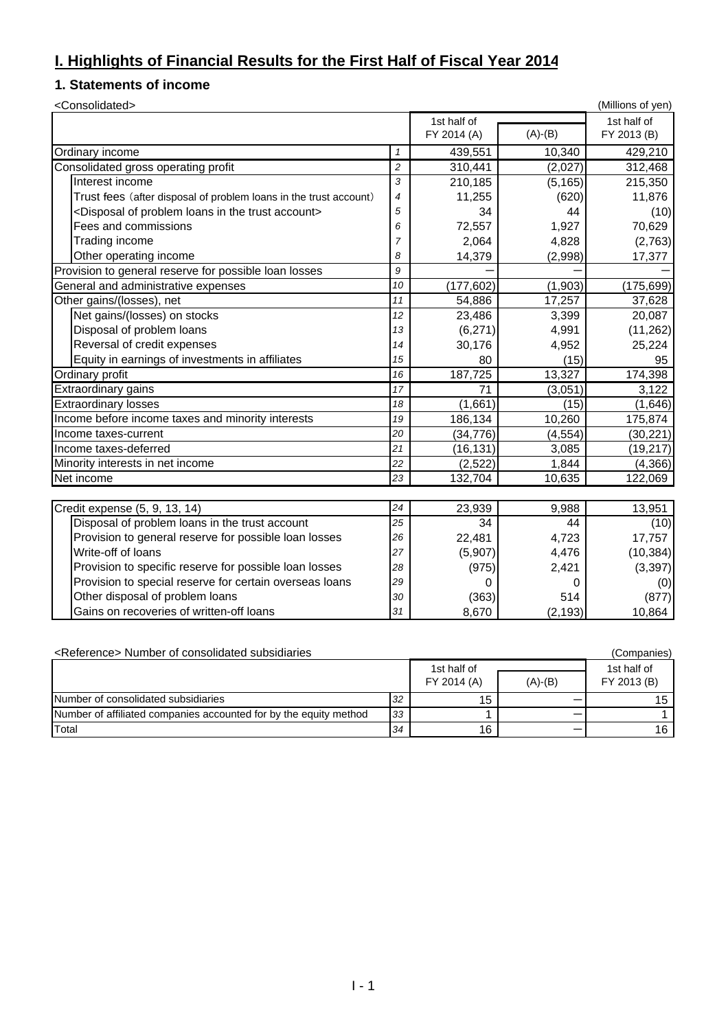# I. Highlights of Financial Results for the First Half of Fiscal Year 2014

## 1. Statements of income

<Consolidated> (Millions of yen)

| | | 1st half of FY 2014 (A) | (A)-(B) | 1st half of FY 2013 (B) |
|---|---|---|---|---|
| Ordinary income | 1 | 439,551 | 10,340 | 429,210 |
| Consolidated gross operating profit | 2 | 310,441 | (2,027) | 312,468 |
| Interest income | 3 | 210,185 | (5,165) | 215,350 |
| Trust fees (after disposal of problem loans in the trust account) | 4 | 11,255 | (620) | 11,876 |
| <Disposal of problem loans in the trust account> | 5 | 34 | 44 | (10) |
| Fees and commissions | 6 | 72,557 | 1,927 | 70,629 |
| Trading income | 7 | 2,064 | 4,828 | (2,763) |
| Other operating income | 8 | 14,379 | (2,998) | 17,377 |
| Provision to general reserve for possible loan losses | 9 | ― | ― | ― |
| General and administrative expenses | 10 | (177,602) | (1,903) | (175,699) |
| Other gains/(losses), net | 11 | 54,886 | 17,257 | 37,628 |
| Net gains/(losses) on stocks | 12 | 23,486 | 3,399 | 20,087 |
| Disposal of problem loans | 13 | (6,271) | 4,991 | (11,262) |
| Reversal of credit expenses | 14 | 30,176 | 4,952 | 25,224 |
| Equity in earnings of investments in affiliates | 15 | 80 | (15) | 95 |
| Ordinary profit | 16 | 187,725 | 13,327 | 174,398 |
| Extraordinary gains | 17 | 71 | (3,051) | 3,122 |
| Extraordinary losses | 18 | (1,661) | (15) | (1,646) |
| Income before income taxes and minority interests | 19 | 186,134 | 10,260 | 175,874 |
| Income taxes-current | 20 | (34,776) | (4,554) | (30,221) |
| Income taxes-deferred | 21 | (16,131) | 3,085 | (19,217) |
| Minority interests in net income | 22 | (2,522) | 1,844 | (4,366) |
| Net income | 23 | 132,704 | 10,635 | 122,069 |

| | | 1st half of FY 2014 (A) | (A)-(B) | 1st half of FY 2013 (B) |
|---|---|---|---|---|
| Credit expense (5, 9, 13, 14) | 24 | 23,939 | 9,988 | 13,951 |
| Disposal of problem loans in the trust account | 25 | 34 | 44 | (10) |
| Provision to general reserve for possible loan losses | 26 | 22,481 | 4,723 | 17,757 |
| Write-off of loans | 27 | (5,907) | 4,476 | (10,384) |
| Provision to specific reserve for possible loan losses | 28 | (975) | 2,421 | (3,397) |
| Provision to special reserve for certain overseas loans | 29 | 0 | 0 | (0) |
| Other disposal of problem loans | 30 | (363) | 514 | (877) |
| Gains on recoveries of written-off loans | 31 | 8,670 | (2,193) | 10,864 |

<Reference> Number of consolidated subsidiaries (Companies)

| | | 1st half of FY 2014 (A) | (A)-(B) | 1st half of FY 2013 (B) |
|---|---|---|---|---|
| Number of consolidated subsidiaries | 32 | 15 | ― | 15 |
| Number of affiliated companies accounted for by the equity method | 33 | 1 | ― | 1 |
| Total | 34 | 16 | ― | 16 |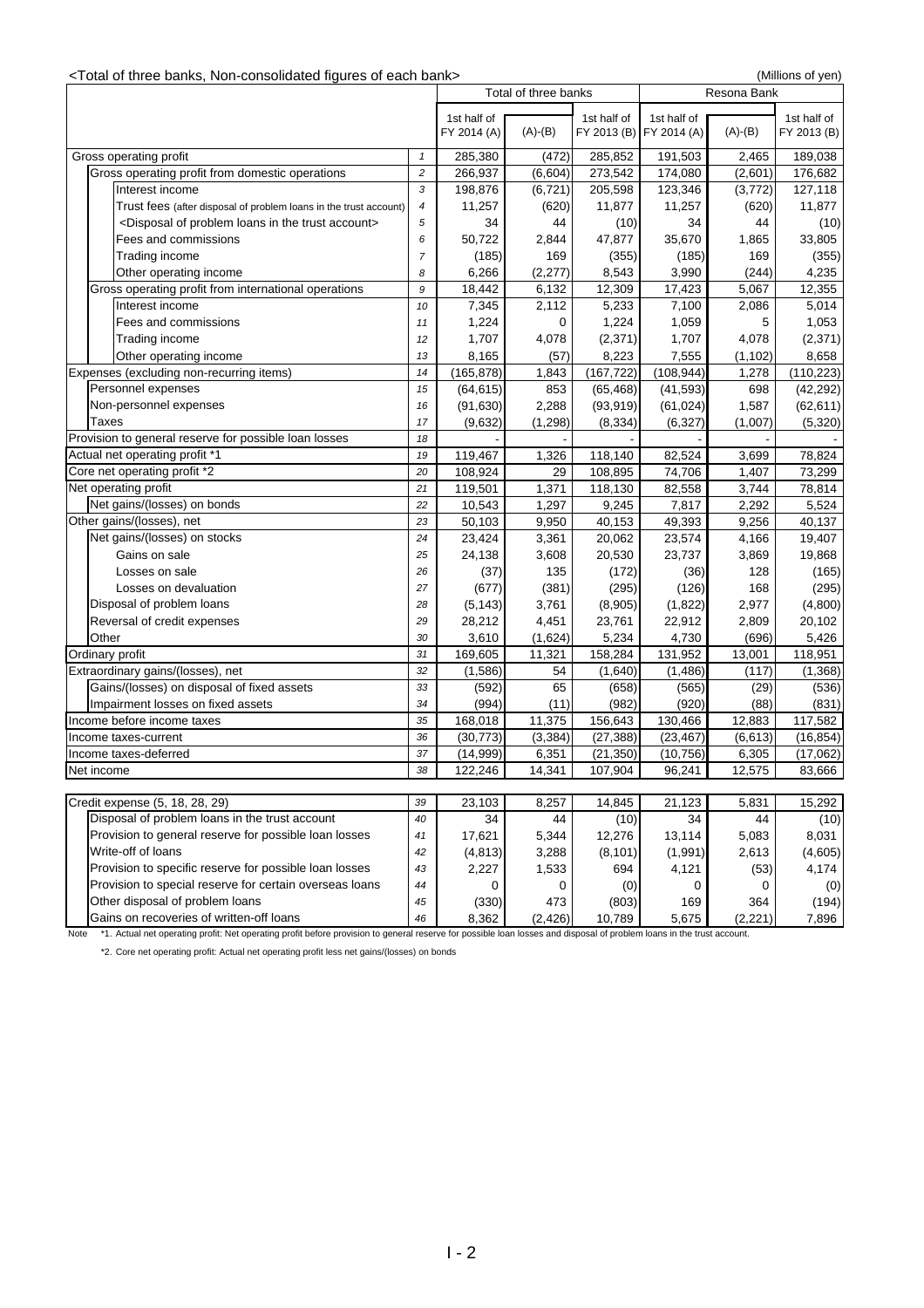<Total of three banks, Non-consolidated figures of each bank>

(Millions of yen)

| | | Total of three banks | | | Resona Bank | | |
|---|---|---|---|---|---|---|---|
| | | 1st half of FY 2014 (A) | (A)-(B) | 1st half of FY 2013 (B) | 1st half of FY 2014 (A) | (A)-(B) | 1st half of FY 2013 (B) |
| Gross operating profit | 1 | 285,380 | (472) | 285,852 | 191,503 | 2,465 | 189,038 |
| Gross operating profit from domestic operations | 2 | 266,937 | (6,604) | 273,542 | 174,080 | (2,601) | 176,682 |
| Interest income | 3 | 198,876 | (6,721) | 205,598 | 123,346 | (3,772) | 127,118 |
| Trust fees (after disposal of problem loans in the trust account) | 4 | 11,257 | (620) | 11,877 | 11,257 | (620) | 11,877 |
| <Disposal of problem loans in the trust account> | 5 | 34 | 44 | (10) | 34 | 44 | (10) |
| Fees and commissions | 6 | 50,722 | 2,844 | 47,877 | 35,670 | 1,865 | 33,805 |
| Trading income | 7 | (185) | 169 | (355) | (185) | 169 | (355) |
| Other operating income | 8 | 6,266 | (2,277) | 8,543 | 3,990 | (244) | 4,235 |
| Gross operating profit from international operations | 9 | 18,442 | 6,132 | 12,309 | 17,423 | 5,067 | 12,355 |
| Interest income | 10 | 7,345 | 2,112 | 5,233 | 7,100 | 2,086 | 5,014 |
| Fees and commissions | 11 | 1,224 | 0 | 1,224 | 1,059 | 5 | 1,053 |
| Trading income | 12 | 1,707 | 4,078 | (2,371) | 1,707 | 4,078 | (2,371) |
| Other operating income | 13 | 8,165 | (57) | 8,223 | 7,555 | (1,102) | 8,658 |
| Expenses (excluding non-recurring items) | 14 | (165,878) | 1,843 | (167,722) | (108,944) | 1,278 | (110,223) |
| Personnel expenses | 15 | (64,615) | 853 | (65,468) | (41,593) | 698 | (42,292) |
| Non-personnel expenses | 16 | (91,630) | 2,288 | (93,919) | (61,024) | 1,587 | (62,611) |
| Taxes | 17 | (9,632) | (1,298) | (8,334) | (6,327) | (1,007) | (5,320) |
| Provision to general reserve for possible loan losses | 18 | - | - | - | - | - | - |
| Actual net operating profit *1 | 19 | 119,467 | 1,326 | 118,140 | 82,524 | 3,699 | 78,824 |
| Core net operating profit *2 | 20 | 108,924 | 29 | 108,895 | 74,706 | 1,407 | 73,299 |
| Net operating profit | 21 | 119,501 | 1,371 | 118,130 | 82,558 | 3,744 | 78,814 |
| Net gains/(losses) on bonds | 22 | 10,543 | 1,297 | 9,245 | 7,817 | 2,292 | 5,524 |
| Other gains/(losses), net | 23 | 50,103 | 9,950 | 40,153 | 49,393 | 9,256 | 40,137 |
| Net gains/(losses) on stocks | 24 | 23,424 | 3,361 | 20,062 | 23,574 | 4,166 | 19,407 |
| Gains on sale | 25 | 24,138 | 3,608 | 20,530 | 23,737 | 3,869 | 19,868 |
| Losses on sale | 26 | (37) | 135 | (172) | (36) | 128 | (165) |
| Losses on devaluation | 27 | (677) | (381) | (295) | (126) | 168 | (295) |
| Disposal of problem loans | 28 | (5,143) | 3,761 | (8,905) | (1,822) | 2,977 | (4,800) |
| Reversal of credit expenses | 29 | 28,212 | 4,451 | 23,761 | 22,912 | 2,809 | 20,102 |
| Other | 30 | 3,610 | (1,624) | 5,234 | 4,730 | (696) | 5,426 |
| Ordinary profit | 31 | 169,605 | 11,321 | 158,284 | 131,952 | 13,001 | 118,951 |
| Extraordinary gains/(losses), net | 32 | (1,586) | 54 | (1,640) | (1,486) | (117) | (1,368) |
| Gains/(losses) on disposal of fixed assets | 33 | (592) | 65 | (658) | (565) | (29) | (536) |
| Impairment losses on fixed assets | 34 | (994) | (11) | (982) | (920) | (88) | (831) |
| Income before income taxes | 35 | 168,018 | 11,375 | 156,643 | 130,466 | 12,883 | 117,582 |
| Income taxes-current | 36 | (30,773) | (3,384) | (27,388) | (23,467) | (6,613) | (16,854) |
| Income taxes-deferred | 37 | (14,999) | 6,351 | (21,350) | (10,756) | 6,305 | (17,062) |
| Net income | 38 | 122,246 | 14,341 | 107,904 | 96,241 | 12,575 | 83,666 |
| | | | | | | | |
| Credit expense (5, 18, 28, 29) | 39 | 23,103 | 8,257 | 14,845 | 21,123 | 5,831 | 15,292 |
| Disposal of problem loans in the trust account | 40 | 34 | 44 | (10) | 34 | 44 | (10) |
| Provision to general reserve for possible loan losses | 41 | 17,621 | 5,344 | 12,276 | 13,114 | 5,083 | 8,031 |
| Write-off of loans | 42 | (4,813) | 3,288 | (8,101) | (1,991) | 2,613 | (4,605) |
| Provision to specific reserve for possible loan losses | 43 | 2,227 | 1,533 | 694 | 4,121 | (53) | 4,174 |
| Provision to special reserve for certain overseas loans | 44 | 0 | 0 | (0) | 0 | 0 | (0) |
| Other disposal of problem loans | 45 | (330) | 473 | (803) | 169 | 364 | (194) |
| Gains on recoveries of written-off loans | 46 | 8,362 | (2,426) | 10,789 | 5,675 | (2,221) | 7,896 |

Note *1. Actual net operating profit: Net operating profit before provision to general reserve for possible loan losses and disposal of problem loans in the trust account.

*2. Core net operating profit: Actual net operating profit less net gains/(losses) on bonds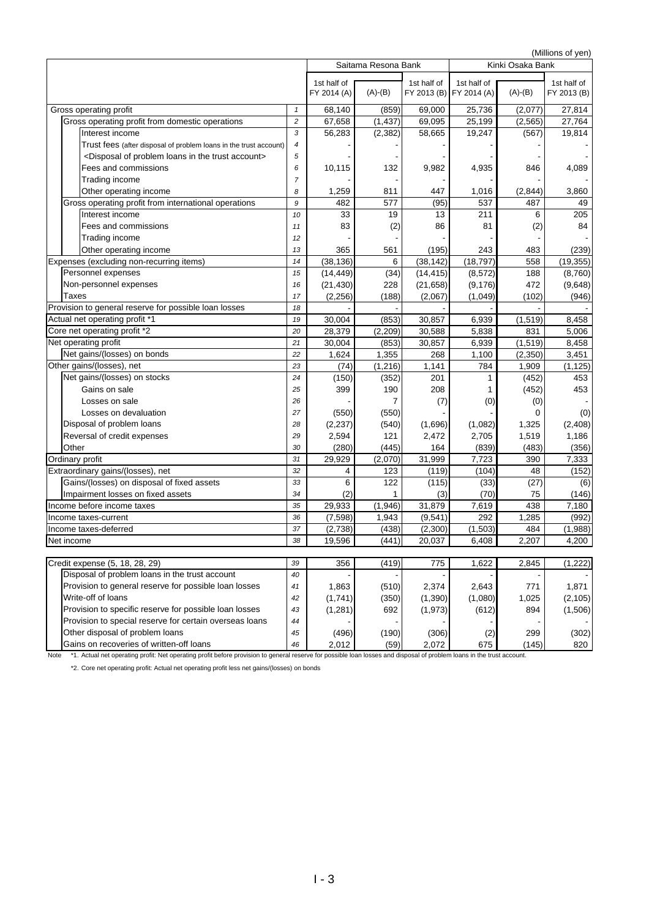(Millions of yen)

| | | Saitama Resona Bank | | | Kinki Osaka Bank | | |
|---|---|---|---|---|---|---|---|
| | | 1st half of FY 2014 (A) | (A)-(B) | 1st half of FY 2013 (B) | 1st half of FY 2014 (A) | (A)-(B) | 1st half of FY 2013 (B) |
| Gross operating profit | 1 | 68,140 | (859) | 69,000 | 25,736 | (2,077) | 27,814 |
| Gross operating profit from domestic operations | 2 | 67,658 | (1,437) | 69,095 | 25,199 | (2,565) | 27,764 |
| Interest income | 3 | 56,283 | (2,382) | 58,665 | 19,247 | (567) | 19,814 |
| Trust fees (after disposal of problem loans in the trust account) | 4 | - | - | - | - | - | - |
| <Disposal of problem loans in the trust account> | 5 | - | - | - | - | - | - |
| Fees and commissions | 6 | 10,115 | 132 | 9,982 | 4,935 | 846 | 4,089 |
| Trading income | 7 | - | - | - | - | - | - |
| Other operating income | 8 | 1,259 | 811 | 447 | 1,016 | (2,844) | 3,860 |
| Gross operating profit from international operations | 9 | 482 | 577 | (95) | 537 | 487 | 49 |
| Interest income | 10 | 33 | 19 | 13 | 211 | 6 | 205 |
| Fees and commissions | 11 | 83 | (2) | 86 | 81 | (2) | 84 |
| Trading income | 12 | - | - | - | - | - | - |
| Other operating income | 13 | 365 | 561 | (195) | 243 | 483 | (239) |
| Expenses (excluding non-recurring items) | 14 | (38,136) | 6 | (38,142) | (18,797) | 558 | (19,355) |
| Personnel expenses | 15 | (14,449) | (34) | (14,415) | (8,572) | 188 | (8,760) |
| Non-personnel expenses | 16 | (21,430) | 228 | (21,658) | (9,176) | 472 | (9,648) |
| Taxes | 17 | (2,256) | (188) | (2,067) | (1,049) | (102) | (946) |
| Provision to general reserve for possible loan losses | 18 | - | - | - | - | - | - |
| Actual net operating profit *1 | 19 | 30,004 | (853) | 30,857 | 6,939 | (1,519) | 8,458 |
| Core net operating profit *2 | 20 | 28,379 | (2,209) | 30,588 | 5,838 | 831 | 5,006 |
| Net operating profit | 21 | 30,004 | (853) | 30,857 | 6,939 | (1,519) | 8,458 |
| Net gains/(losses) on bonds | 22 | 1,624 | 1,355 | 268 | 1,100 | (2,350) | 3,451 |
| Other gains/(losses), net | 23 | (74) | (1,216) | 1,141 | 784 | 1,909 | (1,125) |
| Net gains/(losses) on stocks | 24 | (150) | (352) | 201 | 1 | (452) | 453 |
| Gains on sale | 25 | 399 | 190 | 208 | 1 | (452) | 453 |
| Losses on sale | 26 | - | 7 | (7) | (0) | (0) | - |
| Losses on devaluation | 27 | (550) | (550) | - | - | 0 | (0) |
| Disposal of problem loans | 28 | (2,237) | (540) | (1,696) | (1,082) | 1,325 | (2,408) |
| Reversal of credit expenses | 29 | 2,594 | 121 | 2,472 | 2,705 | 1,519 | 1,186 |
| Other | 30 | (280) | (445) | 164 | (839) | (483) | (356) |
| Ordinary profit | 31 | 29,929 | (2,070) | 31,999 | 7,723 | 390 | 7,333 |
| Extraordinary gains/(losses), net | 32 | 4 | 123 | (119) | (104) | 48 | (152) |
| Gains/(losses) on disposal of fixed assets | 33 | 6 | 122 | (115) | (33) | (27) | (6) |
| Impairment losses on fixed assets | 34 | (2) | 1 | (3) | (70) | 75 | (146) |
| Income before income taxes | 35 | 29,933 | (1,946) | 31,879 | 7,619 | 438 | 7,180 |
| Income taxes-current | 36 | (7,598) | 1,943 | (9,541) | 292 | 1,285 | (992) |
| Income taxes-deferred | 37 | (2,738) | (438) | (2,300) | (1,503) | 484 | (1,988) |
| Net income | 38 | 19,596 | (441) | 20,037 | 6,408 | 2,207 | 4,200 |

| | | | | | | | |
|---|---|---|---|---|---|---|---|
| Credit expense (5, 18, 28, 29) | 39 | 356 | (419) | 775 | 1,622 | 2,845 | (1,222) |
| Disposal of problem loans in the trust account | 40 | - | - | - | - | - | - |
| Provision to general reserve for possible loan losses | 41 | 1,863 | (510) | 2,374 | 2,643 | 771 | 1,871 |
| Write-off of loans | 42 | (1,741) | (350) | (1,390) | (1,080) | 1,025 | (2,105) |
| Provision to specific reserve for possible loan losses | 43 | (1,281) | 692 | (1,973) | (612) | 894 | (1,506) |
| Provision to special reserve for certain overseas loans | 44 | - | - | - | - | - | - |
| Other disposal of problem loans | 45 | (496) | (190) | (306) | (2) | 299 | (302) |
| Gains on recoveries of written-off loans | 46 | 2,012 | (59) | 2,072 | 675 | (145) | 820 |

Note *1. Actual net operating profit: Net operating profit before provision to general reserve for possible loan losses and disposal of problem loans in the trust account.

*2. Core net operating profit: Actual net operating profit less net gains/(losses) on bonds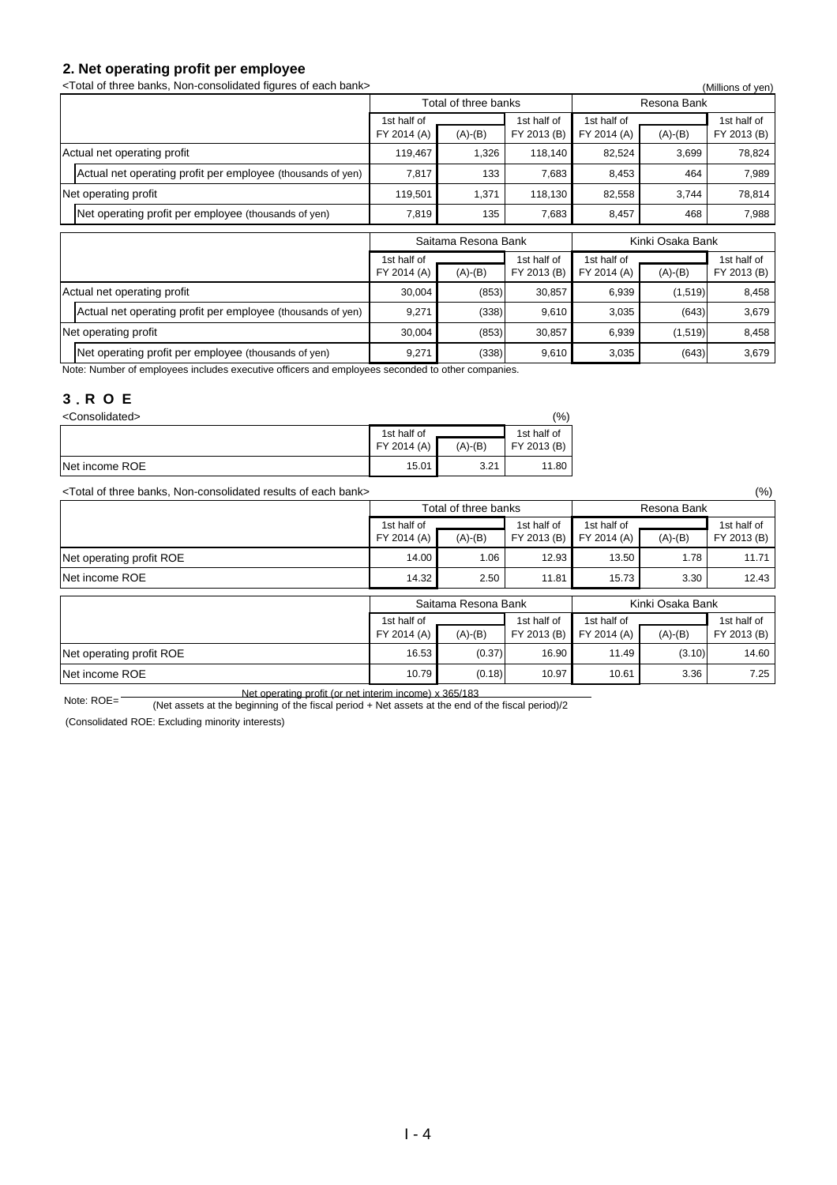## 2. Net operating profit per employee

<Total of three banks, Non-consolidated figures of each bank>

(Millions of yen)

| | Total of three banks | | | Resona Bank | | |
|---|---|---|---|---|---|---|
| | 1st half of FY 2014 (A) | (A)-(B) | 1st half of FY 2013 (B) | 1st half of FY 2014 (A) | (A)-(B) | 1st half of FY 2013 (B) |
| Actual net operating profit | 119,467 | 1,326 | 118,140 | 82,524 | 3,699 | 78,824 |
| Actual net operating profit per employee (thousands of yen) | 7,817 | 133 | 7,683 | 8,453 | 464 | 7,989 |
| Net operating profit | 119,501 | 1,371 | 118,130 | 82,558 | 3,744 | 78,814 |
| Net operating profit per employee (thousands of yen) | 7,819 | 135 | 7,683 | 8,457 | 468 | 7,988 |

| | Saitama Resona Bank | | | Kinki Osaka Bank | | |
|---|---|---|---|---|---|---|
| | 1st half of FY 2014 (A) | (A)-(B) | 1st half of FY 2013 (B) | 1st half of FY 2014 (A) | (A)-(B) | 1st half of FY 2013 (B) |
| Actual net operating profit | 30,004 | (853) | 30,857 | 6,939 | (1,519) | 8,458 |
| Actual net operating profit per employee (thousands of yen) | 9,271 | (338) | 9,610 | 3,035 | (643) | 3,679 |
| Net operating profit | 30,004 | (853) | 30,857 | 6,939 | (1,519) | 8,458 |
| Net operating profit per employee (thousands of yen) | 9,271 | (338) | 9,610 | 3,035 | (643) | 3,679 |

Note: Number of employees includes executive officers and employees seconded to other companies.

## 3. ROE

<Consolidated>

(%)

| | 1st half of FY 2014 (A) | (A)-(B) | 1st half of FY 2013 (B) |
|---|---|---|---|
| Net income ROE | 15.01 | 3.21 | 11.80 |

<Total of three banks, Non-consolidated results of each bank>

(%)

| | Total of three banks | | | Resona Bank | | |
|---|---|---|---|---|---|---|
| | 1st half of FY 2014 (A) | (A)-(B) | 1st half of FY 2013 (B) | 1st half of FY 2014 (A) | (A)-(B) | 1st half of FY 2013 (B) |
| Net operating profit ROE | 14.00 | 1.06 | 12.93 | 13.50 | 1.78 | 11.71 |
| Net income ROE | 14.32 | 2.50 | 11.81 | 15.73 | 3.30 | 12.43 |

| | Saitama Resona Bank | | | Kinki Osaka Bank | | |
|---|---|---|---|---|---|---|
| | 1st half of FY 2014 (A) | (A)-(B) | 1st half of FY 2013 (B) | 1st half of FY 2014 (A) | (A)-(B) | 1st half of FY 2013 (B) |
| Net operating profit ROE | 16.53 | (0.37) | 16.90 | 11.49 | (3.10) | 14.60 |
| Net income ROE | 10.79 | (0.18) | 10.97 | 10.61 | 3.36 | 7.25 |

Note: $\text{ROE} = \dfrac{\text{Net operating profit (or net interim income)} \times 365/183}{\text{(Net assets at the beginning of the fiscal period + Net assets at the end of the fiscal period)/2}}$

(Consolidated ROE: Excluding minority interests)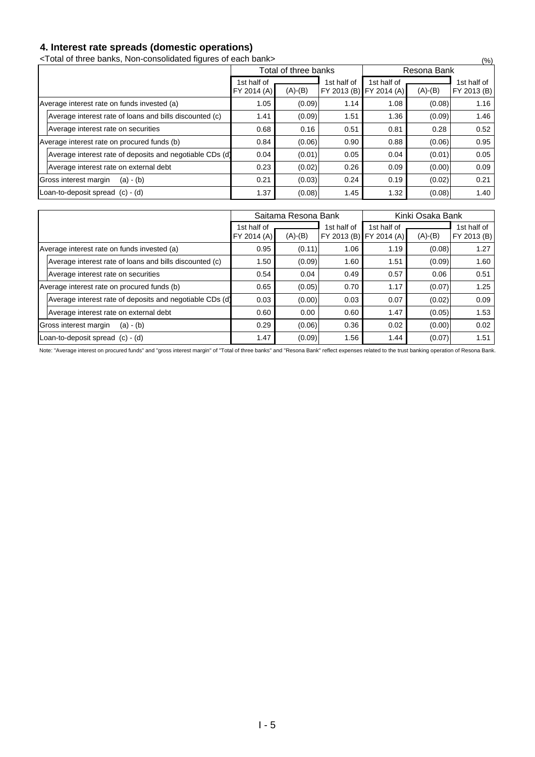## 4. Interest rate spreads (domestic operations)

<Total of three banks, Non-consolidated figures of each bank>

(%)

| | Total of three banks | | | Resona Bank | | |
|---|---|---|---|---|---|---|
| | 1st half of FY 2014 (A) | (A)-(B) | 1st half of FY 2013 (B) | 1st half of FY 2014 (A) | (A)-(B) | 1st half of FY 2013 (B) |
| Average interest rate on funds invested (a) | 1.05 | (0.09) | 1.14 | 1.08 | (0.08) | 1.16 |
| Average interest rate of loans and bills discounted (c) | 1.41 | (0.09) | 1.51 | 1.36 | (0.09) | 1.46 |
| Average interest rate on securities | 0.68 | 0.16 | 0.51 | 0.81 | 0.28 | 0.52 |
| Average interest rate on procured funds (b) | 0.84 | (0.06) | 0.90 | 0.88 | (0.06) | 0.95 |
| Average interest rate of deposits and negotiable CDs (d) | 0.04 | (0.01) | 0.05 | 0.04 | (0.01) | 0.05 |
| Average interest rate on external debt | 0.23 | (0.02) | 0.26 | 0.09 | (0.00) | 0.09 |
| Gross interest margin (a) - (b) | 0.21 | (0.03) | 0.24 | 0.19 | (0.02) | 0.21 |
| Loan-to-deposit spread (c) - (d) | 1.37 | (0.08) | 1.45 | 1.32 | (0.08) | 1.40 |

| | Saitama Resona Bank | | | Kinki Osaka Bank | | |
|---|---|---|---|---|---|---|
| | 1st half of FY 2014 (A) | (A)-(B) | 1st half of FY 2013 (B) | 1st half of FY 2014 (A) | (A)-(B) | 1st half of FY 2013 (B) |
| Average interest rate on funds invested (a) | 0.95 | (0.11) | 1.06 | 1.19 | (0.08) | 1.27 |
| Average interest rate of loans and bills discounted (c) | 1.50 | (0.09) | 1.60 | 1.51 | (0.09) | 1.60 |
| Average interest rate on securities | 0.54 | 0.04 | 0.49 | 0.57 | 0.06 | 0.51 |
| Average interest rate on procured funds (b) | 0.65 | (0.05) | 0.70 | 1.17 | (0.07) | 1.25 |
| Average interest rate of deposits and negotiable CDs (d) | 0.03 | (0.00) | 0.03 | 0.07 | (0.02) | 0.09 |
| Average interest rate on external debt | 0.60 | 0.00 | 0.60 | 1.47 | (0.05) | 1.53 |
| Gross interest margin (a) - (b) | 0.29 | (0.06) | 0.36 | 0.02 | (0.00) | 0.02 |
| Loan-to-deposit spread (c) - (d) | 1.47 | (0.09) | 1.56 | 1.44 | (0.07) | 1.51 |

Note: "Average interest on procured funds" and "gross interest margin" of "Total of three banks" and "Resona Bank" reflect expenses related to the trust banking operation of Resona Bank.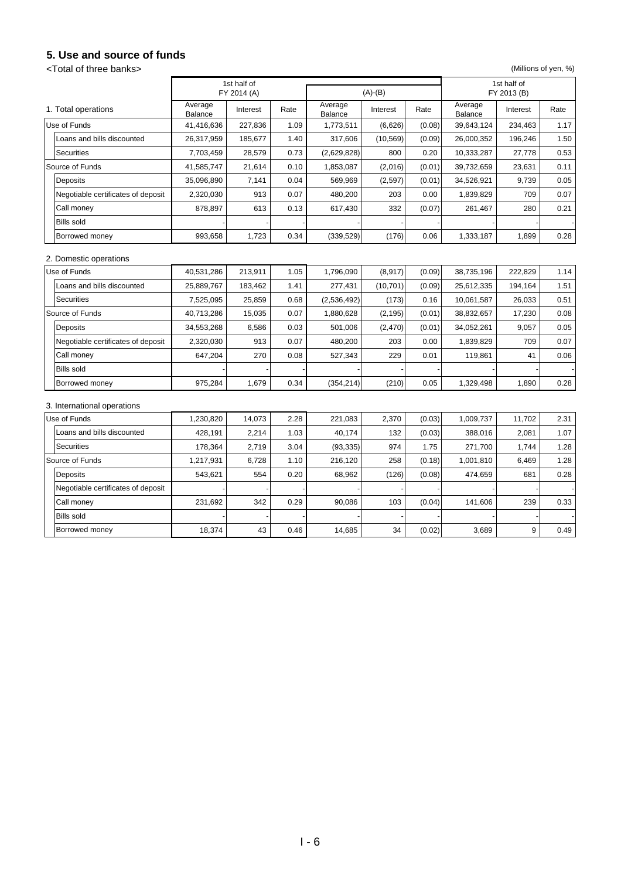## 5. Use and source of funds

<Total of three banks>

(Millions of yen, %)

| 1. Total operations | 1st half of FY 2014 (A) | | | (A)-(B) | | | 1st half of FY 2013 (B) | | |
|---|---|---|---|---|---|---|---|---|---|
| | Average Balance | Interest | Rate | Average Balance | Interest | Rate | Average Balance | Interest | Rate |
| Use of Funds | 41,416,636 | 227,836 | 1.09 | 1,773,511 | (6,626) | (0.08) | 39,643,124 | 234,463 | 1.17 |
| Loans and bills discounted | 26,317,959 | 185,677 | 1.40 | 317,606 | (10,569) | (0.09) | 26,000,352 | 196,246 | 1.50 |
| Securities | 7,703,459 | 28,579 | 0.73 | (2,629,828) | 800 | 0.20 | 10,333,287 | 27,778 | 0.53 |
| Source of Funds | 41,585,747 | 21,614 | 0.10 | 1,853,087 | (2,016) | (0.01) | 39,732,659 | 23,631 | 0.11 |
| Deposits | 35,096,890 | 7,141 | 0.04 | 569,969 | (2,597) | (0.01) | 34,526,921 | 9,739 | 0.05 |
| Negotiable certificates of deposit | 2,320,030 | 913 | 0.07 | 480,200 | 203 | 0.00 | 1,839,829 | 709 | 0.07 |
| Call money | 878,897 | 613 | 0.13 | 617,430 | 332 | (0.07) | 261,467 | 280 | 0.21 |
| Bills sold | - | - | - | - | - | - | - | - | - |
| Borrowed money | 993,658 | 1,723 | 0.34 | (339,529) | (176) | 0.06 | 1,333,187 | 1,899 | 0.28 |

2. Domestic operations

| | Average Balance | Interest | Rate | Average Balance | Interest | Rate | Average Balance | Interest | Rate |
|---|---|---|---|---|---|---|---|---|---|
| Use of Funds | 40,531,286 | 213,911 | 1.05 | 1,796,090 | (8,917) | (0.09) | 38,735,196 | 222,829 | 1.14 |
| Loans and bills discounted | 25,889,767 | 183,462 | 1.41 | 277,431 | (10,701) | (0.09) | 25,612,335 | 194,164 | 1.51 |
| Securities | 7,525,095 | 25,859 | 0.68 | (2,536,492) | (173) | 0.16 | 10,061,587 | 26,033 | 0.51 |
| Source of Funds | 40,713,286 | 15,035 | 0.07 | 1,880,628 | (2,195) | (0.01) | 38,832,657 | 17,230 | 0.08 |
| Deposits | 34,553,268 | 6,586 | 0.03 | 501,006 | (2,470) | (0.01) | 34,052,261 | 9,057 | 0.05 |
| Negotiable certificates of deposit | 2,320,030 | 913 | 0.07 | 480,200 | 203 | 0.00 | 1,839,829 | 709 | 0.07 |
| Call money | 647,204 | 270 | 0.08 | 527,343 | 229 | 0.01 | 119,861 | 41 | 0.06 |
| Bills sold | - | - | - | - | - | - | - | - | - |
| Borrowed money | 975,284 | 1,679 | 0.34 | (354,214) | (210) | 0.05 | 1,329,498 | 1,890 | 0.28 |

3. International operations

| | Average Balance | Interest | Rate | Average Balance | Interest | Rate | Average Balance | Interest | Rate |
|---|---|---|---|---|---|---|---|---|---|
| Use of Funds | 1,230,820 | 14,073 | 2.28 | 221,083 | 2,370 | (0.03) | 1,009,737 | 11,702 | 2.31 |
| Loans and bills discounted | 428,191 | 2,214 | 1.03 | 40,174 | 132 | (0.03) | 388,016 | 2,081 | 1.07 |
| Securities | 178,364 | 2,719 | 3.04 | (93,335) | 974 | 1.75 | 271,700 | 1,744 | 1.28 |
| Source of Funds | 1,217,931 | 6,728 | 1.10 | 216,120 | 258 | (0.18) | 1,001,810 | 6,469 | 1.28 |
| Deposits | 543,621 | 554 | 0.20 | 68,962 | (126) | (0.08) | 474,659 | 681 | 0.28 |
| Negotiable certificates of deposit | - | - | - | - | - | - | - | - | - |
| Call money | 231,692 | 342 | 0.29 | 90,086 | 103 | (0.04) | 141,606 | 239 | 0.33 |
| Bills sold | - | - | - | - | - | - | - | - | - |
| Borrowed money | 18,374 | 43 | 0.46 | 14,685 | 34 | (0.02) | 3,689 | 9 | 0.49 |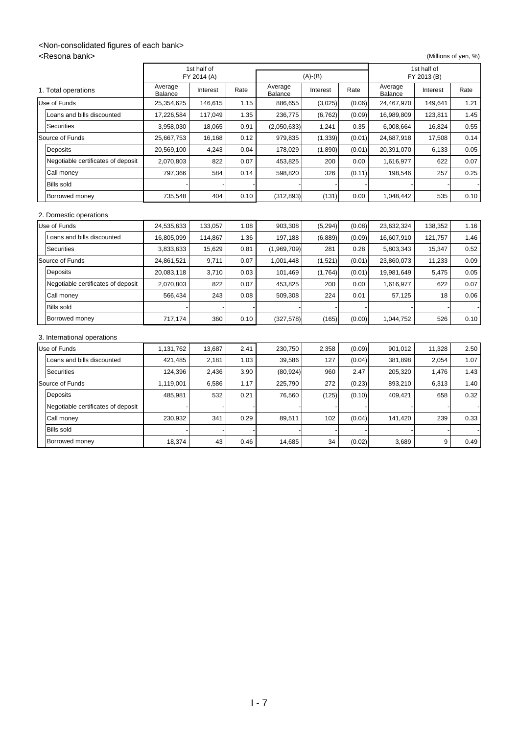<Non-consolidated figures of each bank>

<Resona bank>

(Millions of yen, %)

| 1. Total operations | 1st half of FY 2014 (A) | | | (A)-(B) | | | 1st half of FY 2013 (B) | | |
|---|---|---|---|---|---|---|---|---|---|
| | Average Balance | Interest | Rate | Average Balance | Interest | Rate | Average Balance | Interest | Rate |
| Use of Funds | 25,354,625 | 146,615 | 1.15 | 886,655 | (3,025) | (0.06) | 24,467,970 | 149,641 | 1.21 |
| Loans and bills discounted | 17,226,584 | 117,049 | 1.35 | 236,775 | (6,762) | (0.09) | 16,989,809 | 123,811 | 1.45 |
| Securities | 3,958,030 | 18,065 | 0.91 | (2,050,633) | 1,241 | 0.35 | 6,008,664 | 16,824 | 0.55 |
| Source of Funds | 25,667,753 | 16,168 | 0.12 | 979,835 | (1,339) | (0.01) | 24,687,918 | 17,508 | 0.14 |
| Deposits | 20,569,100 | 4,243 | 0.04 | 178,029 | (1,890) | (0.01) | 20,391,070 | 6,133 | 0.05 |
| Negotiable certificates of deposit | 2,070,803 | 822 | 0.07 | 453,825 | 200 | 0.00 | 1,616,977 | 622 | 0.07 |
| Call money | 797,366 | 584 | 0.14 | 598,820 | 326 | (0.11) | 198,546 | 257 | 0.25 |
| Bills sold | - | - | - | - | - | - | - | - | - |
| Borrowed money | 735,548 | 404 | 0.10 | (312,893) | (131) | 0.00 | 1,048,442 | 535 | 0.10 |

2. Domestic operations

| | Average Balance | Interest | Rate | Average Balance | Interest | Rate | Average Balance | Interest | Rate |
|---|---|---|---|---|---|---|---|---|---|
| Use of Funds | 24,535,633 | 133,057 | 1.08 | 903,308 | (5,294) | (0.08) | 23,632,324 | 138,352 | 1.16 |
| Loans and bills discounted | 16,805,099 | 114,867 | 1.36 | 197,188 | (6,889) | (0.09) | 16,607,910 | 121,757 | 1.46 |
| Securities | 3,833,633 | 15,629 | 0.81 | (1,969,709) | 281 | 0.28 | 5,803,343 | 15,347 | 0.52 |
| Source of Funds | 24,861,521 | 9,711 | 0.07 | 1,001,448 | (1,521) | (0.01) | 23,860,073 | 11,233 | 0.09 |
| Deposits | 20,083,118 | 3,710 | 0.03 | 101,469 | (1,764) | (0.01) | 19,981,649 | 5,475 | 0.05 |
| Negotiable certificates of deposit | 2,070,803 | 822 | 0.07 | 453,825 | 200 | 0.00 | 1,616,977 | 622 | 0.07 |
| Call money | 566,434 | 243 | 0.08 | 509,308 | 224 | 0.01 | 57,125 | 18 | 0.06 |
| Bills sold | - | - | - | - | - | - | - | - | - |
| Borrowed money | 717,174 | 360 | 0.10 | (327,578) | (165) | (0.00) | 1,044,752 | 526 | 0.10 |

3. International operations

| | Average Balance | Interest | Rate | Average Balance | Interest | Rate | Average Balance | Interest | Rate |
|---|---|---|---|---|---|---|---|---|---|
| Use of Funds | 1,131,762 | 13,687 | 2.41 | 230,750 | 2,358 | (0.09) | 901,012 | 11,328 | 2.50 |
| Loans and bills discounted | 421,485 | 2,181 | 1.03 | 39,586 | 127 | (0.04) | 381,898 | 2,054 | 1.07 |
| Securities | 124,396 | 2,436 | 3.90 | (80,924) | 960 | 2.47 | 205,320 | 1,476 | 1.43 |
| Source of Funds | 1,119,001 | 6,586 | 1.17 | 225,790 | 272 | (0.23) | 893,210 | 6,313 | 1.40 |
| Deposits | 485,981 | 532 | 0.21 | 76,560 | (125) | (0.10) | 409,421 | 658 | 0.32 |
| Negotiable certificates of deposit | - | - | - | - | - | - | - | - | - |
| Call money | 230,932 | 341 | 0.29 | 89,511 | 102 | (0.04) | 141,420 | 239 | 0.33 |
| Bills sold | - | - | - | - | - | - | - | - | - |
| Borrowed money | 18,374 | 43 | 0.46 | 14,685 | 34 | (0.02) | 3,689 | 9 | 0.49 |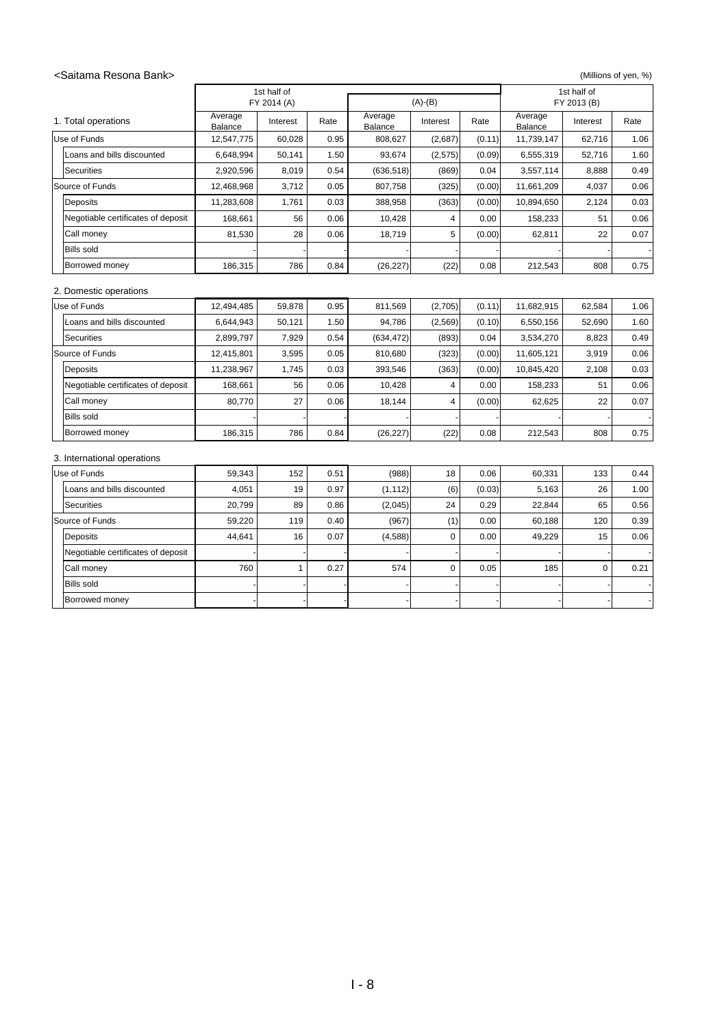<Saitama Resona Bank>

(Millions of yen, %)

| 1. Total operations | 1st half of FY 2014 (A) | | | (A)-(B) | | | 1st half of FY 2013 (B) | | |
|---|---|---|---|---|---|---|---|---|---|
| | Average Balance | Interest | Rate | Average Balance | Interest | Rate | Average Balance | Interest | Rate |
| Use of Funds | 12,547,775 | 60,028 | 0.95 | 808,627 | (2,687) | (0.11) | 11,739,147 | 62,716 | 1.06 |
| Loans and bills discounted | 6,648,994 | 50,141 | 1.50 | 93,674 | (2,575) | (0.09) | 6,555,319 | 52,716 | 1.60 |
| Securities | 2,920,596 | 8,019 | 0.54 | (636,518) | (869) | 0.04 | 3,557,114 | 8,888 | 0.49 |
| Source of Funds | 12,468,968 | 3,712 | 0.05 | 807,758 | (325) | (0.00) | 11,661,209 | 4,037 | 0.06 |
| Deposits | 11,283,608 | 1,761 | 0.03 | 388,958 | (363) | (0.00) | 10,894,650 | 2,124 | 0.03 |
| Negotiable certificates of deposit | 168,661 | 56 | 0.06 | 10,428 | 4 | 0.00 | 158,233 | 51 | 0.06 |
| Call money | 81,530 | 28 | 0.06 | 18,719 | 5 | (0.00) | 62,811 | 22 | 0.07 |
| Bills sold | - | - | - | - | - | - | - | - | - |
| Borrowed money | 186,315 | 786 | 0.84 | (26,227) | (22) | 0.08 | 212,543 | 808 | 0.75 |

2. Domestic operations

| | Average Balance | Interest | Rate | Average Balance | Interest | Rate | Average Balance | Interest | Rate |
|---|---|---|---|---|---|---|---|---|---|
| Use of Funds | 12,494,485 | 59,878 | 0.95 | 811,569 | (2,705) | (0.11) | 11,682,915 | 62,584 | 1.06 |
| Loans and bills discounted | 6,644,943 | 50,121 | 1.50 | 94,786 | (2,569) | (0.10) | 6,550,156 | 52,690 | 1.60 |
| Securities | 2,899,797 | 7,929 | 0.54 | (634,472) | (893) | 0.04 | 3,534,270 | 8,823 | 0.49 |
| Source of Funds | 12,415,801 | 3,595 | 0.05 | 810,680 | (323) | (0.00) | 11,605,121 | 3,919 | 0.06 |
| Deposits | 11,238,967 | 1,745 | 0.03 | 393,546 | (363) | (0.00) | 10,845,420 | 2,108 | 0.03 |
| Negotiable certificates of deposit | 168,661 | 56 | 0.06 | 10,428 | 4 | 0.00 | 158,233 | 51 | 0.06 |
| Call money | 80,770 | 27 | 0.06 | 18,144 | 4 | (0.00) | 62,625 | 22 | 0.07 |
| Bills sold | - | - | - | - | - | - | - | - | - |
| Borrowed money | 186,315 | 786 | 0.84 | (26,227) | (22) | 0.08 | 212,543 | 808 | 0.75 |

3. International operations

| | Average Balance | Interest | Rate | Average Balance | Interest | Rate | Average Balance | Interest | Rate |
|---|---|---|---|---|---|---|---|---|---|
| Use of Funds | 59,343 | 152 | 0.51 | (988) | 18 | 0.06 | 60,331 | 133 | 0.44 |
| Loans and bills discounted | 4,051 | 19 | 0.97 | (1,112) | (6) | (0.03) | 5,163 | 26 | 1.00 |
| Securities | 20,799 | 89 | 0.86 | (2,045) | 24 | 0.29 | 22,844 | 65 | 0.56 |
| Source of Funds | 59,220 | 119 | 0.40 | (967) | (1) | 0.00 | 60,188 | 120 | 0.39 |
| Deposits | 44,641 | 16 | 0.07 | (4,588) | 0 | 0.00 | 49,229 | 15 | 0.06 |
| Negotiable certificates of deposit | - | - | - | - | - | - | - | - | - |
| Call money | 760 | 1 | 0.27 | 574 | 0 | 0.05 | 185 | 0 | 0.21 |
| Bills sold | - | - | - | - | - | - | - | - | - |
| Borrowed money | - | - | - | - | - | - | - | - | - |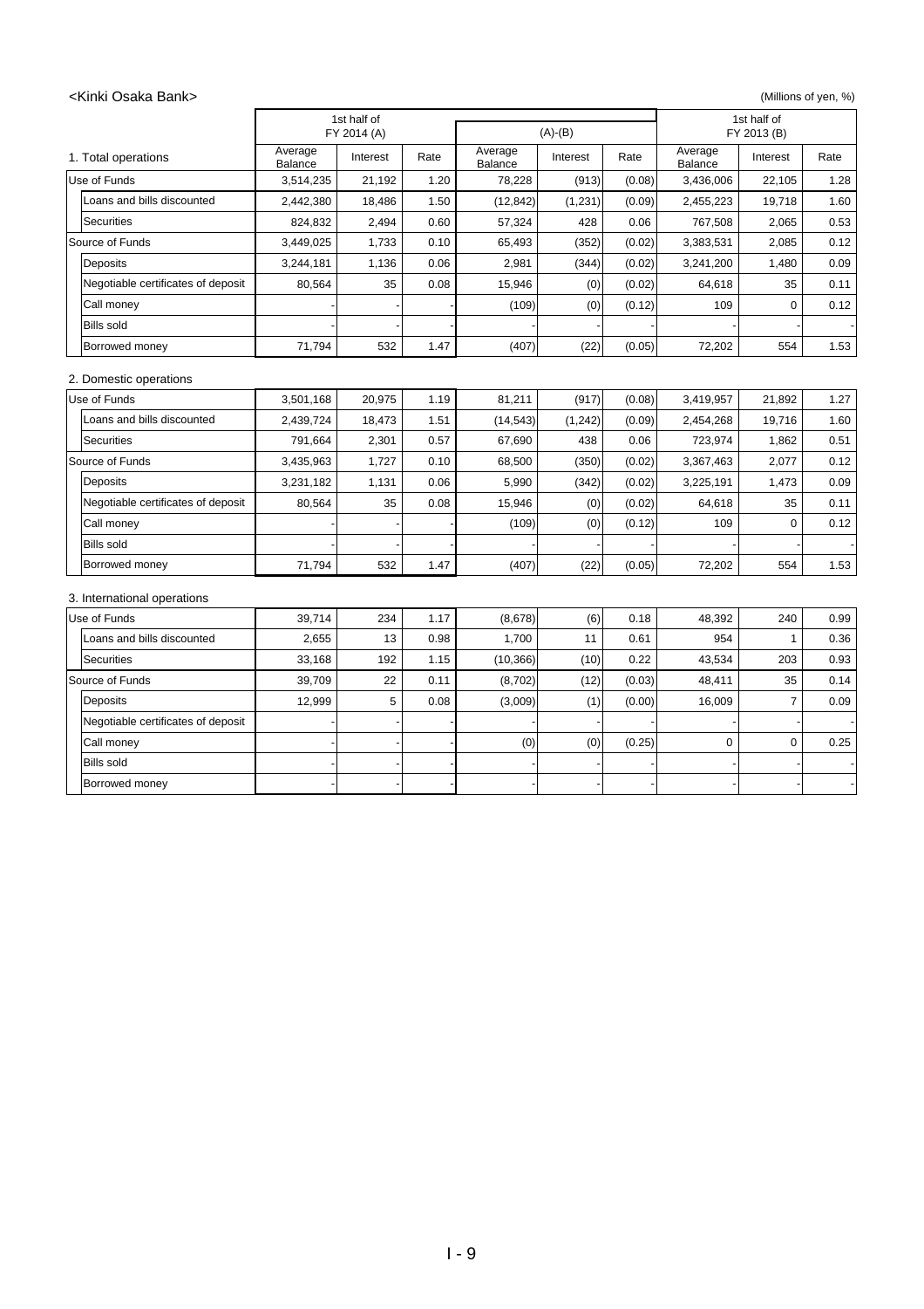<Kinki Osaka Bank>

(Millions of yen, %)

| 1. Total operations | 1st half of FY 2014 (A) | | | (A)-(B) | | | 1st half of FY 2013 (B) | | |
|---|---|---|---|---|---|---|---|---|---|
| | Average Balance | Interest | Rate | Average Balance | Interest | Rate | Average Balance | Interest | Rate |
| Use of Funds | 3,514,235 | 21,192 | 1.20 | 78,228 | (913) | (0.08) | 3,436,006 | 22,105 | 1.28 |
| Loans and bills discounted | 2,442,380 | 18,486 | 1.50 | (12,842) | (1,231) | (0.09) | 2,455,223 | 19,718 | 1.60 |
| Securities | 824,832 | 2,494 | 0.60 | 57,324 | 428 | 0.06 | 767,508 | 2,065 | 0.53 |
| Source of Funds | 3,449,025 | 1,733 | 0.10 | 65,493 | (352) | (0.02) | 3,383,531 | 2,085 | 0.12 |
| Deposits | 3,244,181 | 1,136 | 0.06 | 2,981 | (344) | (0.02) | 3,241,200 | 1,480 | 0.09 |
| Negotiable certificates of deposit | 80,564 | 35 | 0.08 | 15,946 | (0) | (0.02) | 64,618 | 35 | 0.11 |
| Call money | - | - | - | (109) | (0) | (0.12) | 109 | 0 | 0.12 |
| Bills sold | - | - | - | - | - | - | - | - | - |
| Borrowed money | 71,794 | 532 | 1.47 | (407) | (22) | (0.05) | 72,202 | 554 | 1.53 |

2. Domestic operations

| | Average Balance | Interest | Rate | Average Balance | Interest | Rate | Average Balance | Interest | Rate |
|---|---|---|---|---|---|---|---|---|---|
| Use of Funds | 3,501,168 | 20,975 | 1.19 | 81,211 | (917) | (0.08) | 3,419,957 | 21,892 | 1.27 |
| Loans and bills discounted | 2,439,724 | 18,473 | 1.51 | (14,543) | (1,242) | (0.09) | 2,454,268 | 19,716 | 1.60 |
| Securities | 791,664 | 2,301 | 0.57 | 67,690 | 438 | 0.06 | 723,974 | 1,862 | 0.51 |
| Source of Funds | 3,435,963 | 1,727 | 0.10 | 68,500 | (350) | (0.02) | 3,367,463 | 2,077 | 0.12 |
| Deposits | 3,231,182 | 1,131 | 0.06 | 5,990 | (342) | (0.02) | 3,225,191 | 1,473 | 0.09 |
| Negotiable certificates of deposit | 80,564 | 35 | 0.08 | 15,946 | (0) | (0.02) | 64,618 | 35 | 0.11 |
| Call money | - | - | - | (109) | (0) | (0.12) | 109 | 0 | 0.12 |
| Bills sold | - | - | - | - | - | - | - | - | - |
| Borrowed money | 71,794 | 532 | 1.47 | (407) | (22) | (0.05) | 72,202 | 554 | 1.53 |

3. International operations

| | Average Balance | Interest | Rate | Average Balance | Interest | Rate | Average Balance | Interest | Rate |
|---|---|---|---|---|---|---|---|---|---|
| Use of Funds | 39,714 | 234 | 1.17 | (8,678) | (6) | 0.18 | 48,392 | 240 | 0.99 |
| Loans and bills discounted | 2,655 | 13 | 0.98 | 1,700 | 11 | 0.61 | 954 | 1 | 0.36 |
| Securities | 33,168 | 192 | 1.15 | (10,366) | (10) | 0.22 | 43,534 | 203 | 0.93 |
| Source of Funds | 39,709 | 22 | 0.11 | (8,702) | (12) | (0.03) | 48,411 | 35 | 0.14 |
| Deposits | 12,999 | 5 | 0.08 | (3,009) | (1) | (0.00) | 16,009 | 7 | 0.09 |
| Negotiable certificates of deposit | - | - | - | - | - | - | - | - | - |
| Call money | - | - | - | (0) | (0) | (0.25) | 0 | 0 | 0.25 |
| Bills sold | - | - | - | - | - | - | - | - | - |
| Borrowed money | - | - | - | - | - | - | - | - | - |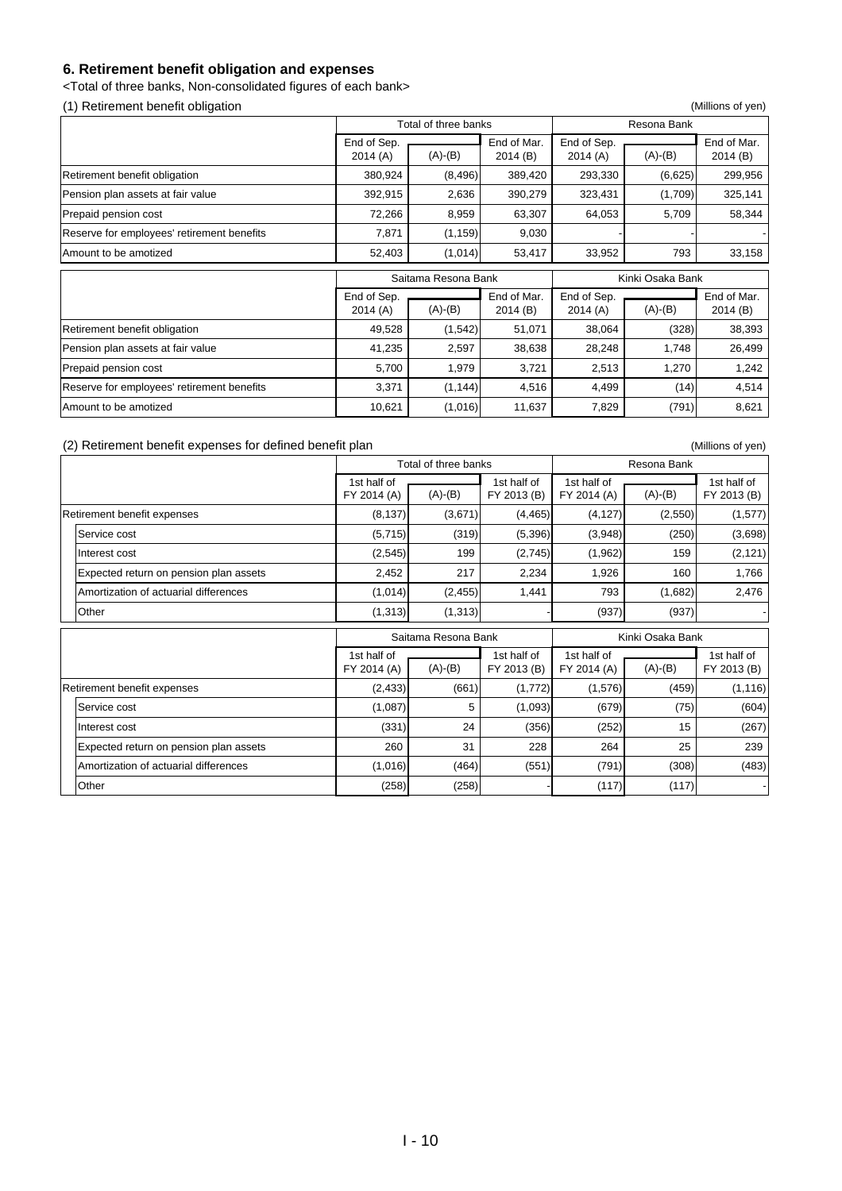## 6. Retirement benefit obligation and expenses

<Total of three banks, Non-consolidated figures of each bank>

### (1) Retirement benefit obligation

(Millions of yen)

| | Total of three banks | | | Resona Bank | | |
|---|---|---|---|---|---|---|
| | End of Sep. 2014 (A) | (A)-(B) | End of Mar. 2014 (B) | End of Sep. 2014 (A) | (A)-(B) | End of Mar. 2014 (B) |
| Retirement benefit obligation | 380,924 | (8,496) | 389,420 | 293,330 | (6,625) | 299,956 |
| Pension plan assets at fair value | 392,915 | 2,636 | 390,279 | 323,431 | (1,709) | 325,141 |
| Prepaid pension cost | 72,266 | 8,959 | 63,307 | 64,053 | 5,709 | 58,344 |
| Reserve for employees' retirement benefits | 7,871 | (1,159) | 9,030 | - | - | - |
| Amount to be amotized | 52,403 | (1,014) | 53,417 | 33,952 | 793 | 33,158 |

| | Saitama Resona Bank | | | Kinki Osaka Bank | | |
|---|---|---|---|---|---|---|
| | End of Sep. 2014 (A) | (A)-(B) | End of Mar. 2014 (B) | End of Sep. 2014 (A) | (A)-(B) | End of Mar. 2014 (B) |
| Retirement benefit obligation | 49,528 | (1,542) | 51,071 | 38,064 | (328) | 38,393 |
| Pension plan assets at fair value | 41,235 | 2,597 | 38,638 | 28,248 | 1,748 | 26,499 |
| Prepaid pension cost | 5,700 | 1,979 | 3,721 | 2,513 | 1,270 | 1,242 |
| Reserve for employees' retirement benefits | 3,371 | (1,144) | 4,516 | 4,499 | (14) | 4,514 |
| Amount to be amotized | 10,621 | (1,016) | 11,637 | 7,829 | (791) | 8,621 |

### (2) Retirement benefit expenses for defined benefit plan

(Millions of yen)

| | Total of three banks | | | Resona Bank | | |
|---|---|---|---|---|---|---|
| | 1st half of FY 2014 (A) | (A)-(B) | 1st half of FY 2013 (B) | 1st half of FY 2014 (A) | (A)-(B) | 1st half of FY 2013 (B) |
| Retirement benefit expenses | (8,137) | (3,671) | (4,465) | (4,127) | (2,550) | (1,577) |
| Service cost | (5,715) | (319) | (5,396) | (3,948) | (250) | (3,698) |
| Interest cost | (2,545) | 199 | (2,745) | (1,962) | 159 | (2,121) |
| Expected return on pension plan assets | 2,452 | 217 | 2,234 | 1,926 | 160 | 1,766 |
| Amortization of actuarial differences | (1,014) | (2,455) | 1,441 | 793 | (1,682) | 2,476 |
| Other | (1,313) | (1,313) | - | (937) | (937) | - |

| | Saitama Resona Bank | | | Kinki Osaka Bank | | |
|---|---|---|---|---|---|---|
| | 1st half of FY 2014 (A) | (A)-(B) | 1st half of FY 2013 (B) | 1st half of FY 2014 (A) | (A)-(B) | 1st half of FY 2013 (B) |
| Retirement benefit expenses | (2,433) | (661) | (1,772) | (1,576) | (459) | (1,116) |
| Service cost | (1,087) | 5 | (1,093) | (679) | (75) | (604) |
| Interest cost | (331) | 24 | (356) | (252) | 15 | (267) |
| Expected return on pension plan assets | 260 | 31 | 228 | 264 | 25 | 239 |
| Amortization of actuarial differences | (1,016) | (464) | (551) | (791) | (308) | (483) |
| Other | (258) | (258) | - | (117) | (117) | - |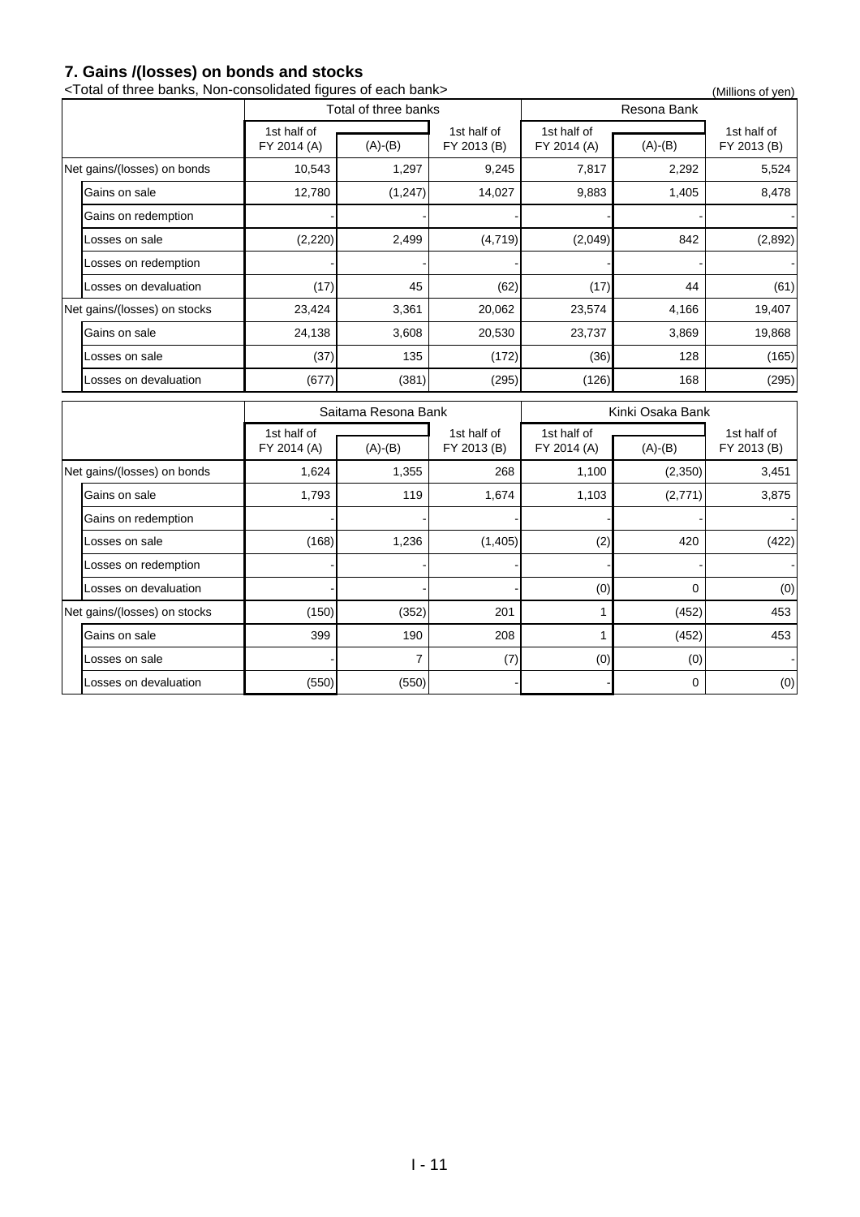## 7. Gains /(losses) on bonds and stocks

<Total of three banks, Non-consolidated figures of each bank>

(Millions of yen)

| | Total of three banks | | | Resona Bank | | |
|---|---|---|---|---|---|---|
| | 1st half of FY 2014 (A) | (A)-(B) | 1st half of FY 2013 (B) | 1st half of FY 2014 (A) | (A)-(B) | 1st half of FY 2013 (B) |
| Net gains/(losses) on bonds | 10,543 | 1,297 | 9,245 | 7,817 | 2,292 | 5,524 |
| Gains on sale | 12,780 | (1,247) | 14,027 | 9,883 | 1,405 | 8,478 |
| Gains on redemption | - | - | - | - | - | - |
| Losses on sale | (2,220) | 2,499 | (4,719) | (2,049) | 842 | (2,892) |
| Losses on redemption | - | - | - | - | - | - |
| Losses on devaluation | (17) | 45 | (62) | (17) | 44 | (61) |
| Net gains/(losses) on stocks | 23,424 | 3,361 | 20,062 | 23,574 | 4,166 | 19,407 |
| Gains on sale | 24,138 | 3,608 | 20,530 | 23,737 | 3,869 | 19,868 |
| Losses on sale | (37) | 135 | (172) | (36) | 128 | (165) |
| Losses on devaluation | (677) | (381) | (295) | (126) | 168 | (295) |

| | Saitama Resona Bank | | | Kinki Osaka Bank | | |
|---|---|---|---|---|---|---|
| | 1st half of FY 2014 (A) | (A)-(B) | 1st half of FY 2013 (B) | 1st half of FY 2014 (A) | (A)-(B) | 1st half of FY 2013 (B) |
| Net gains/(losses) on bonds | 1,624 | 1,355 | 268 | 1,100 | (2,350) | 3,451 |
| Gains on sale | 1,793 | 119 | 1,674 | 1,103 | (2,771) | 3,875 |
| Gains on redemption | - | - | - | - | - | - |
| Losses on sale | (168) | 1,236 | (1,405) | (2) | 420 | (422) |
| Losses on redemption | - | - | - | - | - | - |
| Losses on devaluation | - | - | - | (0) | 0 | (0) |
| Net gains/(losses) on stocks | (150) | (352) | 201 | 1 | (452) | 453 |
| Gains on sale | 399 | 190 | 208 | 1 | (452) | 453 |
| Losses on sale | - | 7 | (7) | (0) | (0) | - |
| Losses on devaluation | (550) | (550) | - | - | 0 | (0) |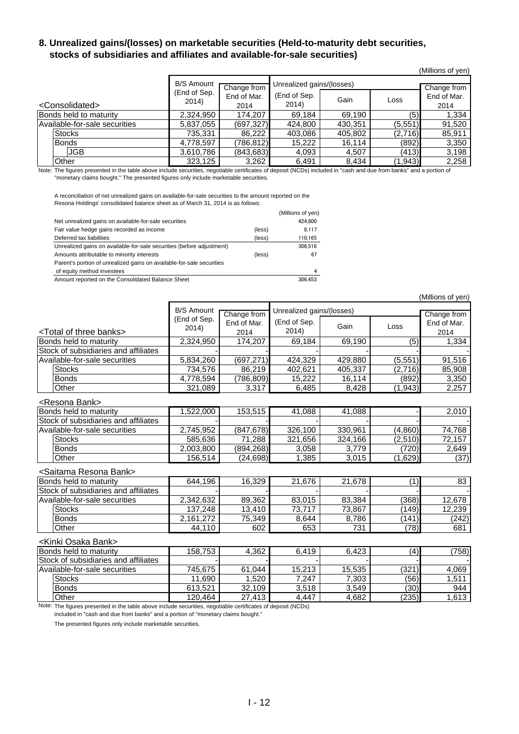## 8. Unrealized gains/(losses) on marketable securities (Held-to-maturity debt securities, stocks of subsidiaries and affiliates and available-for-sale securities)

(Millions of yen)

| <Consolidated> | B/S Amount (End of Sep. 2014) | Change from End of Mar. 2014 | Unrealized gains/(losses) (End of Sep. 2014) | Gain | Loss | Change from End of Mar. 2014 |
|---|---|---|---|---|---|---|
| Bonds held to maturity | 2,324,950 | 174,207 | 69,184 | 69,190 | (5) | 1,334 |
| Available-for-sale securities | 5,837,055 | (697,327) | 424,800 | 430,351 | (5,551) | 91,520 |
| Stocks | 735,331 | 86,222 | 403,086 | 405,802 | (2,716) | 85,911 |
| Bonds | 4,778,597 | (786,812) | 15,222 | 16,114 | (892) | 3,350 |
| JGB | 3,610,786 | (843,683) | 4,093 | 4,507 | (413) | 3,198 |
| Other | 323,125 | 3,262 | 6,491 | 8,434 | (1,943) | 2,258 |

Note: The figures presented in the table above include securities, negotiable certificates of deposit (NCDs) included in "cash and due from banks" and a portion of "monetary claims bought." The presented figures only include marketable securities.

A reconciliation of net unrealized gains on available-for-sale securities to the amount reported on the Resona Holdings' consolidated balance sheet as of March 31, 2014 is as follows:

| | | (Millions of yen) |
|---|---|---|
| Net unrealized gains on available-for-sale securities | | 424,800 |
| Fair value hedge gains recorded as income | (less) | 8,117 |
| Deferred tax liabilities | (less) | 110,165 |
| Unrealized gains on available-for-sale securities (before adjustment) | | 306,516 |
| Amounts attributable to minority interests | (less) | 67 |
| Parent's portion of unrealized gains on available-for-sale securities of equity method investees | | 4 |
| Amount reported on the Consolidated Balance Sheet | | 306,453 |

(Millions of yen)

| <Total of three banks> | B/S Amount (End of Sep. 2014) | Change from End of Mar. 2014 | Unrealized gains/(losses) (End of Sep. 2014) | Gain | Loss | Change from End of Mar. 2014 |
|---|---|---|---|---|---|---|
| Bonds held to maturity | 2,324,950 | 174,207 | 69,184 | 69,190 | (5) | 1,334 |
| Stock of subsidiaries and affiliates | - | - | - | - | - | - |
| Available-for-sale securities | 5,834,260 | (697,271) | 424,329 | 429,880 | (5,551) | 91,516 |
| Stocks | 734,576 | 86,219 | 402,621 | 405,337 | (2,716) | 85,908 |
| Bonds | 4,778,594 | (786,809) | 15,222 | 16,114 | (892) | 3,350 |
| Other | 321,089 | 3,317 | 6,485 | 8,428 | (1,943) | 2,257 |
| **<Resona Bank>** | | | | | | |
| Bonds held to maturity | 1,522,000 | 153,515 | 41,088 | 41,088 | - | 2,010 |
| Stock of subsidiaries and affiliates | - | - | - | - | - | - |
| Available-for-sale securities | 2,745,952 | (847,678) | 326,100 | 330,961 | (4,860) | 74,768 |
| Stocks | 585,636 | 71,288 | 321,656 | 324,166 | (2,510) | 72,157 |
| Bonds | 2,003,800 | (894,268) | 3,058 | 3,779 | (720) | 2,649 |
| Other | 156,514 | (24,698) | 1,385 | 3,015 | (1,629) | (37) |
| **<Saitama Resona Bank>** | | | | | | |
| Bonds held to maturity | 644,196 | 16,329 | 21,676 | 21,678 | (1) | 83 |
| Stock of subsidiaries and affiliates | - | - | - | - | - | - |
| Available-for-sale securities | 2,342,632 | 89,362 | 83,015 | 83,384 | (368) | 12,678 |
| Stocks | 137,248 | 13,410 | 73,717 | 73,867 | (149) | 12,239 |
| Bonds | 2,161,272 | 75,349 | 8,644 | 8,786 | (141) | (242) |
| Other | 44,110 | 602 | 653 | 731 | (78) | 681 |
| **<Kinki Osaka Bank>** | | | | | | |
| Bonds held to maturity | 158,753 | 4,362 | 6,419 | 6,423 | (4) | (758) |
| Stock of subsidiaries and affiliates | - | - | - | - | - | - |
| Available-for-sale securities | 745,675 | 61,044 | 15,213 | 15,535 | (321) | 4,069 |
| Stocks | 11,690 | 1,520 | 7,247 | 7,303 | (56) | 1,511 |
| Bonds | 613,521 | 32,109 | 3,518 | 3,549 | (30) | 944 |
| Other | 120,464 | 27,413 | 4,447 | 4,682 | (235) | 1,613 |

Note: The figures presented in the table above include securities, negotiable certificates of deposit (NCDs) included in "cash and due from banks" and a portion of "monetary claims bought."

The presented figures only include marketable securities.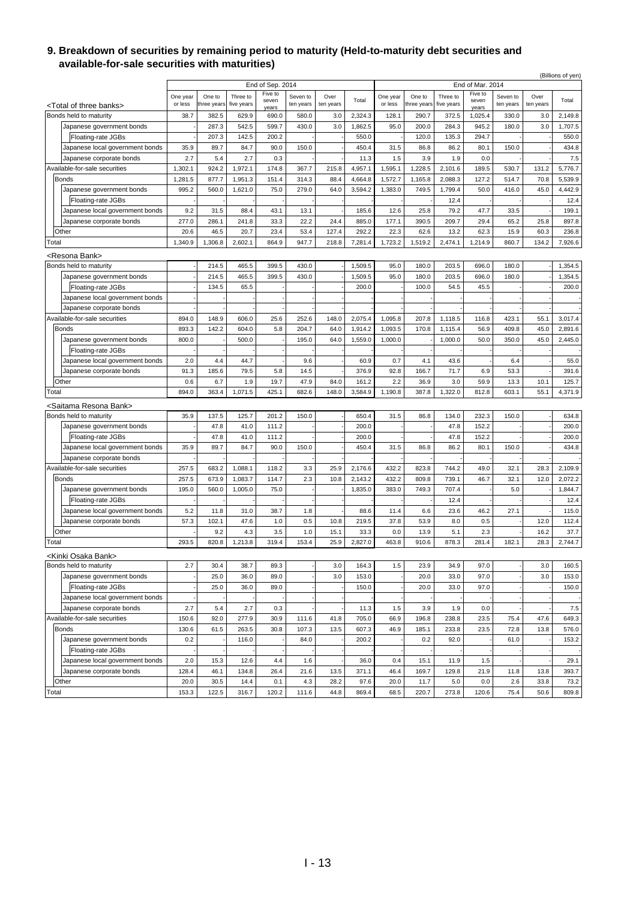## 9. Breakdown of securities by remaining period to maturity (Held-to-maturity debt securities and available-for-sale securities with maturities)

(Billions of yen)

| | End of Sep. 2014 | | | | | | | End of Mar. 2014 | | | | | | |
|---|---|---|---|---|---|---|---|---|---|---|---|---|---|---|
| <Total of three banks> | One year or less | One to three years | Three to five years | Five to seven years | Seven to ten years | Over ten years | Total | One year or less | One to three years | Three to five years | Five to seven years | Seven to ten years | Over ten years | Total |
| Bonds held to maturity | 38.7 | 382.5 | 629.9 | 690.0 | 580.0 | 3.0 | 2,324.3 | 128.1 | 290.7 | 372.5 | 1,025.4 | 330.0 | 3.0 | 2,149.8 |
| Japanese government bonds | - | 287.3 | 542.5 | 599.7 | 430.0 | 3.0 | 1,862.5 | 95.0 | 200.0 | 284.3 | 945.2 | 180.0 | 3.0 | 1,707.5 |
| Floating-rate JGBs | - | 207.3 | 142.5 | 200.2 | - | - | 550.0 | - | 120.0 | 135.3 | 294.7 | - | - | 550.0 |
| Japanese local government bonds | 35.9 | 89.7 | 84.7 | 90.0 | 150.0 | - | 450.4 | 31.5 | 86.8 | 86.2 | 80.1 | 150.0 | - | 434.8 |
| Japanese corporate bonds | 2.7 | 5.4 | 2.7 | 0.3 | - | - | 11.3 | 1.5 | 3.9 | 1.9 | 0.0 | - | - | 7.5 |
| Available-for-sale securities | 1,302.1 | 924.2 | 1,972.1 | 174.8 | 367.7 | 215.8 | 4,957.1 | 1,595.1 | 1,228.5 | 2,101.6 | 189.5 | 530.7 | 131.2 | 5,776.7 |
| Bonds | 1,281.5 | 877.7 | 1,951.3 | 151.4 | 314.3 | 88.4 | 4,664.8 | 1,572.7 | 1,165.8 | 2,088.3 | 127.2 | 514.7 | 70.8 | 5,539.9 |
| Japanese government bonds | 995.2 | 560.0 | 1,621.0 | 75.0 | 279.0 | 64.0 | 3,594.2 | 1,383.0 | 749.5 | 1,799.4 | 50.0 | 416.0 | 45.0 | 4,442.9 |
| Floating-rate JGBs | - | - | - | - | - | - | - | - | - | 12.4 | - | - | - | 12.4 |
| Japanese local government bonds | 9.2 | 31.5 | 88.4 | 43.1 | 13.1 | - | 185.6 | 12.6 | 25.8 | 79.2 | 47.7 | 33.5 | - | 199.1 |
| Japanese corporate bonds | 277.0 | 286.1 | 241.8 | 33.3 | 22.2 | 24.4 | 885.0 | 177.1 | 390.5 | 209.7 | 29.4 | 65.2 | 25.8 | 897.8 |
| Other | 20.6 | 46.5 | 20.7 | 23.4 | 53.4 | 127.4 | 292.2 | 22.3 | 62.6 | 13.2 | 62.3 | 15.9 | 60.3 | 236.8 |
| Total | 1,340.9 | 1,306.8 | 2,602.1 | 864.9 | 947.7 | 218.8 | 7,281.4 | 1,723.2 | 1,519.2 | 2,474.1 | 1,214.9 | 860.7 | 134.2 | 7,926.6 |
| <Resona Bank> | | | | | | | | | | | | | | |
| Bonds held to maturity | - | 214.5 | 465.5 | 399.5 | 430.0 | - | 1,509.5 | 95.0 | 180.0 | 203.5 | 696.0 | 180.0 | - | 1,354.5 |
| Japanese government bonds | - | 214.5 | 465.5 | 399.5 | 430.0 | - | 1,509.5 | 95.0 | 180.0 | 203.5 | 696.0 | 180.0 | - | 1,354.5 |
| Floating-rate JGBs | - | 134.5 | 65.5 | - | - | - | 200.0 | - | 100.0 | 54.5 | 45.5 | - | - | 200.0 |
| Japanese local government bonds | - | - | - | - | - | - | - | - | - | - | - | - | - | - |
| Japanese corporate bonds | - | - | - | - | - | - | - | - | - | - | - | - | - | - |
| Available-for-sale securities | 894.0 | 148.9 | 606.0 | 25.6 | 252.6 | 148.0 | 2,075.4 | 1,095.8 | 207.8 | 1,118.5 | 116.8 | 423.1 | 55.1 | 3,017.4 |
| Bonds | 893.3 | 142.2 | 604.0 | 5.8 | 204.7 | 64.0 | 1,914.2 | 1,093.5 | 170.8 | 1,115.4 | 56.9 | 409.8 | 45.0 | 2,891.6 |
| Japanese government bonds | 800.0 | - | 500.0 | - | 195.0 | 64.0 | 1,559.0 | 1,000.0 | - | 1,000.0 | 50.0 | 350.0 | 45.0 | 2,445.0 |
| Floating-rate JGBs | - | - | - | - | - | - | - | - | - | - | - | - | - | - |
| Japanese local government bonds | 2.0 | 4.4 | 44.7 | - | 9.6 | - | 60.9 | 0.7 | 4.1 | 43.6 | - | 6.4 | - | 55.0 |
| Japanese corporate bonds | 91.3 | 185.6 | 79.5 | 5.8 | 14.5 | - | 376.9 | 92.8 | 166.7 | 71.7 | 6.9 | 53.3 | - | 391.6 |
| Other | 0.6 | 6.7 | 1.9 | 19.7 | 47.9 | 84.0 | 161.2 | 2.2 | 36.9 | 3.0 | 59.9 | 13.3 | 10.1 | 125.7 |
| Total | 894.0 | 363.4 | 1,071.5 | 425.1 | 682.6 | 148.0 | 3,584.9 | 1,190.8 | 387.8 | 1,322.0 | 812.8 | 603.1 | 55.1 | 4,371.9 |
| <Saitama Resona Bank> | | | | | | | | | | | | | | |
| Bonds held to maturity | 35.9 | 137.5 | 125.7 | 201.2 | 150.0 | - | 650.4 | 31.5 | 86.8 | 134.0 | 232.3 | 150.0 | - | 634.8 |
| Japanese government bonds | - | 47.8 | 41.0 | 111.2 | - | - | 200.0 | - | - | 47.8 | 152.2 | - | - | 200.0 |
| Floating-rate JGBs | - | 47.8 | 41.0 | 111.2 | - | - | 200.0 | - | - | 47.8 | 152.2 | - | - | 200.0 |
| Japanese local government bonds | 35.9 | 89.7 | 84.7 | 90.0 | 150.0 | - | 450.4 | 31.5 | 86.8 | 86.2 | 80.1 | 150.0 | - | 434.8 |
| Japanese corporate bonds | - | - | - | - | - | - | - | - | - | - | - | - | - | - |
| Available-for-sale securities | 257.5 | 683.2 | 1,088.1 | 118.2 | 3.3 | 25.9 | 2,176.6 | 432.2 | 823.8 | 744.2 | 49.0 | 32.1 | 28.3 | 2,109.9 |
| Bonds | 257.5 | 673.9 | 1,083.7 | 114.7 | 2.3 | 10.8 | 2,143.2 | 432.2 | 809.8 | 739.1 | 46.7 | 32.1 | 12.0 | 2,072.2 |
| Japanese government bonds | 195.0 | 560.0 | 1,005.0 | 75.0 | - | - | 1,835.0 | 383.0 | 749.3 | 707.4 | - | 5.0 | - | 1,844.7 |
| Floating-rate JGBs | - | - | - | - | - | - | - | - | - | 12.4 | - | - | - | 12.4 |
| Japanese local government bonds | 5.2 | 11.8 | 31.0 | 38.7 | 1.8 | - | 88.6 | 11.4 | 6.6 | 23.6 | 46.2 | 27.1 | - | 115.0 |
| Japanese corporate bonds | 57.3 | 102.1 | 47.6 | 1.0 | 0.5 | 10.8 | 219.5 | 37.8 | 53.9 | 8.0 | 0.5 | - | 12.0 | 112.4 |
| Other | - | 9.2 | 4.3 | 3.5 | 1.0 | 15.1 | 33.3 | 0.0 | 13.9 | 5.1 | 2.3 | - | 16.2 | 37.7 |
| Total | 293.5 | 820.8 | 1,213.8 | 319.4 | 153.4 | 25.9 | 2,827.0 | 463.8 | 910.6 | 878.3 | 281.4 | 182.1 | 28.3 | 2,744.7 |
| <Kinki Osaka Bank> | | | | | | | | | | | | | | |
| Bonds held to maturity | 2.7 | 30.4 | 38.7 | 89.3 | - | 3.0 | 164.3 | 1.5 | 23.9 | 34.9 | 97.0 | - | 3.0 | 160.5 |
| Japanese government bonds | - | 25.0 | 36.0 | 89.0 | - | 3.0 | 153.0 | - | 20.0 | 33.0 | 97.0 | - | 3.0 | 153.0 |
| Floating-rate JGBs | - | 25.0 | 36.0 | 89.0 | - | - | 150.0 | - | 20.0 | 33.0 | 97.0 | - | - | 150.0 |
| Japanese local government bonds | - | - | - | - | - | - | - | - | - | - | - | - | - | - |
| Japanese corporate bonds | 2.7 | 5.4 | 2.7 | 0.3 | - | - | 11.3 | 1.5 | 3.9 | 1.9 | 0.0 | - | - | 7.5 |
| Available-for-sale securities | 150.6 | 92.0 | 277.9 | 30.9 | 111.6 | 41.8 | 705.0 | 66.9 | 196.8 | 238.8 | 23.5 | 75.4 | 47.6 | 649.3 |
| Bonds | 130.6 | 61.5 | 263.5 | 30.8 | 107.3 | 13.5 | 607.3 | 46.9 | 185.1 | 233.8 | 23.5 | 72.8 | 13.8 | 576.0 |
| Japanese government bonds | 0.2 | - | 116.0 | - | 84.0 | - | 200.2 | - | 0.2 | 92.0 | - | 61.0 | - | 153.2 |
| Floating-rate JGBs | - | - | - | - | - | - | - | - | - | - | - | - | - | - |
| Japanese local government bonds | 2.0 | 15.3 | 12.6 | 4.4 | 1.6 | - | 36.0 | 0.4 | 15.1 | 11.9 | 1.5 | - | - | 29.1 |
| Japanese corporate bonds | 128.4 | 46.1 | 134.8 | 26.4 | 21.6 | 13.5 | 371.1 | 46.4 | 169.7 | 129.8 | 21.9 | 11.8 | 13.8 | 393.7 |
| Other | 20.0 | 30.5 | 14.4 | 0.1 | 4.3 | 28.2 | 97.6 | 20.0 | 11.7 | 5.0 | 0.0 | 2.6 | 33.8 | 73.2 |
| Total | 153.3 | 122.5 | 316.7 | 120.2 | 111.6 | 44.8 | 869.4 | 68.5 | 220.7 | 273.8 | 120.6 | 75.4 | 50.6 | 809.8 |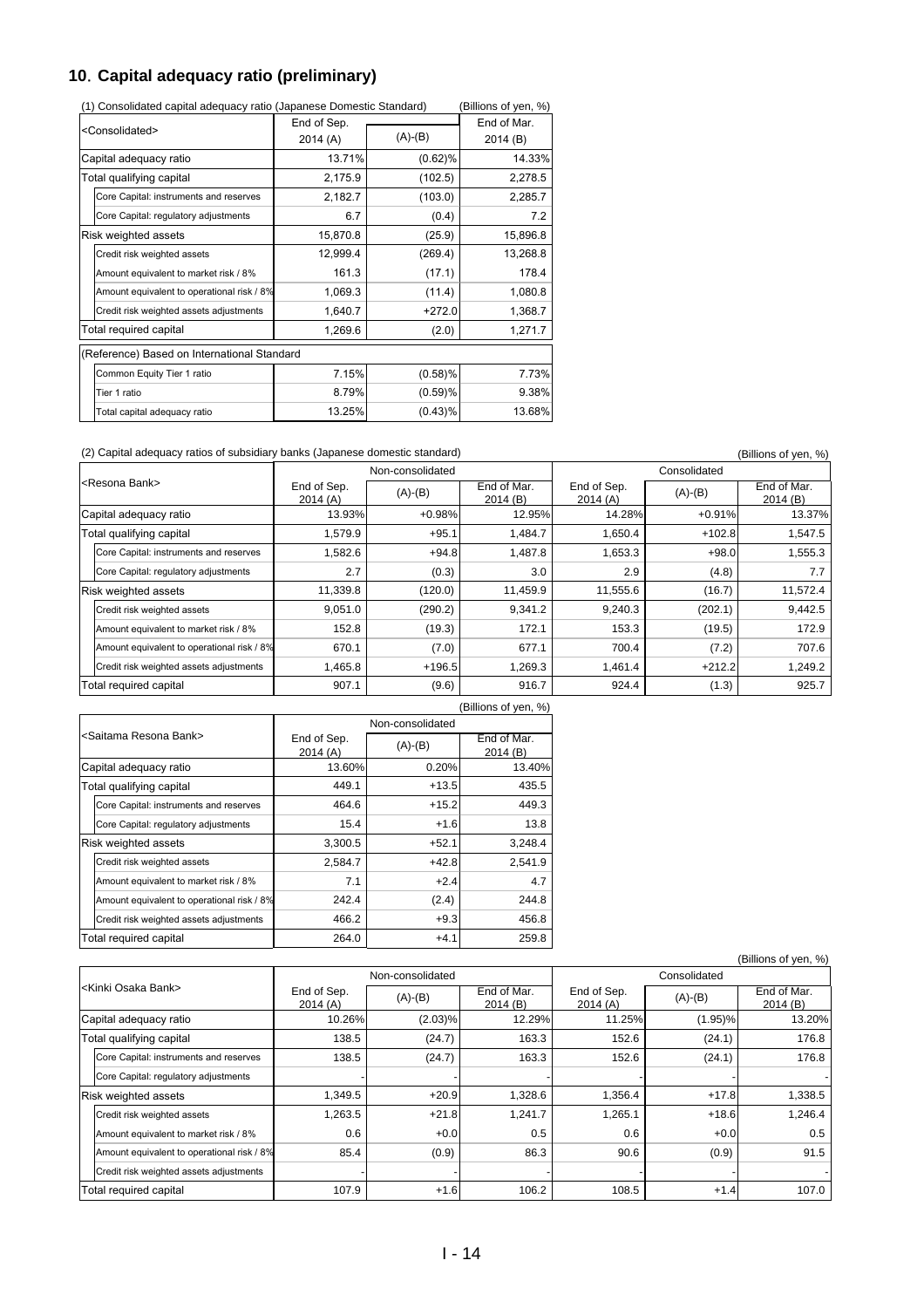## 10. Capital adequacy ratio (preliminary)

(1) Consolidated capital adequacy ratio (Japanese Domestic Standard) (Billions of yen, %)

| <Consolidated> | End of Sep. 2014 (A) | (A)-(B) | End of Mar. 2014 (B) |
|---|---|---|---|
| Capital adequacy ratio | 13.71% | (0.62)% | 14.33% |
| Total qualifying capital | 2,175.9 | (102.5) | 2,278.5 |
| Core Capital: instruments and reserves | 2,182.7 | (103.0) | 2,285.7 |
| Core Capital: regulatory adjustments | 6.7 | (0.4) | 7.2 |
| Risk weighted assets | 15,870.8 | (25.9) | 15,896.8 |
| Credit risk weighted assets | 12,999.4 | (269.4) | 13,268.8 |
| Amount equivalent to market risk / 8% | 161.3 | (17.1) | 178.4 |
| Amount equivalent to operational risk / 8% | 1,069.3 | (11.4) | 1,080.8 |
| Credit risk weighted assets adjustments | 1,640.7 | +272.0 | 1,368.7 |
| Total required capital | 1,269.6 | (2.0) | 1,271.7 |
| (Reference) Based on International Standard | | | |
| Common Equity Tier 1 ratio | 7.15% | (0.58)% | 7.73% |
| Tier 1 ratio | 8.79% | (0.59)% | 9.38% |
| Total capital adequacy ratio | 13.25% | (0.43)% | 13.68% |

(2) Capital adequacy ratios of subsidiary banks (Japanese domestic standard) (Billions of yen, %)

| <Resona Bank> | Non-consolidated | | | Consolidated | | |
|---|---|---|---|---|---|---|
| | End of Sep. 2014 (A) | (A)-(B) | End of Mar. 2014 (B) | End of Sep. 2014 (A) | (A)-(B) | End of Mar. 2014 (B) |
| Capital adequacy ratio | 13.93% | +0.98% | 12.95% | 14.28% | +0.91% | 13.37% |
| Total qualifying capital | 1,579.9 | +95.1 | 1,484.7 | 1,650.4 | +102.8 | 1,547.5 |
| Core Capital: instruments and reserves | 1,582.6 | +94.8 | 1,487.8 | 1,653.3 | +98.0 | 1,555.3 |
| Core Capital: regulatory adjustments | 2.7 | (0.3) | 3.0 | 2.9 | (4.8) | 7.7 |
| Risk weighted assets | 11,339.8 | (120.0) | 11,459.9 | 11,555.6 | (16.7) | 11,572.4 |
| Credit risk weighted assets | 9,051.0 | (290.2) | 9,341.2 | 9,240.3 | (202.1) | 9,442.5 |
| Amount equivalent to market risk / 8% | 152.8 | (19.3) | 172.1 | 153.3 | (19.5) | 172.9 |
| Amount equivalent to operational risk / 8% | 670.1 | (7.0) | 677.1 | 700.4 | (7.2) | 707.6 |
| Credit risk weighted assets adjustments | 1,465.8 | +196.5 | 1,269.3 | 1,461.4 | +212.2 | 1,249.2 |
| Total required capital | 907.1 | (9.6) | 916.7 | 924.4 | (1.3) | 925.7 |

(Billions of yen, %)

| <Saitama Resona Bank> | Non-consolidated | | |
|---|---|---|---|
| | End of Sep. 2014 (A) | (A)-(B) | End of Mar. 2014 (B) |
| Capital adequacy ratio | 13.60% | 0.20% | 13.40% |
| Total qualifying capital | 449.1 | +13.5 | 435.5 |
| Core Capital: instruments and reserves | 464.6 | +15.2 | 449.3 |
| Core Capital: regulatory adjustments | 15.4 | +1.6 | 13.8 |
| Risk weighted assets | 3,300.5 | +52.1 | 3,248.4 |
| Credit risk weighted assets | 2,584.7 | +42.8 | 2,541.9 |
| Amount equivalent to market risk / 8% | 7.1 | +2.4 | 4.7 |
| Amount equivalent to operational risk / 8% | 242.4 | (2.4) | 244.8 |
| Credit risk weighted assets adjustments | 466.2 | +9.3 | 456.8 |
| Total required capital | 264.0 | +4.1 | 259.8 |

(Billions of yen, %)

| <Kinki Osaka Bank> | Non-consolidated | | | Consolidated | | |
|---|---|---|---|---|---|---|
| | End of Sep. 2014 (A) | (A)-(B) | End of Mar. 2014 (B) | End of Sep. 2014 (A) | (A)-(B) | End of Mar. 2014 (B) |
| Capital adequacy ratio | 10.26% | (2.03)% | 12.29% | 11.25% | (1.95)% | 13.20% |
| Total qualifying capital | 138.5 | (24.7) | 163.3 | 152.6 | (24.1) | 176.8 |
| Core Capital: instruments and reserves | 138.5 | (24.7) | 163.3 | 152.6 | (24.1) | 176.8 |
| Core Capital: regulatory adjustments | - | - | - | - | - | - |
| Risk weighted assets | 1,349.5 | +20.9 | 1,328.6 | 1,356.4 | +17.8 | 1,338.5 |
| Credit risk weighted assets | 1,263.5 | +21.8 | 1,241.7 | 1,265.1 | +18.6 | 1,246.4 |
| Amount equivalent to market risk / 8% | 0.6 | +0.0 | 0.5 | 0.6 | +0.0 | 0.5 |
| Amount equivalent to operational risk / 8% | 85.4 | (0.9) | 86.3 | 90.6 | (0.9) | 91.5 |
| Credit risk weighted assets adjustments | - | - | - | - | - | - |
| Total required capital | 107.9 | +1.6 | 106.2 | 108.5 | +1.4 | 107.0 |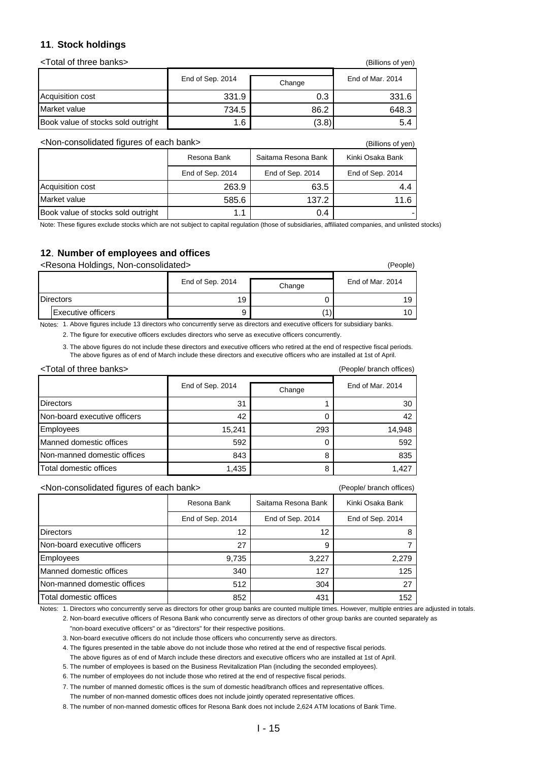## 11. Stock holdings

<Total of three banks>

(Billions of yen)

| | End of Sep. 2014 | Change | End of Mar. 2014 |
|---|---|---|---|
| Acquisition cost | 331.9 | 0.3 | 331.6 |
| Market value | 734.5 | 86.2 | 648.3 |
| Book value of stocks sold outright | 1.6 | (3.8) | 5.4 |

<Non-consolidated figures of each bank>

(Billions of yen)

| | Resona Bank | Saitama Resona Bank | Kinki Osaka Bank |
|---|---|---|---|
| | End of Sep. 2014 | End of Sep. 2014 | End of Sep. 2014 |
| Acquisition cost | 263.9 | 63.5 | 4.4 |
| Market value | 585.6 | 137.2 | 11.6 |
| Book value of stocks sold outright | 1.1 | 0.4 | - |

Note: These figures exclude stocks which are not subject to capital regulation (those of subsidiaries, affiliated companies, and unlisted stocks)

## 12. Number of employees and offices

<Resona Holdings, Non-consolidated>

(People)

| | End of Sep. 2014 | Change | End of Mar. 2014 |
|---|---|---|---|
| Directors | 19 | 0 | 19 |
| Executive officers | 9 | (1) | 10 |

Notes:
1. Above figures include 13 directors who concurrently serve as directors and executive officers for subsidiary banks.
2. The figure for executive officers excludes directors who serve as executive officers concurrently.
3. The above figures do not include these directors and executive officers who retired at the end of respective fiscal periods. The above figures as of end of March include these directors and executive officers who are installed at 1st of April.

<Total of three banks>

(People/ branch offices)

| | End of Sep. 2014 | Change | End of Mar. 2014 |
|---|---|---|---|
| Directors | 31 | 1 | 30 |
| Non-board executive officers | 42 | 0 | 42 |
| Employees | 15,241 | 293 | 14,948 |
| Manned domestic offices | 592 | 0 | 592 |
| Non-manned domestic offices | 843 | 8 | 835 |
| Total domestic offices | 1,435 | 8 | 1,427 |

<Non-consolidated figures of each bank>

(People/ branch offices)

| | Resona Bank | Saitama Resona Bank | Kinki Osaka Bank |
|---|---|---|---|
| | End of Sep. 2014 | End of Sep. 2014 | End of Sep. 2014 |
| Directors | 12 | 12 | 8 |
| Non-board executive officers | 27 | 9 | 7 |
| Employees | 9,735 | 3,227 | 2,279 |
| Manned domestic offices | 340 | 127 | 125 |
| Non-manned domestic offices | 512 | 304 | 27 |
| Total domestic offices | 852 | 431 | 152 |

Notes:
1. Directors who concurrently serve as directors for other group banks are counted multiple times. However, multiple entries are adjusted in totals.
2. Non-board executive officers of Resona Bank who concurrently serve as directors of other group banks are counted separately as "non-board executive officers" or as "directors" for their respective positions.
3. Non-board executive officers do not include those officers who concurrently serve as directors.
4. The figures presented in the table above do not include those who retired at the end of respective fiscal periods. The above figures as of end of March include these directors and executive officers who are installed at 1st of April.
5. The number of employees is based on the Business Revitalization Plan (including the seconded employees).
6. The number of employees do not include those who retired at the end of respective fiscal periods.
7. The number of manned domestic offices is the sum of domestic head/branch offices and representative offices. The number of non-manned domestic offices does not include jointly operated representative offices.
8. The number of non-manned domestic offices for Resona Bank does not include 2,624 ATM locations of Bank Time.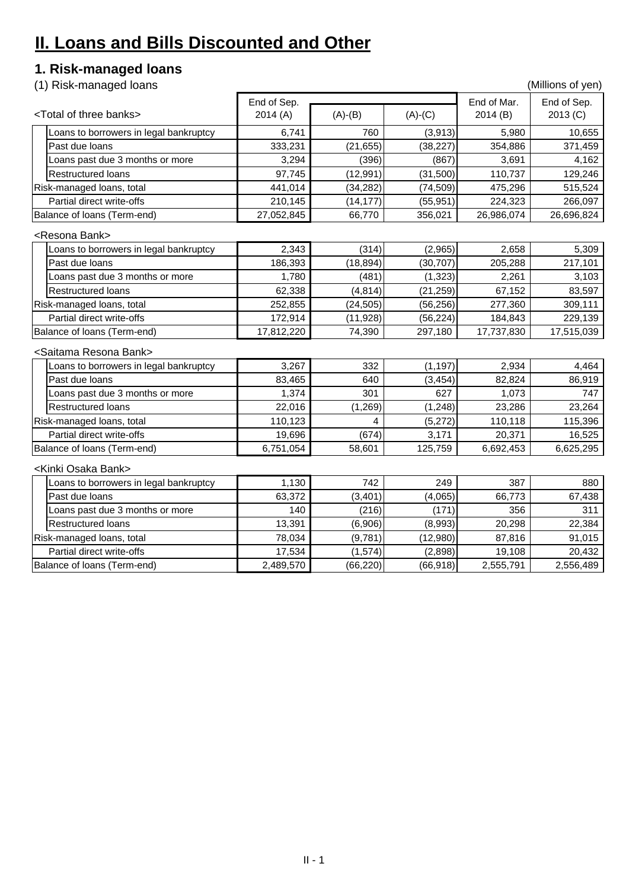# II. Loans and Bills Discounted and Other

## 1. Risk-managed loans

(1) Risk-managed loans

(Millions of yen)

| <Total of three banks> | End of Sep. 2014 (A) | (A)-(B) | (A)-(C) | End of Mar. 2014 (B) | End of Sep. 2013 (C) |
|---|---|---|---|---|---|
| Loans to borrowers in legal bankruptcy | 6,741 | 760 | (3,913) | 5,980 | 10,655 |
| Past due loans | 333,231 | (21,655) | (38,227) | 354,886 | 371,459 |
| Loans past due 3 months or more | 3,294 | (396) | (867) | 3,691 | 4,162 |
| Restructured loans | 97,745 | (12,991) | (31,500) | 110,737 | 129,246 |
| Risk-managed loans, total | 441,014 | (34,282) | (74,509) | 475,296 | 515,524 |
| Partial direct write-offs | 210,145 | (14,177) | (55,951) | 224,323 | 266,097 |
| Balance of loans (Term-end) | 27,052,845 | 66,770 | 356,021 | 26,986,074 | 26,696,824 |
| **<Resona Bank>** | | | | | |
| Loans to borrowers in legal bankruptcy | 2,343 | (314) | (2,965) | 2,658 | 5,309 |
| Past due loans | 186,393 | (18,894) | (30,707) | 205,288 | 217,101 |
| Loans past due 3 months or more | 1,780 | (481) | (1,323) | 2,261 | 3,103 |
| Restructured loans | 62,338 | (4,814) | (21,259) | 67,152 | 83,597 |
| Risk-managed loans, total | 252,855 | (24,505) | (56,256) | 277,360 | 309,111 |
| Partial direct write-offs | 172,914 | (11,928) | (56,224) | 184,843 | 229,139 |
| Balance of loans (Term-end) | 17,812,220 | 74,390 | 297,180 | 17,737,830 | 17,515,039 |
| **<Saitama Resona Bank>** | | | | | |
| Loans to borrowers in legal bankruptcy | 3,267 | 332 | (1,197) | 2,934 | 4,464 |
| Past due loans | 83,465 | 640 | (3,454) | 82,824 | 86,919 |
| Loans past due 3 months or more | 1,374 | 301 | 627 | 1,073 | 747 |
| Restructured loans | 22,016 | (1,269) | (1,248) | 23,286 | 23,264 |
| Risk-managed loans, total | 110,123 | 4 | (5,272) | 110,118 | 115,396 |
| Partial direct write-offs | 19,696 | (674) | 3,171 | 20,371 | 16,525 |
| Balance of loans (Term-end) | 6,751,054 | 58,601 | 125,759 | 6,692,453 | 6,625,295 |
| **<Kinki Osaka Bank>** | | | | | |
| Loans to borrowers in legal bankruptcy | 1,130 | 742 | 249 | 387 | 880 |
| Past due loans | 63,372 | (3,401) | (4,065) | 66,773 | 67,438 |
| Loans past due 3 months or more | 140 | (216) | (171) | 356 | 311 |
| Restructured loans | 13,391 | (6,906) | (8,993) | 20,298 | 22,384 |
| Risk-managed loans, total | 78,034 | (9,781) | (12,980) | 87,816 | 91,015 |
| Partial direct write-offs | 17,534 | (1,574) | (2,898) | 19,108 | 20,432 |
| Balance of loans (Term-end) | 2,489,570 | (66,220) | (66,918) | 2,555,791 | 2,556,489 |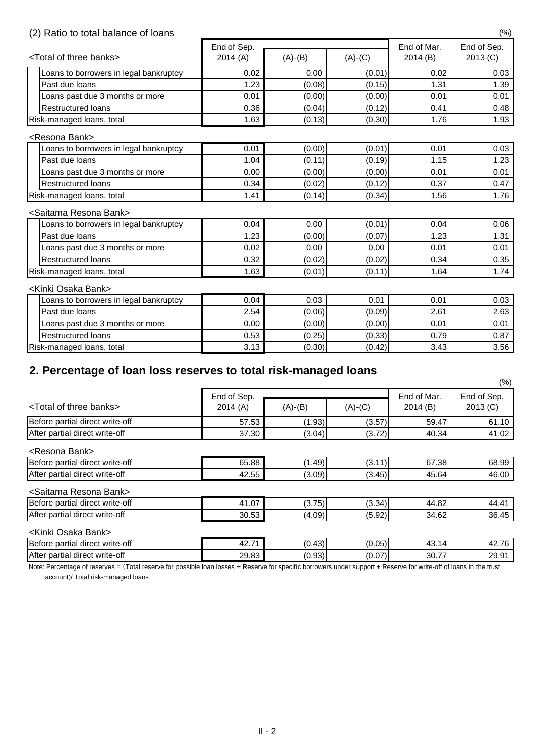### (2) Ratio to total balance of loans

(%)

| <Total of three banks> | End of Sep. 2014 (A) | (A)-(B) | (A)-(C) | End of Mar. 2014 (B) | End of Sep. 2013 (C) |
|---|---|---|---|---|---|
| Loans to borrowers in legal bankruptcy | 0.02 | 0.00 | (0.01) | 0.02 | 0.03 |
| Past due loans | 1.23 | (0.08) | (0.15) | 1.31 | 1.39 |
| Loans past due 3 months or more | 0.01 | (0.00) | (0.00) | 0.01 | 0.01 |
| Restructured loans | 0.36 | (0.04) | (0.12) | 0.41 | 0.48 |
| Risk-managed loans, total | 1.63 | (0.13) | (0.30) | 1.76 | 1.93 |
| <Resona Bank> | | | | | |
| Loans to borrowers in legal bankruptcy | 0.01 | (0.00) | (0.01) | 0.01 | 0.03 |
| Past due loans | 1.04 | (0.11) | (0.19) | 1.15 | 1.23 |
| Loans past due 3 months or more | 0.00 | (0.00) | (0.00) | 0.01 | 0.01 |
| Restructured loans | 0.34 | (0.02) | (0.12) | 0.37 | 0.47 |
| Risk-managed loans, total | 1.41 | (0.14) | (0.34) | 1.56 | 1.76 |
| <Saitama Resona Bank> | | | | | |
| Loans to borrowers in legal bankruptcy | 0.04 | 0.00 | (0.01) | 0.04 | 0.06 |
| Past due loans | 1.23 | (0.00) | (0.07) | 1.23 | 1.31 |
| Loans past due 3 months or more | 0.02 | 0.00 | 0.00 | 0.01 | 0.01 |
| Restructured loans | 0.32 | (0.02) | (0.02) | 0.34 | 0.35 |
| Risk-managed loans, total | 1.63 | (0.01) | (0.11) | 1.64 | 1.74 |
| <Kinki Osaka Bank> | | | | | |
| Loans to borrowers in legal bankruptcy | 0.04 | 0.03 | 0.01 | 0.01 | 0.03 |
| Past due loans | 2.54 | (0.06) | (0.09) | 2.61 | 2.63 |
| Loans past due 3 months or more | 0.00 | (0.00) | (0.00) | 0.01 | 0.01 |
| Restructured loans | 0.53 | (0.25) | (0.33) | 0.79 | 0.87 |
| Risk-managed loans, total | 3.13 | (0.30) | (0.42) | 3.43 | 3.56 |

## 2. Percentage of loan loss reserves to total risk-managed loans

(%)

| <Total of three banks> | End of Sep. 2014 (A) | (A)-(B) | (A)-(C) | End of Mar. 2014 (B) | End of Sep. 2013 (C) |
|---|---|---|---|---|---|
| Before partial direct write-off | 57.53 | (1.93) | (3.57) | 59.47 | 61.10 |
| After partial direct write-off | 37.30 | (3.04) | (3.72) | 40.34 | 41.02 |
| <Resona Bank> | | | | | |
| Before partial direct write-off | 65.88 | (1.49) | (3.11) | 67.38 | 68.99 |
| After partial direct write-off | 42.55 | (3.09) | (3.45) | 45.64 | 46.00 |
| <Saitama Resona Bank> | | | | | |
| Before partial direct write-off | 41.07 | (3.75) | (3.34) | 44.82 | 44.41 |
| After partial direct write-off | 30.53 | (4.09) | (5.92) | 34.62 | 36.45 |
| <Kinki Osaka Bank> | | | | | |
| Before partial direct write-off | 42.71 | (0.43) | (0.05) | 43.14 | 42.76 |
| After partial direct write-off | 29.83 | (0.93) | (0.07) | 30.77 | 29.91 |

Note: Percentage of reserves = (Total reserve for possible loan losses + Reserve for specific borrowers under support + Reserve for write-off of loans in the trust account)/ Total risk-managed loans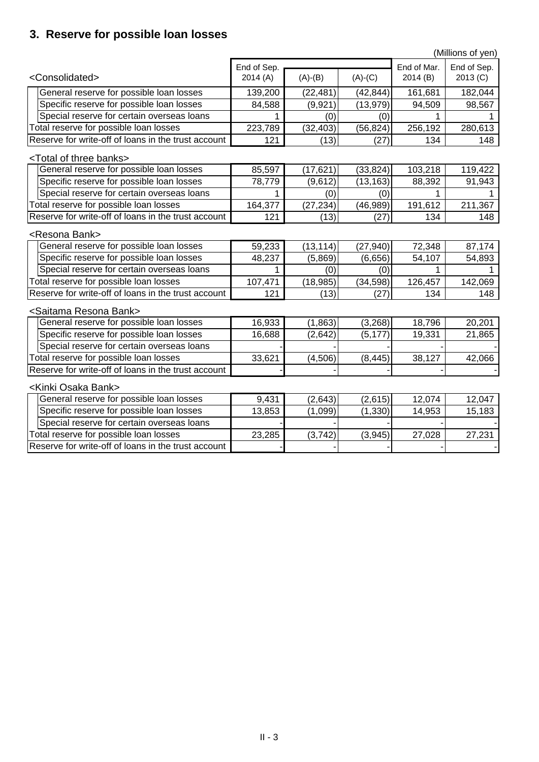## 3. Reserve for possible loan losses

(Millions of yen)

| <Consolidated> | End of Sep. 2014 (A) | (A)-(B) | (A)-(C) | End of Mar. 2014 (B) | End of Sep. 2013 (C) |
|---|---|---|---|---|---|
| General reserve for possible loan losses | 139,200 | (22,481) | (42,844) | 161,681 | 182,044 |
| Specific reserve for possible loan losses | 84,588 | (9,921) | (13,979) | 94,509 | 98,567 |
| Special reserve for certain overseas loans | 1 | (0) | (0) | 1 | 1 |
| Total reserve for possible loan losses | 223,789 | (32,403) | (56,824) | 256,192 | 280,613 |
| Reserve for write-off of loans in the trust account | 121 | (13) | (27) | 134 | 148 |
| **<Total of three banks>** | | | | | |
| General reserve for possible loan losses | 85,597 | (17,621) | (33,824) | 103,218 | 119,422 |
| Specific reserve for possible loan losses | 78,779 | (9,612) | (13,163) | 88,392 | 91,943 |
| Special reserve for certain overseas loans | 1 | (0) | (0) | 1 | 1 |
| Total reserve for possible loan losses | 164,377 | (27,234) | (46,989) | 191,612 | 211,367 |
| Reserve for write-off of loans in the trust account | 121 | (13) | (27) | 134 | 148 |
| **<Resona Bank>** | | | | | |
| General reserve for possible loan losses | 59,233 | (13,114) | (27,940) | 72,348 | 87,174 |
| Specific reserve for possible loan losses | 48,237 | (5,869) | (6,656) | 54,107 | 54,893 |
| Special reserve for certain overseas loans | 1 | (0) | (0) | 1 | 1 |
| Total reserve for possible loan losses | 107,471 | (18,985) | (34,598) | 126,457 | 142,069 |
| Reserve for write-off of loans in the trust account | 121 | (13) | (27) | 134 | 148 |
| **<Saitama Resona Bank>** | | | | | |
| General reserve for possible loan losses | 16,933 | (1,863) | (3,268) | 18,796 | 20,201 |
| Specific reserve for possible loan losses | 16,688 | (2,642) | (5,177) | 19,331 | 21,865 |
| Special reserve for certain overseas loans | - | - | - | - | - |
| Total reserve for possible loan losses | 33,621 | (4,506) | (8,445) | 38,127 | 42,066 |
| Reserve for write-off of loans in the trust account | - | - | - | - | - |
| **<Kinki Osaka Bank>** | | | | | |
| General reserve for possible loan losses | 9,431 | (2,643) | (2,615) | 12,074 | 12,047 |
| Specific reserve for possible loan losses | 13,853 | (1,099) | (1,330) | 14,953 | 15,183 |
| Special reserve for certain overseas loans | - | - | - | - | - |
| Total reserve for possible loan losses | 23,285 | (3,742) | (3,945) | 27,028 | 27,231 |
| Reserve for write-off of loans in the trust account | - | - | - | - | - |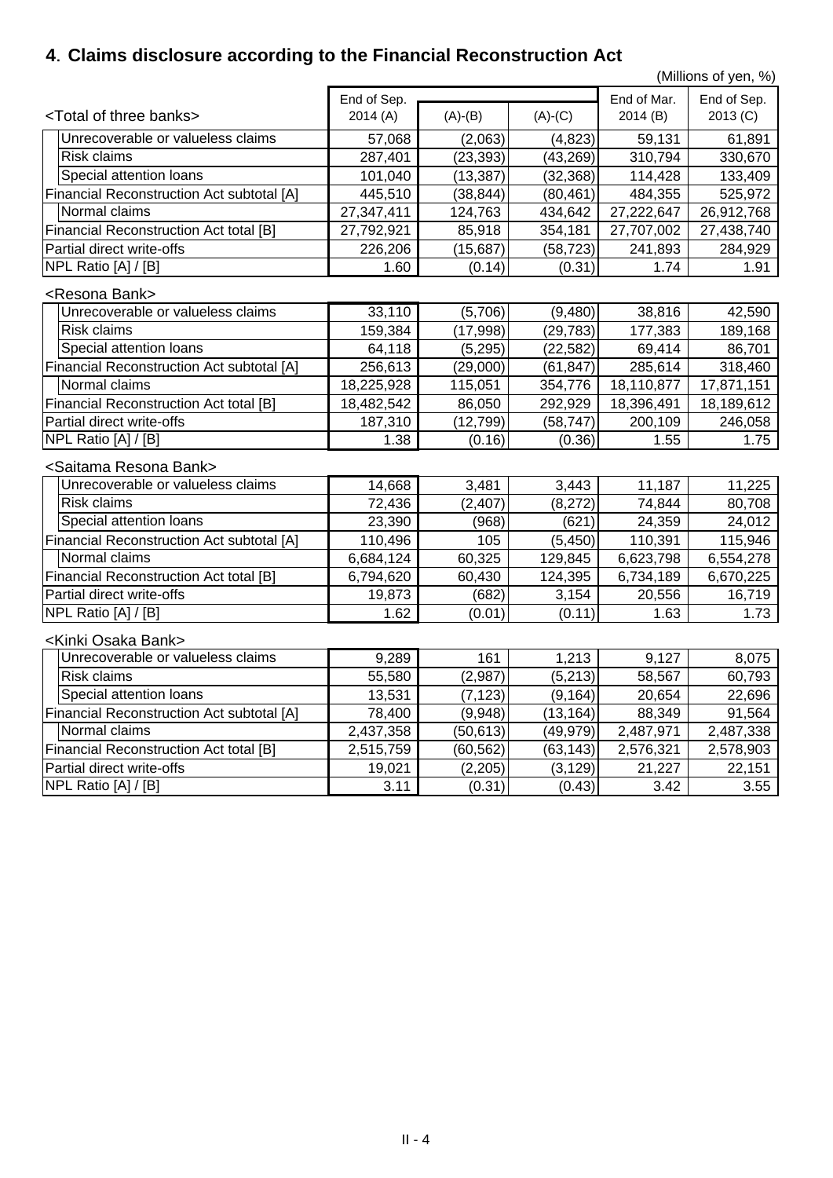## 4. Claims disclosure according to the Financial Reconstruction Act

(Millions of yen, %)

| <Total of three banks> | End of Sep. 2014 (A) | (A)-(B) | (A)-(C) | End of Mar. 2014 (B) | End of Sep. 2013 (C) |
|---|---|---|---|---|---|
| Unrecoverable or valueless claims | 57,068 | (2,063) | (4,823) | 59,131 | 61,891 |
| Risk claims | 287,401 | (23,393) | (43,269) | 310,794 | 330,670 |
| Special attention loans | 101,040 | (13,387) | (32,368) | 114,428 | 133,409 |
| Financial Reconstruction Act subtotal [A] | 445,510 | (38,844) | (80,461) | 484,355 | 525,972 |
| Normal claims | 27,347,411 | 124,763 | 434,642 | 27,222,647 | 26,912,768 |
| Financial Reconstruction Act total [B] | 27,792,921 | 85,918 | 354,181 | 27,707,002 | 27,438,740 |
| Partial direct write-offs | 226,206 | (15,687) | (58,723) | 241,893 | 284,929 |
| NPL Ratio [A] / [B] | 1.60 | (0.14) | (0.31) | 1.74 | 1.91 |

| <Resona Bank> | End of Sep. 2014 (A) | (A)-(B) | (A)-(C) | End of Mar. 2014 (B) | End of Sep. 2013 (C) |
|---|---|---|---|---|---|
| Unrecoverable or valueless claims | 33,110 | (5,706) | (9,480) | 38,816 | 42,590 |
| Risk claims | 159,384 | (17,998) | (29,783) | 177,383 | 189,168 |
| Special attention loans | 64,118 | (5,295) | (22,582) | 69,414 | 86,701 |
| Financial Reconstruction Act subtotal [A] | 256,613 | (29,000) | (61,847) | 285,614 | 318,460 |
| Normal claims | 18,225,928 | 115,051 | 354,776 | 18,110,877 | 17,871,151 |
| Financial Reconstruction Act total [B] | 18,482,542 | 86,050 | 292,929 | 18,396,491 | 18,189,612 |
| Partial direct write-offs | 187,310 | (12,799) | (58,747) | 200,109 | 246,058 |
| NPL Ratio [A] / [B] | 1.38 | (0.16) | (0.36) | 1.55 | 1.75 |

| <Saitama Resona Bank> | End of Sep. 2014 (A) | (A)-(B) | (A)-(C) | End of Mar. 2014 (B) | End of Sep. 2013 (C) |
|---|---|---|---|---|---|
| Unrecoverable or valueless claims | 14,668 | 3,481 | 3,443 | 11,187 | 11,225 |
| Risk claims | 72,436 | (2,407) | (8,272) | 74,844 | 80,708 |
| Special attention loans | 23,390 | (968) | (621) | 24,359 | 24,012 |
| Financial Reconstruction Act subtotal [A] | 110,496 | 105 | (5,450) | 110,391 | 115,946 |
| Normal claims | 6,684,124 | 60,325 | 129,845 | 6,623,798 | 6,554,278 |
| Financial Reconstruction Act total [B] | 6,794,620 | 60,430 | 124,395 | 6,734,189 | 6,670,225 |
| Partial direct write-offs | 19,873 | (682) | 3,154 | 20,556 | 16,719 |
| NPL Ratio [A] / [B] | 1.62 | (0.01) | (0.11) | 1.63 | 1.73 |

| <Kinki Osaka Bank> | End of Sep. 2014 (A) | (A)-(B) | (A)-(C) | End of Mar. 2014 (B) | End of Sep. 2013 (C) |
|---|---|---|---|---|---|
| Unrecoverable or valueless claims | 9,289 | 161 | 1,213 | 9,127 | 8,075 |
| Risk claims | 55,580 | (2,987) | (5,213) | 58,567 | 60,793 |
| Special attention loans | 13,531 | (7,123) | (9,164) | 20,654 | 22,696 |
| Financial Reconstruction Act subtotal [A] | 78,400 | (9,948) | (13,164) | 88,349 | 91,564 |
| Normal claims | 2,437,358 | (50,613) | (49,979) | 2,487,971 | 2,487,338 |
| Financial Reconstruction Act total [B] | 2,515,759 | (60,562) | (63,143) | 2,576,321 | 2,578,903 |
| Partial direct write-offs | 19,021 | (2,205) | (3,129) | 21,227 | 22,151 |
| NPL Ratio [A] / [B] | 3.11 | (0.31) | (0.43) | 3.42 | 3.55 |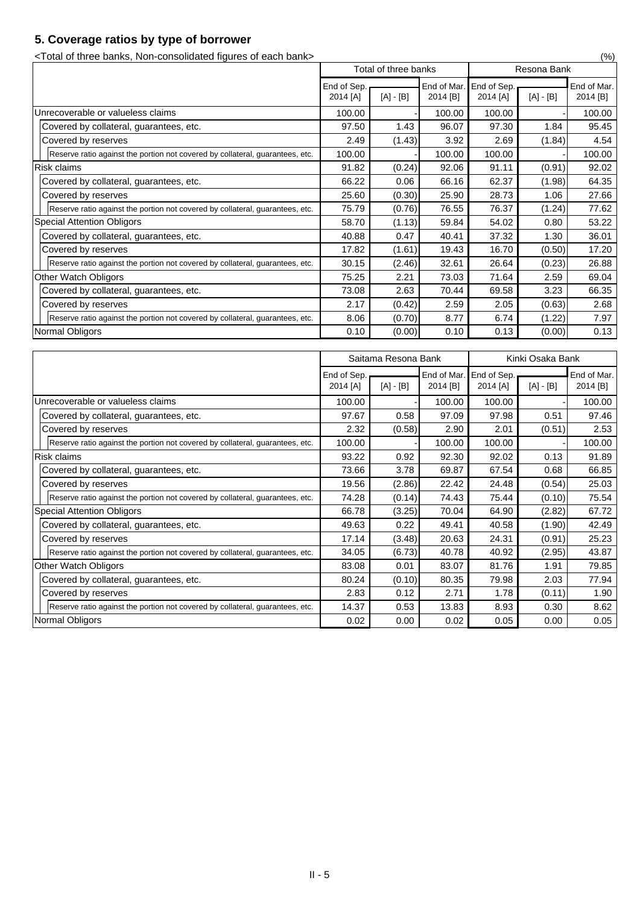## 5. Coverage ratios by type of borrower

<Total of three banks, Non-consolidated figures of each bank>

(%)

| | Total of three banks | | | Resona Bank | | |
|---|---|---|---|---|---|---|
| | End of Sep. 2014 [A] | [A] - [B] | End of Mar. 2014 [B] | End of Sep. 2014 [A] | [A] - [B] | End of Mar. 2014 [B] |
| Unrecoverable or valueless claims | 100.00 | - | 100.00 | 100.00 | - | 100.00 |
| Covered by collateral, guarantees, etc. | 97.50 | 1.43 | 96.07 | 97.30 | 1.84 | 95.45 |
| Covered by reserves | 2.49 | (1.43) | 3.92 | 2.69 | (1.84) | 4.54 |
| Reserve ratio against the portion not covered by collateral, guarantees, etc. | 100.00 | - | 100.00 | 100.00 | - | 100.00 |
| Risk claims | 91.82 | (0.24) | 92.06 | 91.11 | (0.91) | 92.02 |
| Covered by collateral, guarantees, etc. | 66.22 | 0.06 | 66.16 | 62.37 | (1.98) | 64.35 |
| Covered by reserves | 25.60 | (0.30) | 25.90 | 28.73 | 1.06 | 27.66 |
| Reserve ratio against the portion not covered by collateral, guarantees, etc. | 75.79 | (0.76) | 76.55 | 76.37 | (1.24) | 77.62 |
| Special Attention Obligors | 58.70 | (1.13) | 59.84 | 54.02 | 0.80 | 53.22 |
| Covered by collateral, guarantees, etc. | 40.88 | 0.47 | 40.41 | 37.32 | 1.30 | 36.01 |
| Covered by reserves | 17.82 | (1.61) | 19.43 | 16.70 | (0.50) | 17.20 |
| Reserve ratio against the portion not covered by collateral, guarantees, etc. | 30.15 | (2.46) | 32.61 | 26.64 | (0.23) | 26.88 |
| Other Watch Obligors | 75.25 | 2.21 | 73.03 | 71.64 | 2.59 | 69.04 |
| Covered by collateral, guarantees, etc. | 73.08 | 2.63 | 70.44 | 69.58 | 3.23 | 66.35 |
| Covered by reserves | 2.17 | (0.42) | 2.59 | 2.05 | (0.63) | 2.68 |
| Reserve ratio against the portion not covered by collateral, guarantees, etc. | 8.06 | (0.70) | 8.77 | 6.74 | (1.22) | 7.97 |
| Normal Obligors | 0.10 | (0.00) | 0.10 | 0.13 | (0.00) | 0.13 |

| | Saitama Resona Bank | | | Kinki Osaka Bank | | |
|---|---|---|---|---|---|---|
| | End of Sep. 2014 [A] | [A] - [B] | End of Mar. 2014 [B] | End of Sep. 2014 [A] | [A] - [B] | End of Mar. 2014 [B] |
| Unrecoverable or valueless claims | 100.00 | - | 100.00 | 100.00 | - | 100.00 |
| Covered by collateral, guarantees, etc. | 97.67 | 0.58 | 97.09 | 97.98 | 0.51 | 97.46 |
| Covered by reserves | 2.32 | (0.58) | 2.90 | 2.01 | (0.51) | 2.53 |
| Reserve ratio against the portion not covered by collateral, guarantees, etc. | 100.00 | - | 100.00 | 100.00 | - | 100.00 |
| Risk claims | 93.22 | 0.92 | 92.30 | 92.02 | 0.13 | 91.89 |
| Covered by collateral, guarantees, etc. | 73.66 | 3.78 | 69.87 | 67.54 | 0.68 | 66.85 |
| Covered by reserves | 19.56 | (2.86) | 22.42 | 24.48 | (0.54) | 25.03 |
| Reserve ratio against the portion not covered by collateral, guarantees, etc. | 74.28 | (0.14) | 74.43 | 75.44 | (0.10) | 75.54 |
| Special Attention Obligors | 66.78 | (3.25) | 70.04 | 64.90 | (2.82) | 67.72 |
| Covered by collateral, guarantees, etc. | 49.63 | 0.22 | 49.41 | 40.58 | (1.90) | 42.49 |
| Covered by reserves | 17.14 | (3.48) | 20.63 | 24.31 | (0.91) | 25.23 |
| Reserve ratio against the portion not covered by collateral, guarantees, etc. | 34.05 | (6.73) | 40.78 | 40.92 | (2.95) | 43.87 |
| Other Watch Obligors | 83.08 | 0.01 | 83.07 | 81.76 | 1.91 | 79.85 |
| Covered by collateral, guarantees, etc. | 80.24 | (0.10) | 80.35 | 79.98 | 2.03 | 77.94 |
| Covered by reserves | 2.83 | 0.12 | 2.71 | 1.78 | (0.11) | 1.90 |
| Reserve ratio against the portion not covered by collateral, guarantees, etc. | 14.37 | 0.53 | 13.83 | 8.93 | 0.30 | 8.62 |
| Normal Obligors | 0.02 | 0.00 | 0.02 | 0.05 | 0.00 | 0.05 |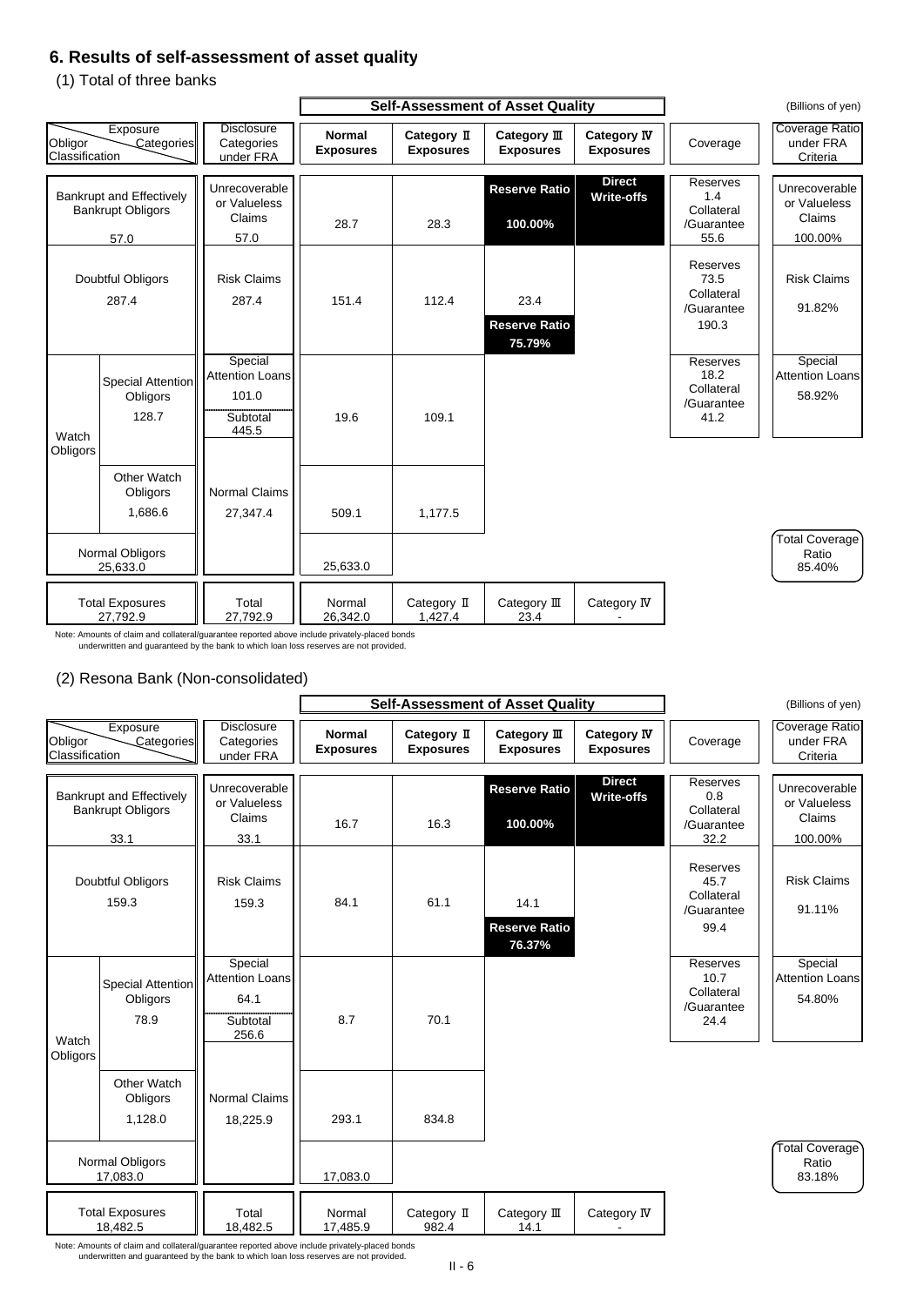## 6. Results of self-assessment of asset quality

### (1) Total of three banks

(Billions of yen)

| Obligor Classification | | Exposure Categories | Disclosure Categories under FRA | Normal Exposures | Category Ⅱ Exposures | Category Ⅲ Exposures | Category Ⅳ Exposures | Coverage | Coverage Ratio under FRA Criteria |
|---|---|---|---|---|---|---|---|---|---|
| Bankrupt and Effectively Bankrupt Obligors | | 57.0 | Unrecoverable or Valueless Claims 57.0 | 28.7 | 28.3 | Reserve Ratio 100.00% | Direct Write-offs | Reserves 1.4 Collateral /Guarantee 55.6 | Unrecoverable or Valueless Claims 100.00% |
| Doubtful Obligors | | 287.4 | Risk Claims 287.4 | 151.4 | 112.4 | 23.4 Reserve Ratio 75.79% | | Reserves 73.5 Collateral /Guarantee 190.3 | Risk Claims 91.82% |
| Watch Obligors | Special Attention Obligors | 128.7 | Special Attention Loans 101.0 / Subtotal 445.5 | 19.6 | 109.1 | | | Reserves 18.2 Collateral /Guarantee 41.2 | Special Attention Loans 58.92% |
| | Other Watch Obligors | 1,686.6 | Normal Claims 27,347.4 | 509.1 | 1,177.5 | | | | |
| Normal Obligors | | 25,633.0 | | 25,633.0 | | | | | Total Coverage Ratio 85.40% |
| Total Exposures | | 27,792.9 | Total 27,792.9 | Normal 26,342.0 | Category Ⅱ 1,427.4 | Category Ⅲ 23.4 | Category Ⅳ - | | |

Note: Amounts of claim and collateral/guarantee reported above include privately-placed bonds underwritten and guaranteed by the bank to which loan loss reserves are not provided.

### (2) Resona Bank (Non-consolidated)

(Billions of yen)

| Obligor Classification | | Exposure Categories | Disclosure Categories under FRA | Normal Exposures | Category Ⅱ Exposures | Category Ⅲ Exposures | Category Ⅳ Exposures | Coverage | Coverage Ratio under FRA Criteria |
|---|---|---|---|---|---|---|---|---|---|
| Bankrupt and Effectively Bankrupt Obligors | | 33.1 | Unrecoverable or Valueless Claims 33.1 | 16.7 | 16.3 | Reserve Ratio 100.00% | Direct Write-offs | Reserves 0.8 Collateral /Guarantee 32.2 | Unrecoverable or Valueless Claims 100.00% |
| Doubtful Obligors | | 159.3 | Risk Claims 159.3 | 84.1 | 61.1 | 14.1 Reserve Ratio 76.37% | | Reserves 45.7 Collateral /Guarantee 99.4 | Risk Claims 91.11% |
| Watch Obligors | Special Attention Obligors | 78.9 | Special Attention Loans 64.1 / Subtotal 256.6 | 8.7 | 70.1 | | | Reserves 10.7 Collateral /Guarantee 24.4 | Special Attention Loans 54.80% |
| | Other Watch Obligors | 1,128.0 | Normal Claims 18,225.9 | 293.1 | 834.8 | | | | |
| Normal Obligors | | 17,083.0 | | 17,083.0 | | | | | Total Coverage Ratio 83.18% |
| Total Exposures | | 18,482.5 | Total 18,482.5 | Normal 17,485.9 | Category Ⅱ 982.4 | Category Ⅲ 14.1 | Category Ⅳ - | | |

Note: Amounts of claim and collateral/guarantee reported above include privately-placed bonds underwritten and guaranteed by the bank to which loan loss reserves are not provided.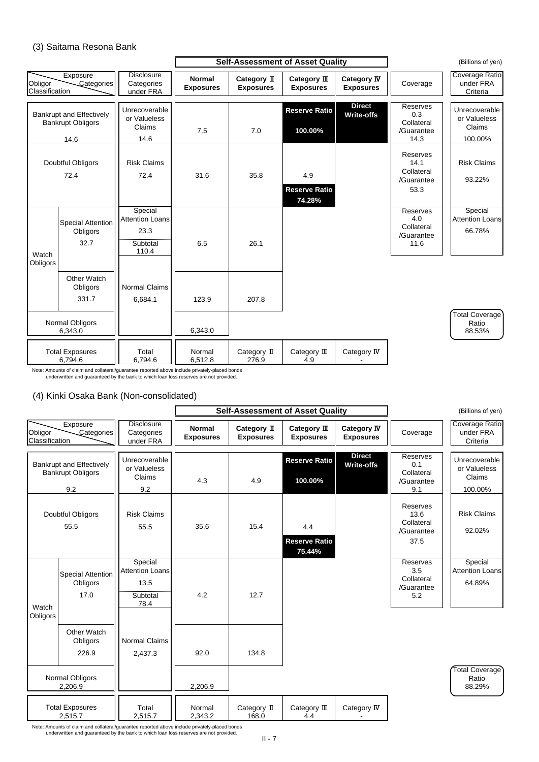### (3) Saitama Resona Bank

(Billions of yen)

| Obligor Classification | | Disclosure Categories under FRA | Self-Assessment of Asset Quality: Normal Exposures | Category Ⅱ Exposures | Category Ⅲ Exposures | Category Ⅳ Exposures | Coverage | Coverage Ratio under FRA Criteria |
|---|---|---|---|---|---|---|---|---|
| Bankrupt and Effectively Bankrupt Obligors 14.6 | | Unrecoverable or Valueless Claims 14.6 | 7.5 | 7.0 | Reserve Ratio 100.00% | Direct Write-offs | Reserves 0.3 Collateral /Guarantee 14.3 | Unrecoverable or Valueless Claims 100.00% |
| Doubtful Obligors 72.4 | | Risk Claims 72.4 | 31.6 | 35.8 | 4.9 Reserve Ratio 74.28% | | Reserves 14.1 Collateral /Guarantee 53.3 | Risk Claims 93.22% |
| Watch Obligors | Special Attention Obligors 32.7 | Special Attention Loans 23.3 Subtotal 110.4 | 6.5 | 26.1 | | | Reserves 4.0 Collateral /Guarantee 11.6 | Special Attention Loans 66.78% |
| | Other Watch Obligors 331.7 | Normal Claims 6,684.1 | 123.9 | 207.8 | | | | |
| Normal Obligors 6,343.0 | | | 6,343.0 | | | | | Total Coverage Ratio 88.53% |
| Total Exposures 6,794.6 | | Total 6,794.6 | Normal 6,512.8 | Category Ⅱ 276.9 | Category Ⅲ 4.9 | Category Ⅳ - | | |

Note: Amounts of claim and collateral/guarantee reported above include privately-placed bonds underwritten and guaranteed by the bank to which loan loss reserves are not provided.

### (4) Kinki Osaka Bank (Non-consolidated)

(Billions of yen)

| Obligor Classification | | Disclosure Categories under FRA | Self-Assessment of Asset Quality: Normal Exposures | Category Ⅱ Exposures | Category Ⅲ Exposures | Category Ⅳ Exposures | Coverage | Coverage Ratio under FRA Criteria |
|---|---|---|---|---|---|---|---|---|
| Bankrupt and Effectively Bankrupt Obligors 9.2 | | Unrecoverable or Valueless Claims 9.2 | 4.3 | 4.9 | Reserve Ratio 100.00% | Direct Write-offs | Reserves 0.1 Collateral /Guarantee 9.1 | Unrecoverable or Valueless Claims 100.00% |
| Doubtful Obligors 55.5 | | Risk Claims 55.5 | 35.6 | 15.4 | 4.4 Reserve Ratio 75.44% | | Reserves 13.6 Collateral /Guarantee 37.5 | Risk Claims 92.02% |
| Watch Obligors | Special Attention Obligors 17.0 | Special Attention Loans 13.5 Subtotal 78.4 | 4.2 | 12.7 | | | Reserves 3.5 Collateral /Guarantee 5.2 | Special Attention Loans 64.89% |
| | Other Watch Obligors 226.9 | Normal Claims 2,437.3 | 92.0 | 134.8 | | | | |
| Normal Obligors 2,206.9 | | | 2,206.9 | | | | | Total Coverage Ratio 88.29% |
| Total Exposures 2,515.7 | | Total 2,515.7 | Normal 2,343.2 | Category Ⅱ 168.0 | Category Ⅲ 4.4 | Category Ⅳ - | | |

Note: Amounts of claim and collateral/guarantee reported above include privately-placed bonds underwritten and guaranteed by the bank to which loan loss reserves are not provided.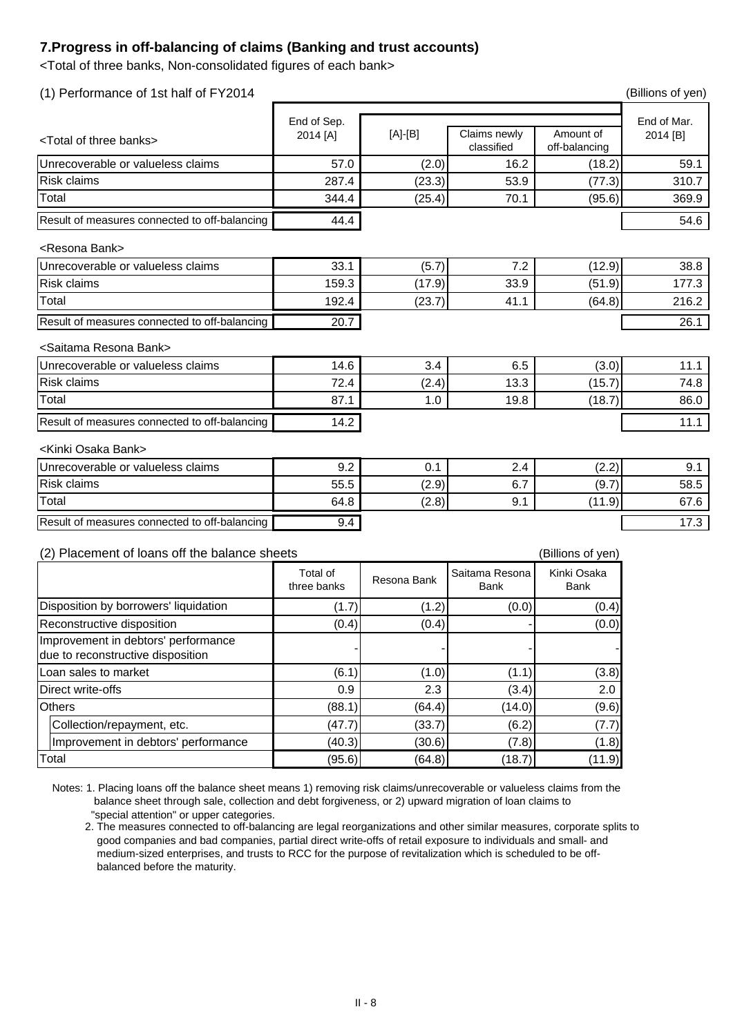## 7.Progress in off-balancing of claims (Banking and trust accounts)

<Total of three banks, Non-consolidated figures of each bank>

### (1) Performance of 1st half of FY2014

(Billions of yen)

| <Total of three banks> | End of Sep. 2014 [A] | [A]-[B] | Claims newly classified | Amount of off-balancing | End of Mar. 2014 [B] |
|---|---|---|---|---|---|
| Unrecoverable or valueless claims | 57.0 | (2.0) | 16.2 | (18.2) | 59.1 |
| Risk claims | 287.4 | (23.3) | 53.9 | (77.3) | 310.7 |
| Total | 344.4 | (25.4) | 70.1 | (95.6) | 369.9 |
| Result of measures connected to off-balancing | 44.4 | | | | 54.6 |

| <Resona Bank> | End of Sep. 2014 [A] | [A]-[B] | Claims newly classified | Amount of off-balancing | End of Mar. 2014 [B] |
|---|---|---|---|---|---|
| Unrecoverable or valueless claims | 33.1 | (5.7) | 7.2 | (12.9) | 38.8 |
| Risk claims | 159.3 | (17.9) | 33.9 | (51.9) | 177.3 |
| Total | 192.4 | (23.7) | 41.1 | (64.8) | 216.2 |
| Result of measures connected to off-balancing | 20.7 | | | | 26.1 |

| <Saitama Resona Bank> | End of Sep. 2014 [A] | [A]-[B] | Claims newly classified | Amount of off-balancing | End of Mar. 2014 [B] |
|---|---|---|---|---|---|
| Unrecoverable or valueless claims | 14.6 | 3.4 | 6.5 | (3.0) | 11.1 |
| Risk claims | 72.4 | (2.4) | 13.3 | (15.7) | 74.8 |
| Total | 87.1 | 1.0 | 19.8 | (18.7) | 86.0 |
| Result of measures connected to off-balancing | 14.2 | | | | 11.1 |

| <Kinki Osaka Bank> | End of Sep. 2014 [A] | [A]-[B] | Claims newly classified | Amount of off-balancing | End of Mar. 2014 [B] |
|---|---|---|---|---|---|
| Unrecoverable or valueless claims | 9.2 | 0.1 | 2.4 | (2.2) | 9.1 |
| Risk claims | 55.5 | (2.9) | 6.7 | (9.7) | 58.5 |
| Total | 64.8 | (2.8) | 9.1 | (11.9) | 67.6 |
| Result of measures connected to off-balancing | 9.4 | | | | 17.3 |

### (2) Placement of loans off the balance sheets

(Billions of yen)

| | Total of three banks | Resona Bank | Saitama Resona Bank | Kinki Osaka Bank |
|---|---|---|---|---|
| Disposition by borrowers' liquidation | (1.7) | (1.2) | (0.0) | (0.4) |
| Reconstructive disposition | (0.4) | (0.4) | - | (0.0) |
| Improvement in debtors' performance due to reconstructive disposition | - | - | - | - |
| Loan sales to market | (6.1) | (1.0) | (1.1) | (3.8) |
| Direct write-offs | 0.9 | 2.3 | (3.4) | 2.0 |
| Others | (88.1) | (64.4) | (14.0) | (9.6) |
| Collection/repayment, etc. | (47.7) | (33.7) | (6.2) | (7.7) |
| Improvement in debtors' performance | (40.3) | (30.6) | (7.8) | (1.8) |
| Total | (95.6) | (64.8) | (18.7) | (11.9) |

Notes: 1. Placing loans off the balance sheet means 1) removing risk claims/unrecoverable or valueless claims from the balance sheet through sale, collection and debt forgiveness, or 2) upward migration of loan claims to "special attention" or upper categories.

2. The measures connected to off-balancing are legal reorganizations and other similar measures, corporate splits to good companies and bad companies, partial direct write-offs of retail exposure to individuals and small- and medium-sized enterprises, and trusts to RCC for the purpose of revitalization which is scheduled to be off-balanced before the maturity.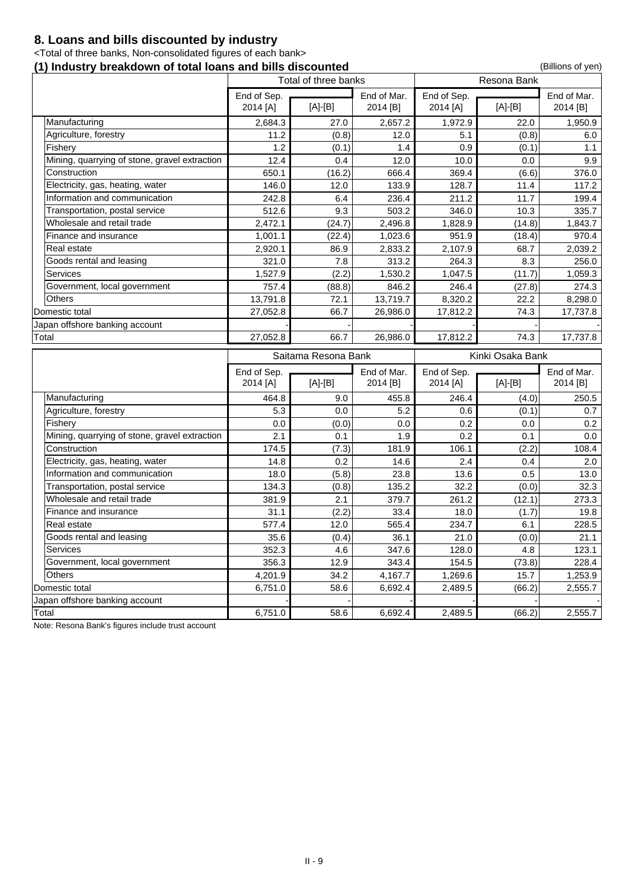## 8. Loans and bills discounted by industry

<Total of three banks, Non-consolidated figures of each bank>

### (1) Industry breakdown of total loans and bills discounted

(Billions of yen)

| | Total of three banks | | | Resona Bank | | |
|---|---|---|---|---|---|---|
| | End of Sep. 2014 [A] | [A]-[B] | End of Mar. 2014 [B] | End of Sep. 2014 [A] | [A]-[B] | End of Mar. 2014 [B] |
| Manufacturing | 2,684.3 | 27.0 | 2,657.2 | 1,972.9 | 22.0 | 1,950.9 |
| Agriculture, forestry | 11.2 | (0.8) | 12.0 | 5.1 | (0.8) | 6.0 |
| Fishery | 1.2 | (0.1) | 1.4 | 0.9 | (0.1) | 1.1 |
| Mining, quarrying of stone, gravel extraction | 12.4 | 0.4 | 12.0 | 10.0 | 0.0 | 9.9 |
| Construction | 650.1 | (16.2) | 666.4 | 369.4 | (6.6) | 376.0 |
| Electricity, gas, heating, water | 146.0 | 12.0 | 133.9 | 128.7 | 11.4 | 117.2 |
| Information and communication | 242.8 | 6.4 | 236.4 | 211.2 | 11.7 | 199.4 |
| Transportation, postal service | 512.6 | 9.3 | 503.2 | 346.0 | 10.3 | 335.7 |
| Wholesale and retail trade | 2,472.1 | (24.7) | 2,496.8 | 1,828.9 | (14.8) | 1,843.7 |
| Finance and insurance | 1,001.1 | (22.4) | 1,023.6 | 951.9 | (18.4) | 970.4 |
| Real estate | 2,920.1 | 86.9 | 2,833.2 | 2,107.9 | 68.7 | 2,039.2 |
| Goods rental and leasing | 321.0 | 7.8 | 313.2 | 264.3 | 8.3 | 256.0 |
| Services | 1,527.9 | (2.2) | 1,530.2 | 1,047.5 | (11.7) | 1,059.3 |
| Government, local government | 757.4 | (88.8) | 846.2 | 246.4 | (27.8) | 274.3 |
| Others | 13,791.8 | 72.1 | 13,719.7 | 8,320.2 | 22.2 | 8,298.0 |
| Domestic total | 27,052.8 | 66.7 | 26,986.0 | 17,812.2 | 74.3 | 17,737.8 |
| Japan offshore banking account | - | - | - | - | - | - |
| Total | 27,052.8 | 66.7 | 26,986.0 | 17,812.2 | 74.3 | 17,737.8 |

| | Saitama Resona Bank | | | Kinki Osaka Bank | | |
|---|---|---|---|---|---|---|
| | End of Sep. 2014 [A] | [A]-[B] | End of Mar. 2014 [B] | End of Sep. 2014 [A] | [A]-[B] | End of Mar. 2014 [B] |
| Manufacturing | 464.8 | 9.0 | 455.8 | 246.4 | (4.0) | 250.5 |
| Agriculture, forestry | 5.3 | 0.0 | 5.2 | 0.6 | (0.1) | 0.7 |
| Fishery | 0.0 | (0.0) | 0.0 | 0.2 | 0.0 | 0.2 |
| Mining, quarrying of stone, gravel extraction | 2.1 | 0.1 | 1.9 | 0.2 | 0.1 | 0.0 |
| Construction | 174.5 | (7.3) | 181.9 | 106.1 | (2.2) | 108.4 |
| Electricity, gas, heating, water | 14.8 | 0.2 | 14.6 | 2.4 | 0.4 | 2.0 |
| Information and communication | 18.0 | (5.8) | 23.8 | 13.6 | 0.5 | 13.0 |
| Transportation, postal service | 134.3 | (0.8) | 135.2 | 32.2 | (0.0) | 32.3 |
| Wholesale and retail trade | 381.9 | 2.1 | 379.7 | 261.2 | (12.1) | 273.3 |
| Finance and insurance | 31.1 | (2.2) | 33.4 | 18.0 | (1.7) | 19.8 |
| Real estate | 577.4 | 12.0 | 565.4 | 234.7 | 6.1 | 228.5 |
| Goods rental and leasing | 35.6 | (0.4) | 36.1 | 21.0 | (0.0) | 21.1 |
| Services | 352.3 | 4.6 | 347.6 | 128.0 | 4.8 | 123.1 |
| Government, local government | 356.3 | 12.9 | 343.4 | 154.5 | (73.8) | 228.4 |
| Others | 4,201.9 | 34.2 | 4,167.7 | 1,269.6 | 15.7 | 1,253.9 |
| Domestic total | 6,751.0 | 58.6 | 6,692.4 | 2,489.5 | (66.2) | 2,555.7 |
| Japan offshore banking account | - | - | - | - | - | - |
| Total | 6,751.0 | 58.6 | 6,692.4 | 2,489.5 | (66.2) | 2,555.7 |

Note: Resona Bank's figures include trust account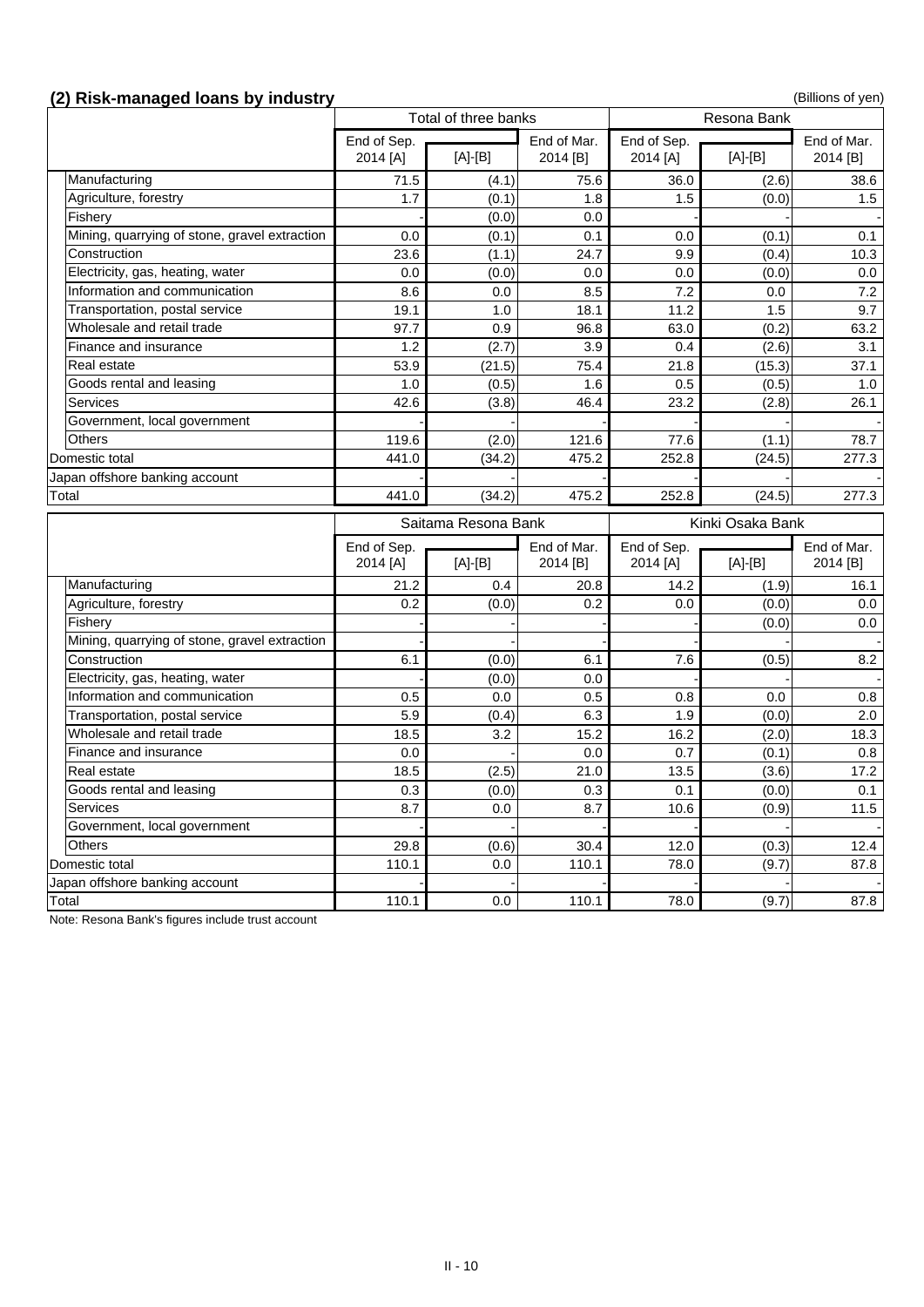## (2) Risk-managed loans by industry

(Billions of yen)

| | Total of three banks | | | Resona Bank | | |
|---|---|---|---|---|---|---|
| | End of Sep. 2014 [A] | [A]-[B] | End of Mar. 2014 [B] | End of Sep. 2014 [A] | [A]-[B] | End of Mar. 2014 [B] |
| Manufacturing | 71.5 | (4.1) | 75.6 | 36.0 | (2.6) | 38.6 |
| Agriculture, forestry | 1.7 | (0.1) | 1.8 | 1.5 | (0.0) | 1.5 |
| Fishery | - | (0.0) | 0.0 | - | - | - |
| Mining, quarrying of stone, gravel extraction | 0.0 | (0.1) | 0.1 | 0.0 | (0.1) | 0.1 |
| Construction | 23.6 | (1.1) | 24.7 | 9.9 | (0.4) | 10.3 |
| Electricity, gas, heating, water | 0.0 | (0.0) | 0.0 | 0.0 | (0.0) | 0.0 |
| Information and communication | 8.6 | 0.0 | 8.5 | 7.2 | 0.0 | 7.2 |
| Transportation, postal service | 19.1 | 1.0 | 18.1 | 11.2 | 1.5 | 9.7 |
| Wholesale and retail trade | 97.7 | 0.9 | 96.8 | 63.0 | (0.2) | 63.2 |
| Finance and insurance | 1.2 | (2.7) | 3.9 | 0.4 | (2.6) | 3.1 |
| Real estate | 53.9 | (21.5) | 75.4 | 21.8 | (15.3) | 37.1 |
| Goods rental and leasing | 1.0 | (0.5) | 1.6 | 0.5 | (0.5) | 1.0 |
| Services | 42.6 | (3.8) | 46.4 | 23.2 | (2.8) | 26.1 |
| Government, local government | - | - | - | - | - | - |
| Others | 119.6 | (2.0) | 121.6 | 77.6 | (1.1) | 78.7 |
| Domestic total | 441.0 | (34.2) | 475.2 | 252.8 | (24.5) | 277.3 |
| Japan offshore banking account | - | - | - | - | - | - |
| Total | 441.0 | (34.2) | 475.2 | 252.8 | (24.5) | 277.3 |

| | Saitama Resona Bank | | | Kinki Osaka Bank | | |
|---|---|---|---|---|---|---|
| | End of Sep. 2014 [A] | [A]-[B] | End of Mar. 2014 [B] | End of Sep. 2014 [A] | [A]-[B] | End of Mar. 2014 [B] |
| Manufacturing | 21.2 | 0.4 | 20.8 | 14.2 | (1.9) | 16.1 |
| Agriculture, forestry | 0.2 | (0.0) | 0.2 | 0.0 | (0.0) | 0.0 |
| Fishery | - | - | - | - | (0.0) | 0.0 |
| Mining, quarrying of stone, gravel extraction | - | - | - | - | - | - |
| Construction | 6.1 | (0.0) | 6.1 | 7.6 | (0.5) | 8.2 |
| Electricity, gas, heating, water | - | (0.0) | 0.0 | - | - | - |
| Information and communication | 0.5 | 0.0 | 0.5 | 0.8 | 0.0 | 0.8 |
| Transportation, postal service | 5.9 | (0.4) | 6.3 | 1.9 | (0.0) | 2.0 |
| Wholesale and retail trade | 18.5 | 3.2 | 15.2 | 16.2 | (2.0) | 18.3 |
| Finance and insurance | 0.0 | - | 0.0 | 0.7 | (0.1) | 0.8 |
| Real estate | 18.5 | (2.5) | 21.0 | 13.5 | (3.6) | 17.2 |
| Goods rental and leasing | 0.3 | (0.0) | 0.3 | 0.1 | (0.0) | 0.1 |
| Services | 8.7 | 0.0 | 8.7 | 10.6 | (0.9) | 11.5 |
| Government, local government | - | - | - | - | - | - |
| Others | 29.8 | (0.6) | 30.4 | 12.0 | (0.3) | 12.4 |
| Domestic total | 110.1 | 0.0 | 110.1 | 78.0 | (9.7) | 87.8 |
| Japan offshore banking account | - | - | - | - | - | - |
| Total | 110.1 | 0.0 | 110.1 | 78.0 | (9.7) | 87.8 |

Note: Resona Bank's figures include trust account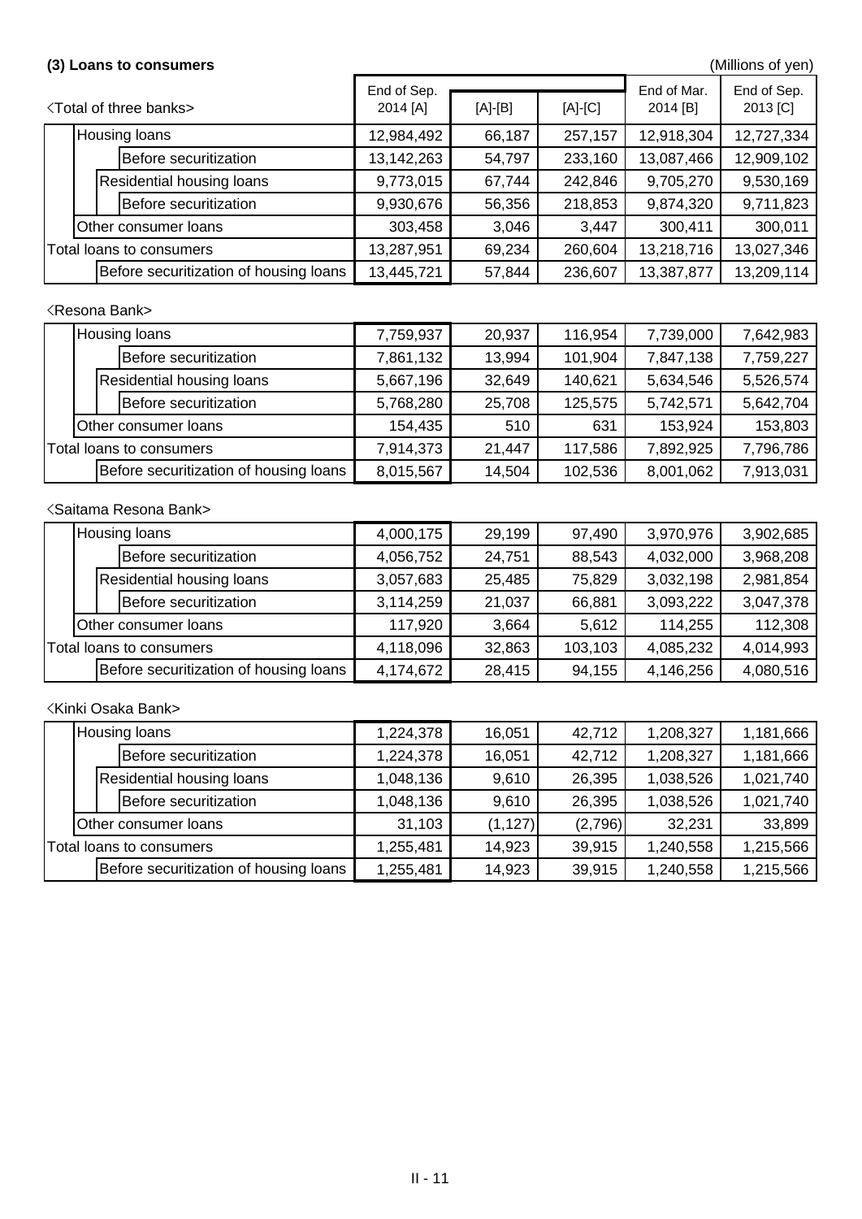### (3) Loans to consumers

(Millions of yen)

| <Total of three banks> | End of Sep. 2014 [A] | [A]-[B] | [A]-[C] | End of Mar. 2014 [B] | End of Sep. 2013 [C] |
|---|---|---|---|---|---|
| Housing loans | 12,984,492 | 66,187 | 257,157 | 12,918,304 | 12,727,334 |
| Before securitization | 13,142,263 | 54,797 | 233,160 | 13,087,466 | 12,909,102 |
| Residential housing loans | 9,773,015 | 67,744 | 242,846 | 9,705,270 | 9,530,169 |
| Before securitization | 9,930,676 | 56,356 | 218,853 | 9,874,320 | 9,711,823 |
| Other consumer loans | 303,458 | 3,046 | 3,447 | 300,411 | 300,011 |
| Total loans to consumers | 13,287,951 | 69,234 | 260,604 | 13,218,716 | 13,027,346 |
| Before securitization of housing loans | 13,445,721 | 57,844 | 236,607 | 13,387,877 | 13,209,114 |

<Resona Bank>

| | End of Sep. 2014 [A] | [A]-[B] | [A]-[C] | End of Mar. 2014 [B] | End of Sep. 2013 [C] |
|---|---|---|---|---|---|
| Housing loans | 7,759,937 | 20,937 | 116,954 | 7,739,000 | 7,642,983 |
| Before securitization | 7,861,132 | 13,994 | 101,904 | 7,847,138 | 7,759,227 |
| Residential housing loans | 5,667,196 | 32,649 | 140,621 | 5,634,546 | 5,526,574 |
| Before securitization | 5,768,280 | 25,708 | 125,575 | 5,742,571 | 5,642,704 |
| Other consumer loans | 154,435 | 510 | 631 | 153,924 | 153,803 |
| Total loans to consumers | 7,914,373 | 21,447 | 117,586 | 7,892,925 | 7,796,786 |
| Before securitization of housing loans | 8,015,567 | 14,504 | 102,536 | 8,001,062 | 7,913,031 |

<Saitama Resona Bank>

| | End of Sep. 2014 [A] | [A]-[B] | [A]-[C] | End of Mar. 2014 [B] | End of Sep. 2013 [C] |
|---|---|---|---|---|---|
| Housing loans | 4,000,175 | 29,199 | 97,490 | 3,970,976 | 3,902,685 |
| Before securitization | 4,056,752 | 24,751 | 88,543 | 4,032,000 | 3,968,208 |
| Residential housing loans | 3,057,683 | 25,485 | 75,829 | 3,032,198 | 2,981,854 |
| Before securitization | 3,114,259 | 21,037 | 66,881 | 3,093,222 | 3,047,378 |
| Other consumer loans | 117,920 | 3,664 | 5,612 | 114,255 | 112,308 |
| Total loans to consumers | 4,118,096 | 32,863 | 103,103 | 4,085,232 | 4,014,993 |
| Before securitization of housing loans | 4,174,672 | 28,415 | 94,155 | 4,146,256 | 4,080,516 |

<Kinki Osaka Bank>

| | End of Sep. 2014 [A] | [A]-[B] | [A]-[C] | End of Mar. 2014 [B] | End of Sep. 2013 [C] |
|---|---|---|---|---|---|
| Housing loans | 1,224,378 | 16,051 | 42,712 | 1,208,327 | 1,181,666 |
| Before securitization | 1,224,378 | 16,051 | 42,712 | 1,208,327 | 1,181,666 |
| Residential housing loans | 1,048,136 | 9,610 | 26,395 | 1,038,526 | 1,021,740 |
| Before securitization | 1,048,136 | 9,610 | 26,395 | 1,038,526 | 1,021,740 |
| Other consumer loans | 31,103 | (1,127) | (2,796) | 32,231 | 33,899 |
| Total loans to consumers | 1,255,481 | 14,923 | 39,915 | 1,240,558 | 1,215,566 |
| Before securitization of housing loans | 1,255,481 | 14,923 | 39,915 | 1,240,558 | 1,215,566 |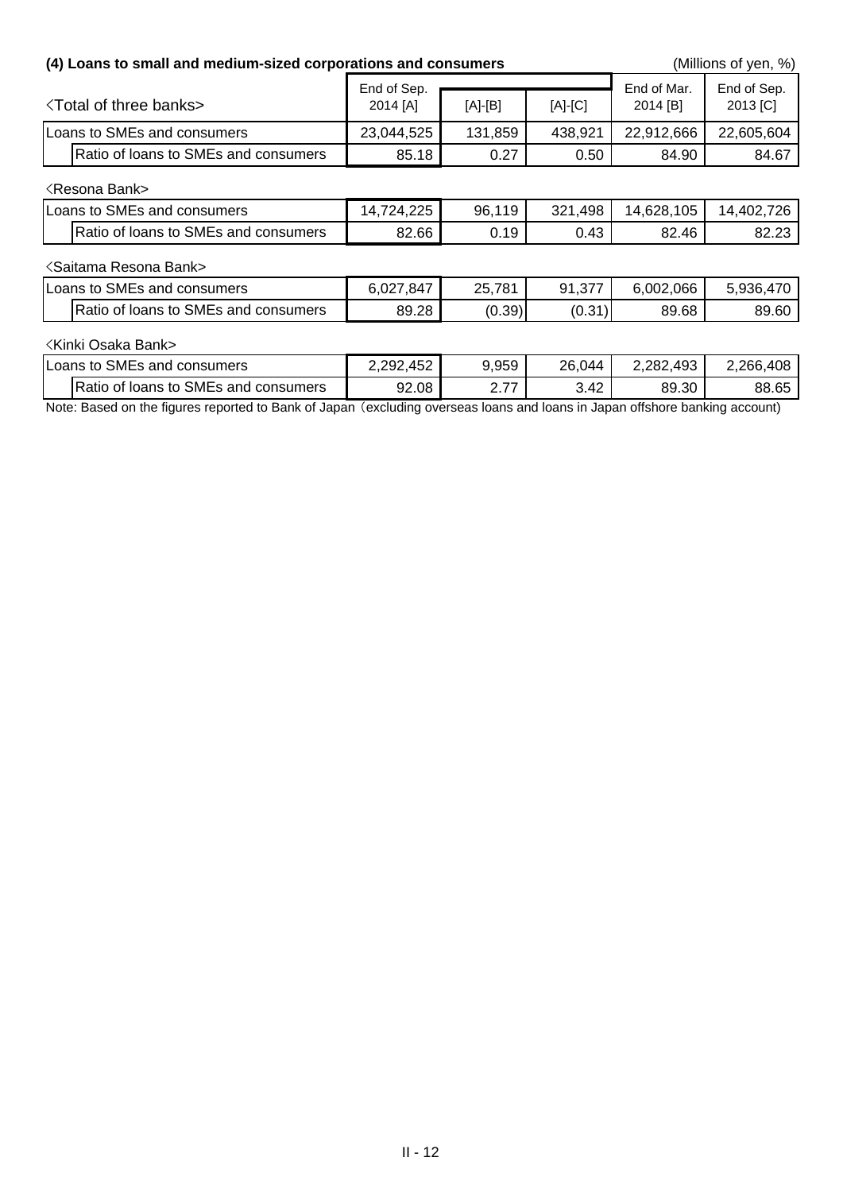### (4) Loans to small and medium-sized corporations and consumers

(Millions of yen, %)

| 〈Total of three banks〉 | End of Sep. 2014 [A] | [A]-[B] | [A]-[C] | End of Mar. 2014 [B] | End of Sep. 2013 [C] |
|---|---|---|---|---|---|
| Loans to SMEs and consumers | 23,044,525 | 131,859 | 438,921 | 22,912,666 | 22,605,604 |
| Ratio of loans to SMEs and consumers | 85.18 | 0.27 | 0.50 | 84.90 | 84.67 |

〈Resona Bank〉

| | | | | | |
|---|---|---|---|---|---|
| Loans to SMEs and consumers | 14,724,225 | 96,119 | 321,498 | 14,628,105 | 14,402,726 |
| Ratio of loans to SMEs and consumers | 82.66 | 0.19 | 0.43 | 82.46 | 82.23 |

〈Saitama Resona Bank〉

| | | | | | |
|---|---|---|---|---|---|
| Loans to SMEs and consumers | 6,027,847 | 25,781 | 91,377 | 6,002,066 | 5,936,470 |
| Ratio of loans to SMEs and consumers | 89.28 | (0.39) | (0.31) | 89.68 | 89.60 |

〈Kinki Osaka Bank〉

| | | | | | |
|---|---|---|---|---|---|
| Loans to SMEs and consumers | 2,292,452 | 9,959 | 26,044 | 2,282,493 | 2,266,408 |
| Ratio of loans to SMEs and consumers | 92.08 | 2.77 | 3.42 | 89.30 | 88.65 |

Note: Based on the figures reported to Bank of Japan（excluding overseas loans and loans in Japan offshore banking account)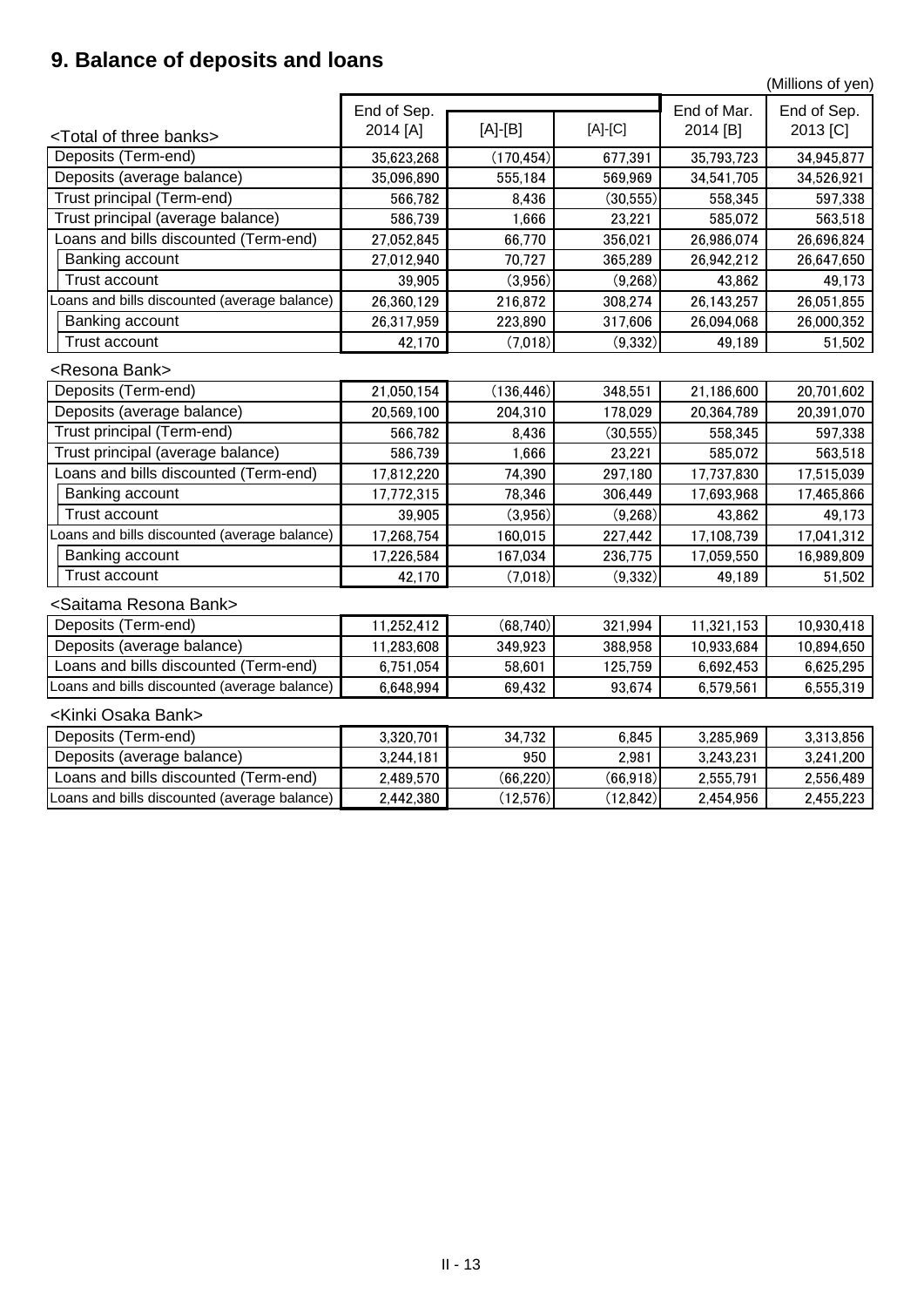# 9. Balance of deposits and loans

(Millions of yen)

| <Total of three banks> | End of Sep. 2014 [A] | [A]-[B] | [A]-[C] | End of Mar. 2014 [B] | End of Sep. 2013 [C] |
|---|---|---|---|---|---|
| Deposits (Term-end) | 35,623,268 | (170,454) | 677,391 | 35,793,723 | 34,945,877 |
| Deposits (average balance) | 35,096,890 | 555,184 | 569,969 | 34,541,705 | 34,526,921 |
| Trust principal (Term-end) | 566,782 | 8,436 | (30,555) | 558,345 | 597,338 |
| Trust principal (average balance) | 586,739 | 1,666 | 23,221 | 585,072 | 563,518 |
| Loans and bills discounted (Term-end) | 27,052,845 | 66,770 | 356,021 | 26,986,074 | 26,696,824 |
| Banking account | 27,012,940 | 70,727 | 365,289 | 26,942,212 | 26,647,650 |
| Trust account | 39,905 | (3,956) | (9,268) | 43,862 | 49,173 |
| Loans and bills discounted (average balance) | 26,360,129 | 216,872 | 308,274 | 26,143,257 | 26,051,855 |
| Banking account | 26,317,959 | 223,890 | 317,606 | 26,094,068 | 26,000,352 |
| Trust account | 42,170 | (7,018) | (9,332) | 49,189 | 51,502 |

| <Resona Bank> | End of Sep. 2014 [A] | [A]-[B] | [A]-[C] | End of Mar. 2014 [B] | End of Sep. 2013 [C] |
|---|---|---|---|---|---|
| Deposits (Term-end) | 21,050,154 | (136,446) | 348,551 | 21,186,600 | 20,701,602 |
| Deposits (average balance) | 20,569,100 | 204,310 | 178,029 | 20,364,789 | 20,391,070 |
| Trust principal (Term-end) | 566,782 | 8,436 | (30,555) | 558,345 | 597,338 |
| Trust principal (average balance) | 586,739 | 1,666 | 23,221 | 585,072 | 563,518 |
| Loans and bills discounted (Term-end) | 17,812,220 | 74,390 | 297,180 | 17,737,830 | 17,515,039 |
| Banking account | 17,772,315 | 78,346 | 306,449 | 17,693,968 | 17,465,866 |
| Trust account | 39,905 | (3,956) | (9,268) | 43,862 | 49,173 |
| Loans and bills discounted (average balance) | 17,268,754 | 160,015 | 227,442 | 17,108,739 | 17,041,312 |
| Banking account | 17,226,584 | 167,034 | 236,775 | 17,059,550 | 16,989,809 |
| Trust account | 42,170 | (7,018) | (9,332) | 49,189 | 51,502 |

| <Saitama Resona Bank> | End of Sep. 2014 [A] | [A]-[B] | [A]-[C] | End of Mar. 2014 [B] | End of Sep. 2013 [C] |
|---|---|---|---|---|---|
| Deposits (Term-end) | 11,252,412 | (68,740) | 321,994 | 11,321,153 | 10,930,418 |
| Deposits (average balance) | 11,283,608 | 349,923 | 388,958 | 10,933,684 | 10,894,650 |
| Loans and bills discounted (Term-end) | 6,751,054 | 58,601 | 125,759 | 6,692,453 | 6,625,295 |
| Loans and bills discounted (average balance) | 6,648,994 | 69,432 | 93,674 | 6,579,561 | 6,555,319 |

| <Kinki Osaka Bank> | End of Sep. 2014 [A] | [A]-[B] | [A]-[C] | End of Mar. 2014 [B] | End of Sep. 2013 [C] |
|---|---|---|---|---|---|
| Deposits (Term-end) | 3,320,701 | 34,732 | 6,845 | 3,285,969 | 3,313,856 |
| Deposits (average balance) | 3,244,181 | 950 | 2,981 | 3,243,231 | 3,241,200 |
| Loans and bills discounted (Term-end) | 2,489,570 | (66,220) | (66,918) | 2,555,791 | 2,556,489 |
| Loans and bills discounted (average balance) | 2,442,380 | (12,576) | (12,842) | 2,454,956 | 2,455,223 |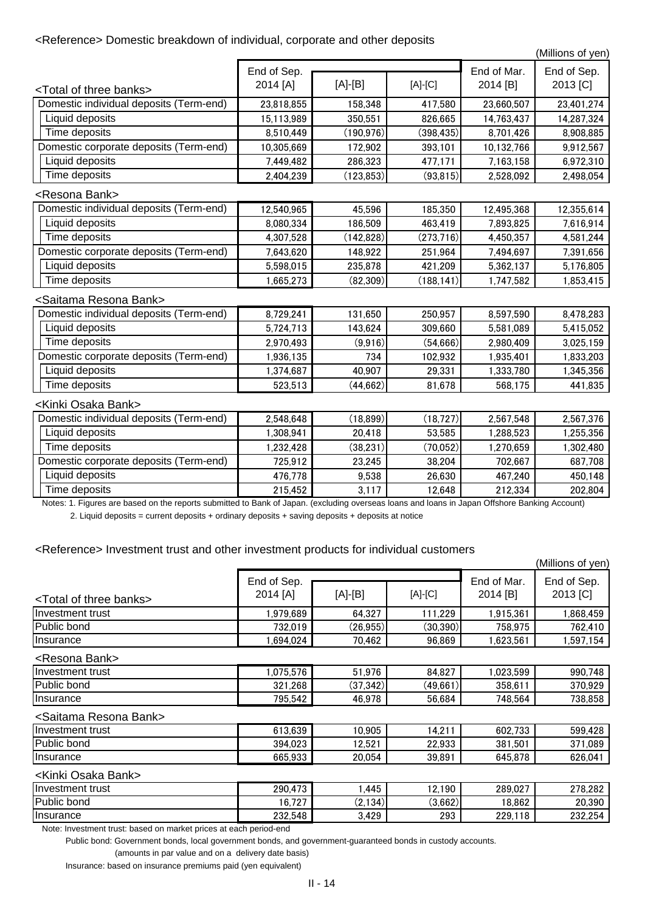## <Reference> Domestic breakdown of individual, corporate and other deposits

(Millions of yen)

| <Total of three banks> | End of Sep. 2014 [A] | [A]-[B] | [A]-[C] | End of Mar. 2014 [B] | End of Sep. 2013 [C] |
|---|---|---|---|---|---|
| Domestic individual deposits (Term-end) | 23,818,855 | 158,348 | 417,580 | 23,660,507 | 23,401,274 |
| Liquid deposits | 15,113,989 | 350,551 | 826,665 | 14,763,437 | 14,287,324 |
| Time deposits | 8,510,449 | (190,976) | (398,435) | 8,701,426 | 8,908,885 |
| Domestic corporate deposits (Term-end) | 10,305,669 | 172,902 | 393,101 | 10,132,766 | 9,912,567 |
| Liquid deposits | 7,449,482 | 286,323 | 477,171 | 7,163,158 | 6,972,310 |
| Time deposits | 2,404,239 | (123,853) | (93,815) | 2,528,092 | 2,498,054 |
| **<Resona Bank>** | | | | | |
| Domestic individual deposits (Term-end) | 12,540,965 | 45,596 | 185,350 | 12,495,368 | 12,355,614 |
| Liquid deposits | 8,080,334 | 186,509 | 463,419 | 7,893,825 | 7,616,914 |
| Time deposits | 4,307,528 | (142,828) | (273,716) | 4,450,357 | 4,581,244 |
| Domestic corporate deposits (Term-end) | 7,643,620 | 148,922 | 251,964 | 7,494,697 | 7,391,656 |
| Liquid deposits | 5,598,015 | 235,878 | 421,209 | 5,362,137 | 5,176,805 |
| Time deposits | 1,665,273 | (82,309) | (188,141) | 1,747,582 | 1,853,415 |
| **<Saitama Resona Bank>** | | | | | |
| Domestic individual deposits (Term-end) | 8,729,241 | 131,650 | 250,957 | 8,597,590 | 8,478,283 |
| Liquid deposits | 5,724,713 | 143,624 | 309,660 | 5,581,089 | 5,415,052 |
| Time deposits | 2,970,493 | (9,916) | (54,666) | 2,980,409 | 3,025,159 |
| Domestic corporate deposits (Term-end) | 1,936,135 | 734 | 102,932 | 1,935,401 | 1,833,203 |
| Liquid deposits | 1,374,687 | 40,907 | 29,331 | 1,333,780 | 1,345,356 |
| Time deposits | 523,513 | (44,662) | 81,678 | 568,175 | 441,835 |
| **<Kinki Osaka Bank>** | | | | | |
| Domestic individual deposits (Term-end) | 2,548,648 | (18,899) | (18,727) | 2,567,548 | 2,567,376 |
| Liquid deposits | 1,308,941 | 20,418 | 53,585 | 1,288,523 | 1,255,356 |
| Time deposits | 1,232,428 | (38,231) | (70,052) | 1,270,659 | 1,302,480 |
| Domestic corporate deposits (Term-end) | 725,912 | 23,245 | 38,204 | 702,667 | 687,708 |
| Liquid deposits | 476,778 | 9,538 | 26,630 | 467,240 | 450,148 |
| Time deposits | 215,452 | 3,117 | 12,648 | 212,334 | 202,804 |

Notes: 1. Figures are based on the reports submitted to Bank of Japan. (excluding overseas loans and loans in Japan Offshore Banking Account)

2. Liquid deposits = current deposits + ordinary deposits + saving deposits + deposits at notice

## <Reference> Investment trust and other investment products for individual customers

(Millions of yen)

| <Total of three banks> | End of Sep. 2014 [A] | [A]-[B] | [A]-[C] | End of Mar. 2014 [B] | End of Sep. 2013 [C] |
|---|---|---|---|---|---|
| Investment trust | 1,979,689 | 64,327 | 111,229 | 1,915,361 | 1,868,459 |
| Public bond | 732,019 | (26,955) | (30,390) | 758,975 | 762,410 |
| Insurance | 1,694,024 | 70,462 | 96,869 | 1,623,561 | 1,597,154 |
| **<Resona Bank>** | | | | | |
| Investment trust | 1,075,576 | 51,976 | 84,827 | 1,023,599 | 990,748 |
| Public bond | 321,268 | (37,342) | (49,661) | 358,611 | 370,929 |
| Insurance | 795,542 | 46,978 | 56,684 | 748,564 | 738,858 |
| **<Saitama Resona Bank>** | | | | | |
| Investment trust | 613,639 | 10,905 | 14,211 | 602,733 | 599,428 |
| Public bond | 394,023 | 12,521 | 22,933 | 381,501 | 371,089 |
| Insurance | 665,933 | 20,054 | 39,891 | 645,878 | 626,041 |
| **<Kinki Osaka Bank>** | | | | | |
| Investment trust | 290,473 | 1,445 | 12,190 | 289,027 | 278,282 |
| Public bond | 16,727 | (2,134) | (3,662) | 18,862 | 20,390 |
| Insurance | 232,548 | 3,429 | 293 | 229,118 | 232,254 |

Note: Investment trust: based on market prices at each period-end

Public bond: Government bonds, local government bonds, and government-guaranteed bonds in custody accounts.

(amounts in par value and on a delivery date basis)

Insurance: based on insurance premiums paid (yen equivalent)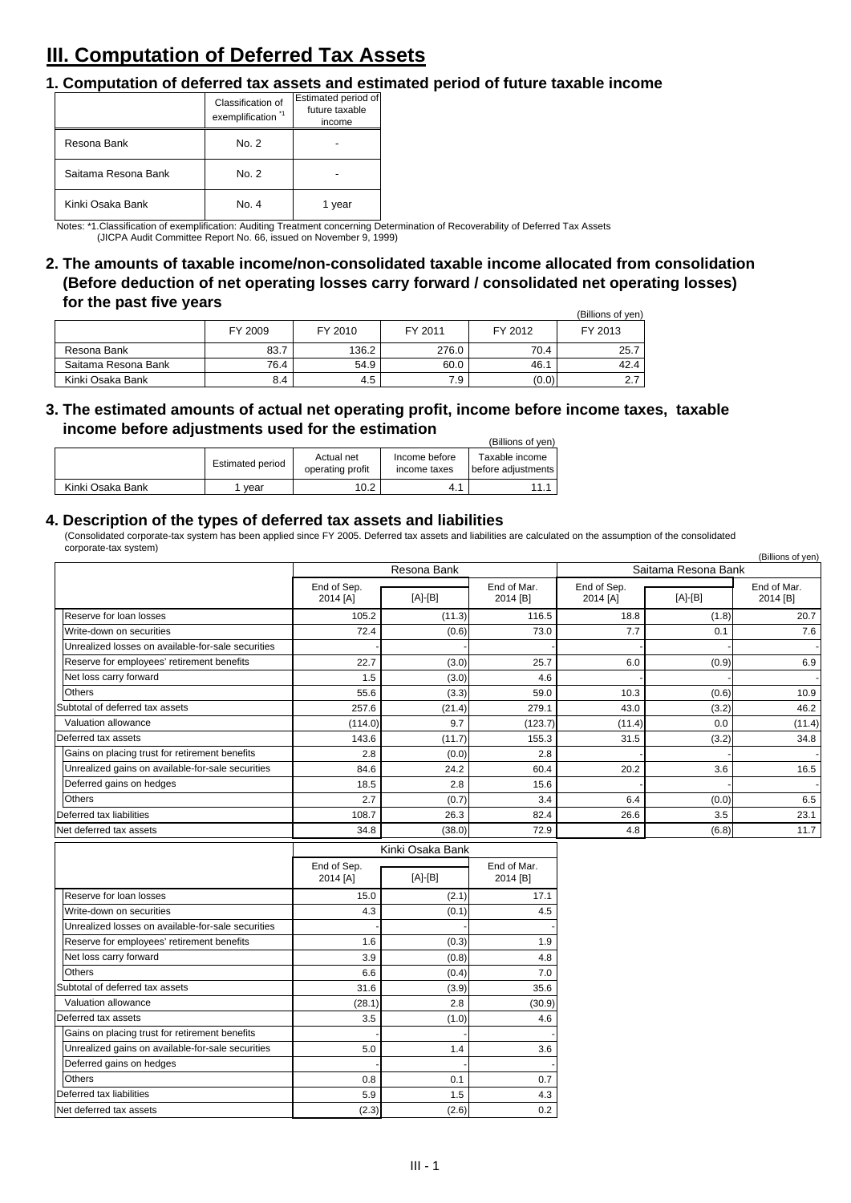# III. Computation of Deferred Tax Assets

## 1. Computation of deferred tax assets and estimated period of future taxable income

| | Classification of exemplification [*1] | Estimated period of future taxable income |
|---|---|---|
| Resona Bank | No. 2 | - |
| Saitama Resona Bank | No. 2 | - |
| Kinki Osaka Bank | No. 4 | 1 year |

Notes: *1.Classification of exemplification: Auditing Treatment concerning Determination of Recoverability of Deferred Tax Assets (JICPA Audit Committee Report No. 66, issued on November 9, 1999)

## 2. The amounts of taxable income/non-consolidated taxable income allocated from consolidation (Before deduction of net operating losses carry forward / consolidated net operating losses) for the past five years

(Billions of yen)

| | FY 2009 | FY 2010 | FY 2011 | FY 2012 | FY 2013 |
|---|---|---|---|---|---|
| Resona Bank | 83.7 | 136.2 | 276.0 | 70.4 | 25.7 |
| Saitama Resona Bank | 76.4 | 54.9 | 60.0 | 46.1 | 42.4 |
| Kinki Osaka Bank | 8.4 | 4.5 | 7.9 | (0.0) | 2.7 |

## 3. The estimated amounts of actual net operating profit, income before income taxes, taxable income before adjustments used for the estimation

(Billions of yen)

| | Estimated period | Actual net operating profit | Income before income taxes | Taxable income before adjustments |
|---|---|---|---|---|
| Kinki Osaka Bank | 1 year | 10.2 | 4.1 | 11.1 |

## 4. Description of the types of deferred tax assets and liabilities

(Consolidated corporate-tax system has been applied since FY 2005. Deferred tax assets and liabilities are calculated on the assumption of the consolidated corporate-tax system)

(Billions of yen)

| | Resona Bank | | | Saitama Resona Bank | | |
|---|---|---|---|---|---|---|
| | End of Sep. 2014 [A] | [A]-[B] | End of Mar. 2014 [B] | End of Sep. 2014 [A] | [A]-[B] | End of Mar. 2014 [B] |
| Reserve for loan losses | 105.2 | (11.3) | 116.5 | 18.8 | (1.8) | 20.7 |
| Write-down on securities | 72.4 | (0.6) | 73.0 | 7.7 | 0.1 | 7.6 |
| Unrealized losses on available-for-sale securities | - | - | - | - | - | - |
| Reserve for employees' retirement benefits | 22.7 | (3.0) | 25.7 | 6.0 | (0.9) | 6.9 |
| Net loss carry forward | 1.5 | (3.0) | 4.6 | - | - | - |
| Others | 55.6 | (3.3) | 59.0 | 10.3 | (0.6) | 10.9 |
| Subtotal of deferred tax assets | 257.6 | (21.4) | 279.1 | 43.0 | (3.2) | 46.2 |
| Valuation allowance | (114.0) | 9.7 | (123.7) | (11.4) | 0.0 | (11.4) |
| Deferred tax assets | 143.6 | (11.7) | 155.3 | 31.5 | (3.2) | 34.8 |
| Gains on placing trust for retirement benefits | 2.8 | (0.0) | 2.8 | - | - | - |
| Unrealized gains on available-for-sale securities | 84.6 | 24.2 | 60.4 | 20.2 | 3.6 | 16.5 |
| Deferred gains on hedges | 18.5 | 2.8 | 15.6 | - | - | - |
| Others | 2.7 | (0.7) | 3.4 | 6.4 | (0.0) | 6.5 |
| Deferred tax liabilities | 108.7 | 26.3 | 82.4 | 26.6 | 3.5 | 23.1 |
| Net deferred tax assets | 34.8 | (38.0) | 72.9 | 4.8 | (6.8) | 11.7 |

| | Kinki Osaka Bank | | |
|---|---|---|---|
| | End of Sep. 2014 [A] | [A]-[B] | End of Mar. 2014 [B] |
| Reserve for loan losses | 15.0 | (2.1) | 17.1 |
| Write-down on securities | 4.3 | (0.1) | 4.5 |
| Unrealized losses on available-for-sale securities | - | - | - |
| Reserve for employees' retirement benefits | 1.6 | (0.3) | 1.9 |
| Net loss carry forward | 3.9 | (0.8) | 4.8 |
| Others | 6.6 | (0.4) | 7.0 |
| Subtotal of deferred tax assets | 31.6 | (3.9) | 35.6 |
| Valuation allowance | (28.1) | 2.8 | (30.9) |
| Deferred tax assets | 3.5 | (1.0) | 4.6 |
| Gains on placing trust for retirement benefits | - | - | - |
| Unrealized gains on available-for-sale securities | 5.0 | 1.4 | 3.6 |
| Deferred gains on hedges | - | - | - |
| Others | 0.8 | 0.1 | 0.7 |
| Deferred tax liabilities | 5.9 | 1.5 | 4.3 |
| Net deferred tax assets | (2.3) | (2.6) | 0.2 |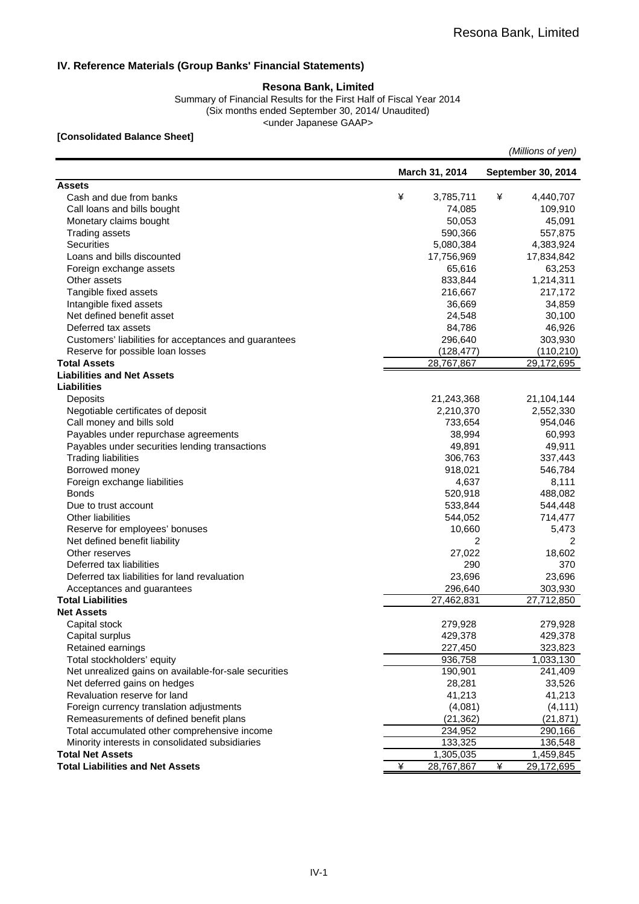## IV. Reference Materials (Group Banks' Financial Statements)

**Resona Bank, Limited**

Summary of Financial Results for the First Half of Fiscal Year 2014
(Six months ended September 30, 2014/ Unaudited)
<under Japanese GAAP>

**[Consolidated Balance Sheet]**

*(Millions of yen)*

| | March 31, 2014 | September 30, 2014 |
|---|---|---|
| **Assets** | | |
| Cash and due from banks | ¥ 3,785,711 | ¥ 4,440,707 |
| Call loans and bills bought | 74,085 | 109,910 |
| Monetary claims bought | 50,053 | 45,091 |
| Trading assets | 590,366 | 557,875 |
| Securities | 5,080,384 | 4,383,924 |
| Loans and bills discounted | 17,756,969 | 17,834,842 |
| Foreign exchange assets | 65,616 | 63,253 |
| Other assets | 833,844 | 1,214,311 |
| Tangible fixed assets | 216,667 | 217,172 |
| Intangible fixed assets | 36,669 | 34,859 |
| Net defined benefit asset | 24,548 | 30,100 |
| Deferred tax assets | 84,786 | 46,926 |
| Customers' liabilities for acceptances and guarantees | 296,640 | 303,930 |
| Reserve for possible loan losses | (128,477) | (110,210) |
| **Total Assets** | 28,767,867 | 29,172,695 |
| **Liabilities and Net Assets** | | |
| **Liabilities** | | |
| Deposits | 21,243,368 | 21,104,144 |
| Negotiable certificates of deposit | 2,210,370 | 2,552,330 |
| Call money and bills sold | 733,654 | 954,046 |
| Payables under repurchase agreements | 38,994 | 60,993 |
| Payables under securities lending transactions | 49,891 | 49,911 |
| Trading liabilities | 306,763 | 337,443 |
| Borrowed money | 918,021 | 546,784 |
| Foreign exchange liabilities | 4,637 | 8,111 |
| Bonds | 520,918 | 488,082 |
| Due to trust account | 533,844 | 544,448 |
| Other liabilities | 544,052 | 714,477 |
| Reserve for employees' bonuses | 10,660 | 5,473 |
| Net defined benefit liability | 2 | 2 |
| Other reserves | 27,022 | 18,602 |
| Deferred tax liabilities | 290 | 370 |
| Deferred tax liabilities for land revaluation | 23,696 | 23,696 |
| Acceptances and guarantees | 296,640 | 303,930 |
| **Total Liabilities** | 27,462,831 | 27,712,850 |
| **Net Assets** | | |
| Capital stock | 279,928 | 279,928 |
| Capital surplus | 429,378 | 429,378 |
| Retained earnings | 227,450 | 323,823 |
| Total stockholders' equity | 936,758 | 1,033,130 |
| Net unrealized gains on available-for-sale securities | 190,901 | 241,409 |
| Net deferred gains on hedges | 28,281 | 33,526 |
| Revaluation reserve for land | 41,213 | 41,213 |
| Foreign currency translation adjustments | (4,081) | (4,111) |
| Remeasurements of defined benefit plans | (21,362) | (21,871) |
| Total accumulated other comprehensive income | 234,952 | 290,166 |
| Minority interests in consolidated subsidiaries | 133,325 | 136,548 |
| **Total Net Assets** | 1,305,035 | 1,459,845 |
| **Total Liabilities and Net Assets** | ¥ 28,767,867 | ¥ 29,172,695 |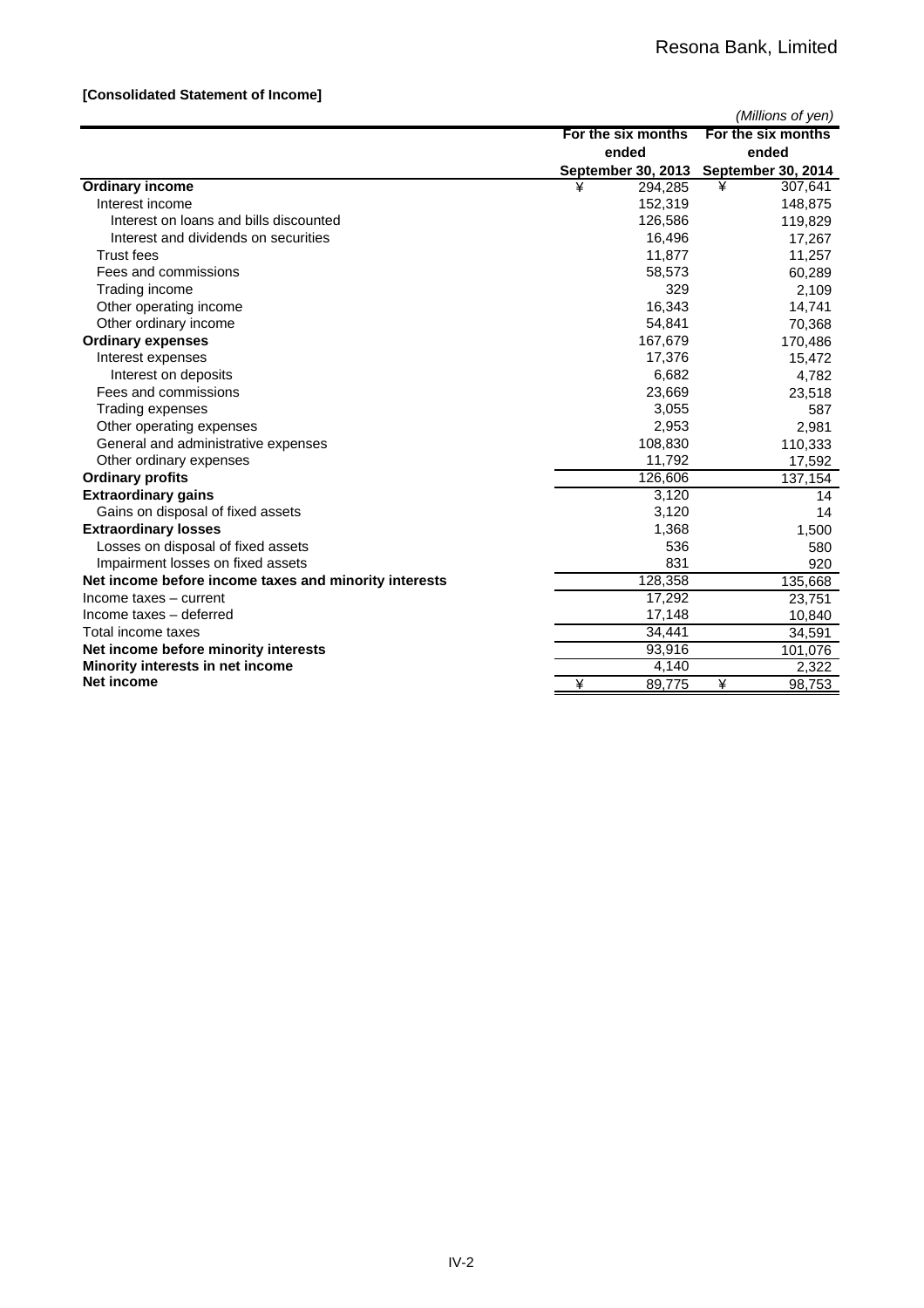**[Consolidated Statement of Income]**

*(Millions of yen)*

| | For the six months ended September 30, 2013 | For the six months ended September 30, 2014 |
|---|---|---|
| **Ordinary income** | ¥ 294,285 | ¥ 307,641 |
| Interest income | 152,319 | 148,875 |
| Interest on loans and bills discounted | 126,586 | 119,829 |
| Interest and dividends on securities | 16,496 | 17,267 |
| Trust fees | 11,877 | 11,257 |
| Fees and commissions | 58,573 | 60,289 |
| Trading income | 329 | 2,109 |
| Other operating income | 16,343 | 14,741 |
| Other ordinary income | 54,841 | 70,368 |
| **Ordinary expenses** | 167,679 | 170,486 |
| Interest expenses | 17,376 | 15,472 |
| Interest on deposits | 6,682 | 4,782 |
| Fees and commissions | 23,669 | 23,518 |
| Trading expenses | 3,055 | 587 |
| Other operating expenses | 2,953 | 2,981 |
| General and administrative expenses | 108,830 | 110,333 |
| Other ordinary expenses | 11,792 | 17,592 |
| **Ordinary profits** | 126,606 | 137,154 |
| **Extraordinary gains** | 3,120 | 14 |
| Gains on disposal of fixed assets | 3,120 | 14 |
| **Extraordinary losses** | 1,368 | 1,500 |
| Losses on disposal of fixed assets | 536 | 580 |
| Impairment losses on fixed assets | 831 | 920 |
| **Net income before income taxes and minority interests** | 128,358 | 135,668 |
| Income taxes – current | 17,292 | 23,751 |
| Income taxes – deferred | 17,148 | 10,840 |
| Total income taxes | 34,441 | 34,591 |
| **Net income before minority interests** | 93,916 | 101,076 |
| **Minority interests in net income** | 4,140 | 2,322 |
| **Net income** | ¥ 89,775 | ¥ 98,753 |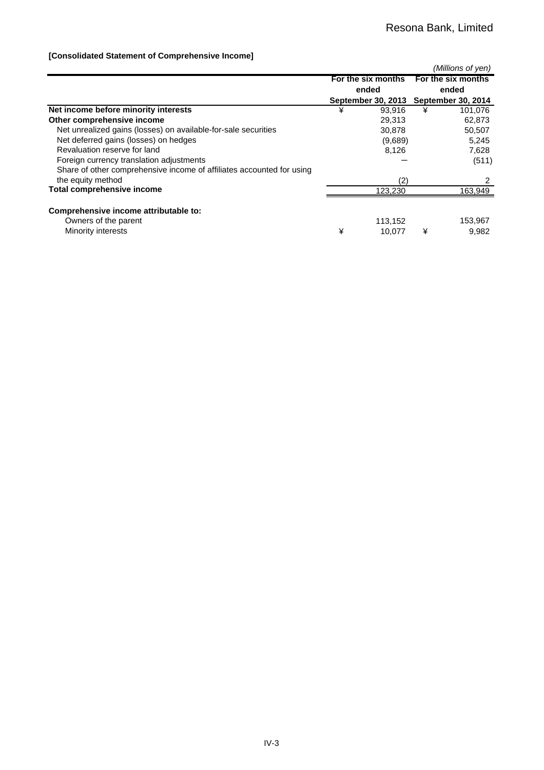**[Consolidated Statement of Comprehensive Income]**

*(Millions of yen)*

| | For the six months ended September 30, 2013 | For the six months ended September 30, 2014 |
|---|---|---|
| **Net income before minority interests** | ¥ 93,916 | ¥ 101,076 |
| **Other comprehensive income** | 29,313 | 62,873 |
| Net unrealized gains (losses) on available-for-sale securities | 30,878 | 50,507 |
| Net deferred gains (losses) on hedges | (9,689) | 5,245 |
| Revaluation reserve for land | 8,126 | 7,628 |
| Foreign currency translation adjustments | ― | (511) |
| Share of other comprehensive income of affiliates accounted for using the equity method | (2) | 2 |
| **Total comprehensive income** | 123,230 | 163,949 |
| | | |
| **Comprehensive income attributable to:** | | |
| Owners of the parent | 113,152 | 153,967 |
| Minority interests | ¥ 10,077 | ¥ 9,982 |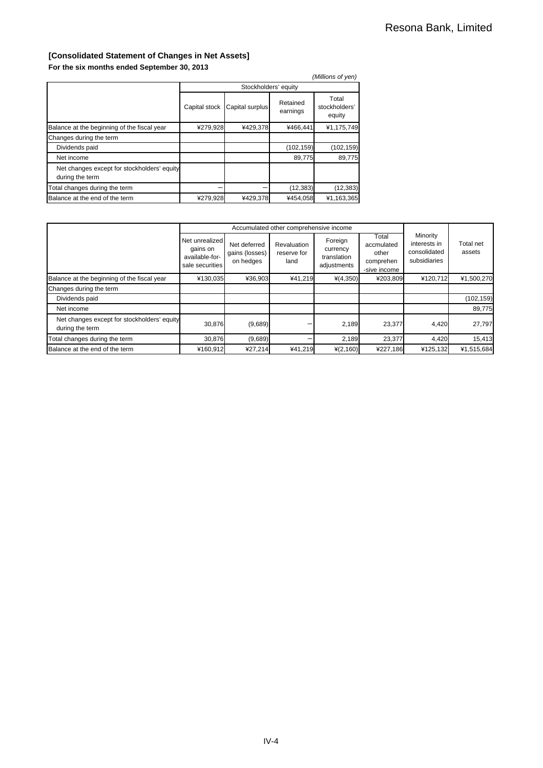**[Consolidated Statement of Changes in Net Assets]**

**For the six months ended September 30, 2013**

*(Millions of yen)*

| | Stockholders' equity | | | |
|---|---|---|---|---|
| | Capital stock | Capital surplus | Retained earnings | Total stockholders' equity |
| Balance at the beginning of the fiscal year | ¥279,928 | ¥429,378 | ¥466,441 | ¥1,175,749 |
| Changes during the term | | | | |
| Dividends paid | | | (102,159) | (102,159) |
| Net income | | | 89,775 | 89,775 |
| Net changes except for stockholders' equity during the term | | | | |
| Total changes during the term | − | − | (12,383) | (12,383) |
| Balance at the end of the term | ¥279,928 | ¥429,378 | ¥454,058 | ¥1,163,365 |

| | Accumulated other comprehensive income | | | | | Minority interests in consolidated subsidiaries | Total net assets |
|---|---|---|---|---|---|---|---|
| | Net unrealized gains on available-for-sale securities | Net deferred gains (losses) on hedges | Revaluation reserve for land | Foreign currency translation adjustments | Total accmulated other comprehen-sive income | | |
| Balance at the beginning of the fiscal year | ¥130,035 | ¥36,903 | ¥41,219 | ¥(4,350) | ¥203,809 | ¥120,712 | ¥1,500,270 |
| Changes during the term | | | | | | | |
| Dividends paid | | | | | | | (102,159) |
| Net income | | | | | | | 89,775 |
| Net changes except for stockholders' equity during the term | 30,876 | (9,689) | − | 2,189 | 23,377 | 4,420 | 27,797 |
| Total changes during the term | 30,876 | (9,689) | − | 2,189 | 23,377 | 4,420 | 15,413 |
| Balance at the end of the term | ¥160,912 | ¥27,214 | ¥41,219 | ¥(2,160) | ¥227,186 | ¥125,132 | ¥1,515,684 |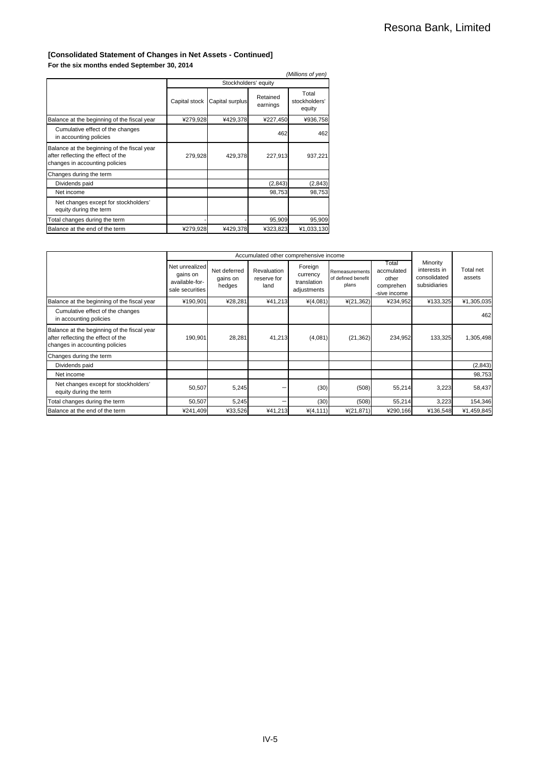**[Consolidated Statement of Changes in Net Assets - Continued]**

**For the six months ended September 30, 2014**

*(Millions of yen)*

| | Stockholders' equity | | | |
|---|---|---|---|---|
| | Capital stock | Capital surplus | Retained earnings | Total stockholders' equity |
| Balance at the beginning of the fiscal year | ¥279,928 | ¥429,378 | ¥227,450 | ¥936,758 |
| Cumulative effect of the changes in accounting policies | | | 462 | 462 |
| Balance at the beginning of the fiscal year after reflecting the effect of the changes in accounting policies | 279,928 | 429,378 | 227,913 | 937,221 |
| Changes during the term | | | | |
| Dividends paid | | | (2,843) | (2,843) |
| Net income | | | 98,753 | 98,753 |
| Net changes except for stockholders' equity during the term | | | | |
| Total changes during the term | - | - | 95,909 | 95,909 |
| Balance at the end of the term | ¥279,928 | ¥429,378 | ¥323,823 | ¥1,033,130 |

| | Accumulated other comprehensive income | | | | | | | |
|---|---|---|---|---|---|---|---|---|
| | Net unrealized gains on available-for-sale securities | Net deferred gains on hedges | Revaluation reserve for land | Foreign currency translation adjustments | Remeasurements of defined benefit plans | Total accmulated other comprehen -sive income | Minority interests in consolidated subsidiaries | Total net assets |
| Balance at the beginning of the fiscal year | ¥190,901 | ¥28,281 | ¥41,213 | ¥(4,081) | ¥(21,362) | ¥234,952 | ¥133,325 | ¥1,305,035 |
| Cumulative effect of the changes in accounting policies | | | | | | | | 462 |
| Balance at the beginning of the fiscal year after reflecting the effect of the changes in accounting policies | 190,901 | 28,281 | 41,213 | (4,081) | (21,362) | 234,952 | 133,325 | 1,305,498 |
| Changes during the term | | | | | | | | |
| Dividends paid | | | | | | | | (2,843) |
| Net income | | | | | | | | 98,753 |
| Net changes except for stockholders' equity during the term | 50,507 | 5,245 | – | (30) | (508) | 55,214 | 3,223 | 58,437 |
| Total changes during the term | 50,507 | 5,245 | – | (30) | (508) | 55,214 | 3,223 | 154,346 |
| Balance at the end of the term | ¥241,409 | ¥33,526 | ¥41,213 | ¥(4,111) | ¥(21,871) | ¥290,166 | ¥136,548 | ¥1,459,845 |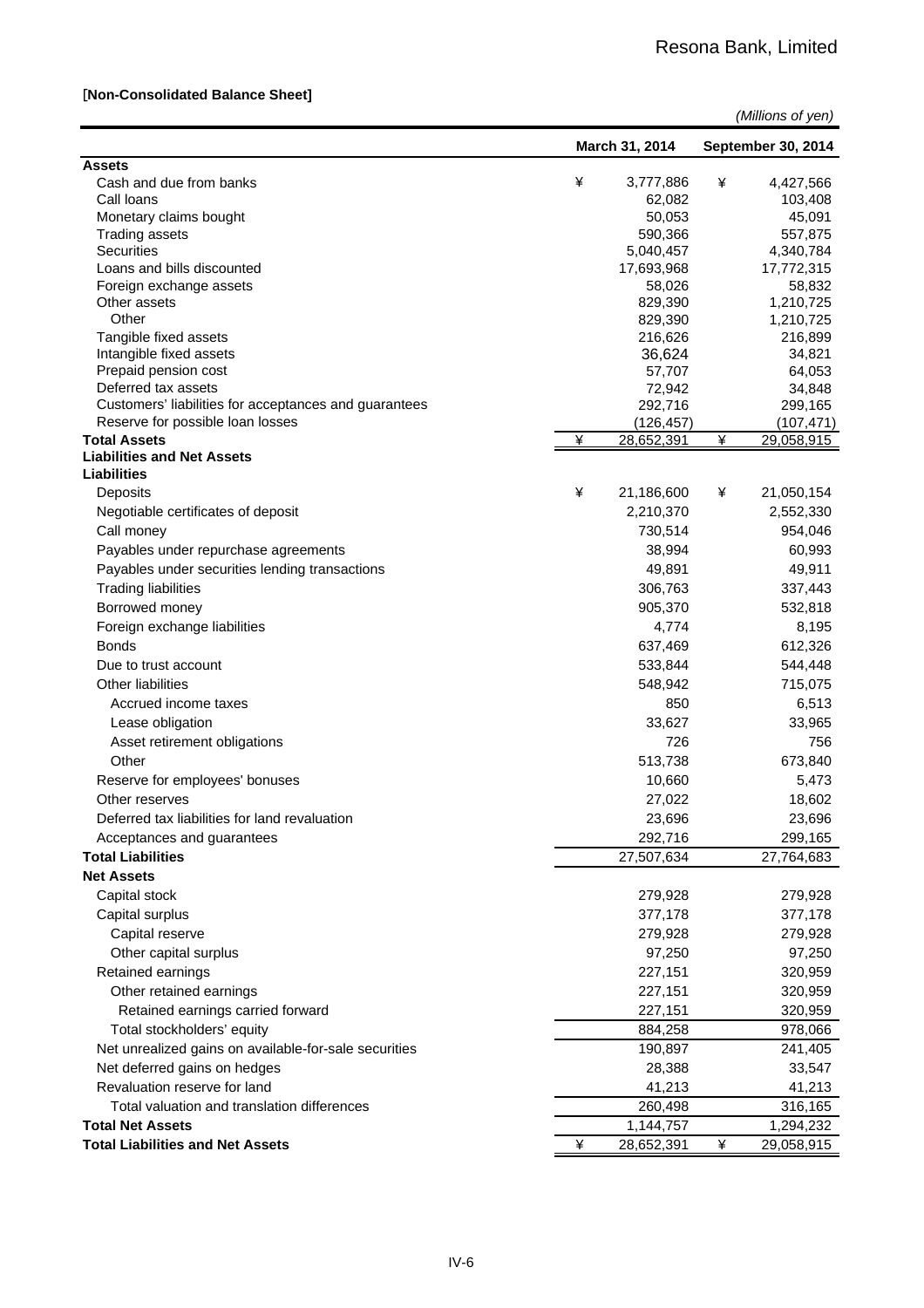[**Non-Consolidated Balance Sheet]**

*(Millions of yen)*

| | March 31, 2014 | September 30, 2014 |
|---|---|---|
| **Assets** | | |
| Cash and due from banks | ¥ 3,777,886 | ¥ 4,427,566 |
| Call loans | 62,082 | 103,408 |
| Monetary claims bought | 50,053 | 45,091 |
| Trading assets | 590,366 | 557,875 |
| Securities | 5,040,457 | 4,340,784 |
| Loans and bills discounted | 17,693,968 | 17,772,315 |
| Foreign exchange assets | 58,026 | 58,832 |
| Other assets | 829,390 | 1,210,725 |
| Other | 829,390 | 1,210,725 |
| Tangible fixed assets | 216,626 | 216,899 |
| Intangible fixed assets | 36,624 | 34,821 |
| Prepaid pension cost | 57,707 | 64,053 |
| Deferred tax assets | 72,942 | 34,848 |
| Customers' liabilities for acceptances and guarantees | 292,716 | 299,165 |
| Reserve for possible loan losses | (126,457) | (107,471) |
| **Total Assets** | ¥ 28,652,391 | ¥ 29,058,915 |
| **Liabilities and Net Assets** | | |
| **Liabilities** | | |
| Deposits | ¥ 21,186,600 | ¥ 21,050,154 |
| Negotiable certificates of deposit | 2,210,370 | 2,552,330 |
| Call money | 730,514 | 954,046 |
| Payables under repurchase agreements | 38,994 | 60,993 |
| Payables under securities lending transactions | 49,891 | 49,911 |
| Trading liabilities | 306,763 | 337,443 |
| Borrowed money | 905,370 | 532,818 |
| Foreign exchange liabilities | 4,774 | 8,195 |
| Bonds | 637,469 | 612,326 |
| Due to trust account | 533,844 | 544,448 |
| Other liabilities | 548,942 | 715,075 |
| Accrued income taxes | 850 | 6,513 |
| Lease obligation | 33,627 | 33,965 |
| Asset retirement obligations | 726 | 756 |
| Other | 513,738 | 673,840 |
| Reserve for employees' bonuses | 10,660 | 5,473 |
| Other reserves | 27,022 | 18,602 |
| Deferred tax liabilities for land revaluation | 23,696 | 23,696 |
| Acceptances and guarantees | 292,716 | 299,165 |
| **Total Liabilities** | 27,507,634 | 27,764,683 |
| **Net Assets** | | |
| Capital stock | 279,928 | 279,928 |
| Capital surplus | 377,178 | 377,178 |
| Capital reserve | 279,928 | 279,928 |
| Other capital surplus | 97,250 | 97,250 |
| Retained earnings | 227,151 | 320,959 |
| Other retained earnings | 227,151 | 320,959 |
| Retained earnings carried forward | 227,151 | 320,959 |
| Total stockholders' equity | 884,258 | 978,066 |
| Net unrealized gains on available-for-sale securities | 190,897 | 241,405 |
| Net deferred gains on hedges | 28,388 | 33,547 |
| Revaluation reserve for land | 41,213 | 41,213 |
| Total valuation and translation differences | 260,498 | 316,165 |
| **Total Net Assets** | 1,144,757 | 1,294,232 |
| **Total Liabilities and Net Assets** | ¥ 28,652,391 | ¥ 29,058,915 |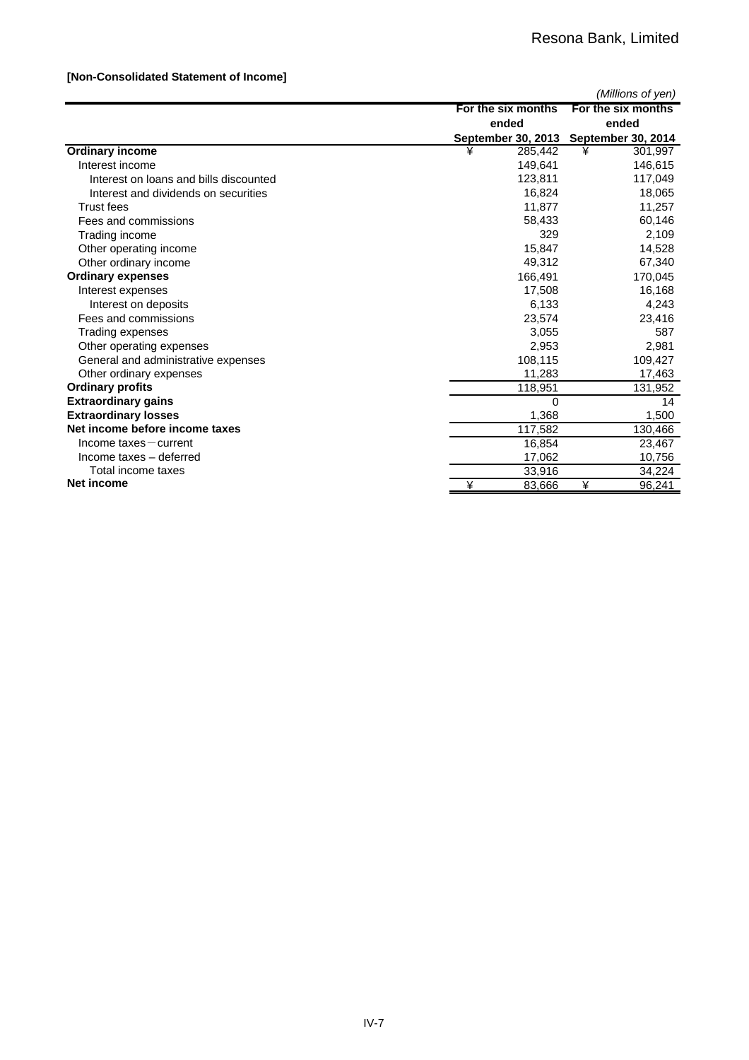**[Non-Consolidated Statement of Income]**

*(Millions of yen)*

| | For the six months ended September 30, 2013 | For the six months ended September 30, 2014 |
|---|---|---|
| **Ordinary income** | ¥ 285,442 | ¥ 301,997 |
| Interest income | 149,641 | 146,615 |
| Interest on loans and bills discounted | 123,811 | 117,049 |
| Interest and dividends on securities | 16,824 | 18,065 |
| Trust fees | 11,877 | 11,257 |
| Fees and commissions | 58,433 | 60,146 |
| Trading income | 329 | 2,109 |
| Other operating income | 15,847 | 14,528 |
| Other ordinary income | 49,312 | 67,340 |
| **Ordinary expenses** | 166,491 | 170,045 |
| Interest expenses | 17,508 | 16,168 |
| Interest on deposits | 6,133 | 4,243 |
| Fees and commissions | 23,574 | 23,416 |
| Trading expenses | 3,055 | 587 |
| Other operating expenses | 2,953 | 2,981 |
| General and administrative expenses | 108,115 | 109,427 |
| Other ordinary expenses | 11,283 | 17,463 |
| **Ordinary profits** | 118,951 | 131,952 |
| **Extraordinary gains** | 0 | 14 |
| **Extraordinary losses** | 1,368 | 1,500 |
| **Net income before income taxes** | 117,582 | 130,466 |
| Income taxes－current | 16,854 | 23,467 |
| Income taxes – deferred | 17,062 | 10,756 |
| Total income taxes | 33,916 | 34,224 |
| **Net income** | ¥ 83,666 | ¥ 96,241 |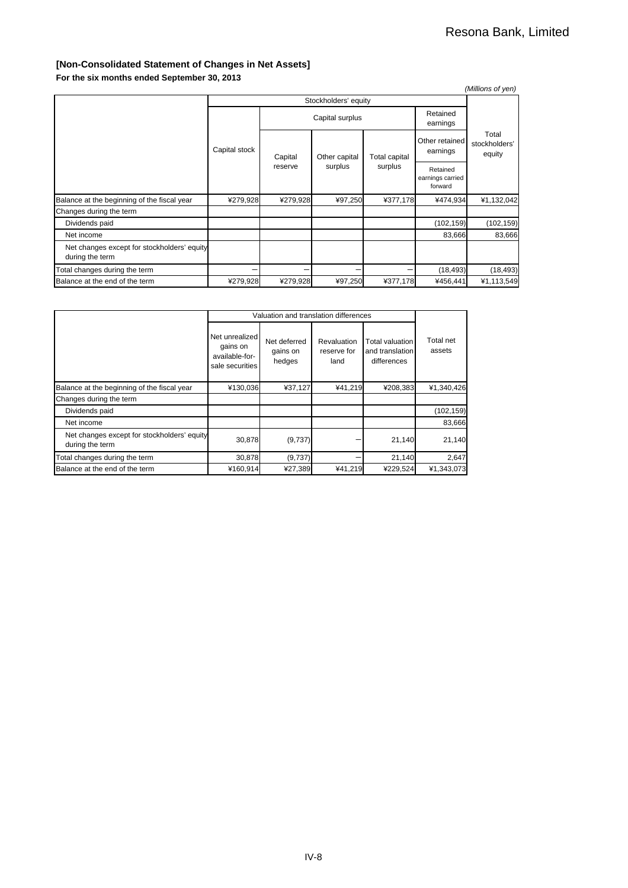### [Non-Consolidated Statement of Changes in Net Assets]

**For the six months ended September 30, 2013**

*(Millions of yen)*

| | Stockholders' equity | | | | | |
|---|---|---|---|---|---|---|
| | Capital stock | Capital surplus | | | Retained earnings | Total stockholders' equity |
| | | Capital reserve | Other capital surplus | Total capital surplus | Other retained earnings | |
| | | | | | Retained earnings carried forward | |
| Balance at the beginning of the fiscal year | ¥279,928 | ¥279,928 | ¥97,250 | ¥377,178 | ¥474,934 | ¥1,132,042 |
| Changes during the term | | | | | | |
| Dividends paid | | | | | (102,159) | (102,159) |
| Net income | | | | | 83,666 | 83,666 |
| Net changes except for stockholders' equity during the term | | | | | | |
| Total changes during the term | — | — | — | — | (18,493) | (18,493) |
| Balance at the end of the term | ¥279,928 | ¥279,928 | ¥97,250 | ¥377,178 | ¥456,441 | ¥1,113,549 |

| | Valuation and translation differences | | | | Total net assets |
|---|---|---|---|---|---|
| | Net unrealized gains on available-for-sale securities | Net deferred gains on hedges | Revaluation reserve for land | Total valuation and translation differences | |
| Balance at the beginning of the fiscal year | ¥130,036 | ¥37,127 | ¥41,219 | ¥208,383 | ¥1,340,426 |
| Changes during the term | | | | | |
| Dividends paid | | | | | (102,159) |
| Net income | | | | | 83,666 |
| Net changes except for stockholders' equity during the term | 30,878 | (9,737) | — | 21,140 | 21,140 |
| Total changes during the term | 30,878 | (9,737) | — | 21,140 | 2,647 |
| Balance at the end of the term | ¥160,914 | ¥27,389 | ¥41,219 | ¥229,524 | ¥1,343,073 |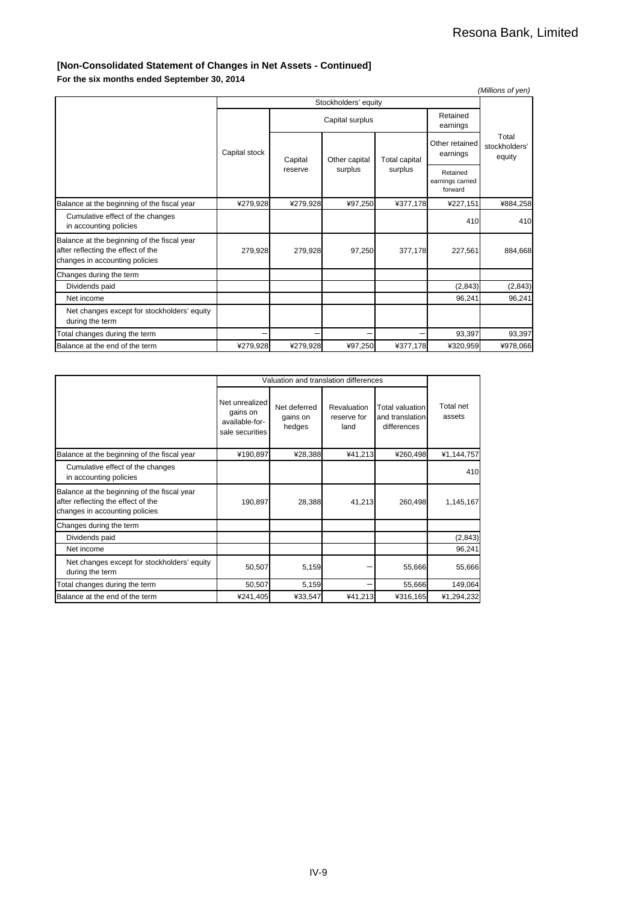## [Non-Consolidated Statement of Changes in Net Assets - Continued]

**For the six months ended September 30, 2014**

*(Millions of yen)*

| | Stockholders' equity | | | | | |
|---|---|---|---|---|---|---|
| | Capital stock | Capital surplus | | | Retained earnings | Total stockholders' equity |
| | | Capital reserve | Other capital surplus | Total capital surplus | Other retained earnings | |
| | | | | | Retained earnings carried forward | |
| Balance at the beginning of the fiscal year | ¥279,928 | ¥279,928 | ¥97,250 | ¥377,178 | ¥227,151 | ¥884,258 |
| Cumulative effect of the changes in accounting policies | | | | | 410 | 410 |
| Balance at the beginning of the fiscal year after reflecting the effect of the changes in accounting policies | 279,928 | 279,928 | 97,250 | 377,178 | 227,561 | 884,668 |
| Changes during the term | | | | | | |
| Dividends paid | | | | | (2,843) | (2,843) |
| Net income | | | | | 96,241 | 96,241 |
| Net changes except for stockholders' equity during the term | | | | | | |
| Total changes during the term | ― | ― | ― | ― | 93,397 | 93,397 |
| Balance at the end of the term | ¥279,928 | ¥279,928 | ¥97,250 | ¥377,178 | ¥320,959 | ¥978,066 |

| | Valuation and translation differences | | | | Total net assets |
|---|---|---|---|---|---|
| | Net unrealized gains on available-for-sale securities | Net deferred gains on hedges | Revaluation reserve for land | Total valuation and translation differences | |
| Balance at the beginning of the fiscal year | ¥190,897 | ¥28,388 | ¥41,213 | ¥260,498 | ¥1,144,757 |
| Cumulative effect of the changes in accounting policies | | | | | 410 |
| Balance at the beginning of the fiscal year after reflecting the effect of the changes in accounting policies | 190,897 | 28,388 | 41,213 | 260,498 | 1,145,167 |
| Changes during the term | | | | | |
| Dividends paid | | | | | (2,843) |
| Net income | | | | | 96,241 |
| Net changes except for stockholders' equity during the term | 50,507 | 5,159 | ― | 55,666 | 55,666 |
| Total changes during the term | 50,507 | 5,159 | ― | 55,666 | 149,064 |
| Balance at the end of the term | ¥241,405 | ¥33,547 | ¥41,213 | ¥316,165 | ¥1,294,232 |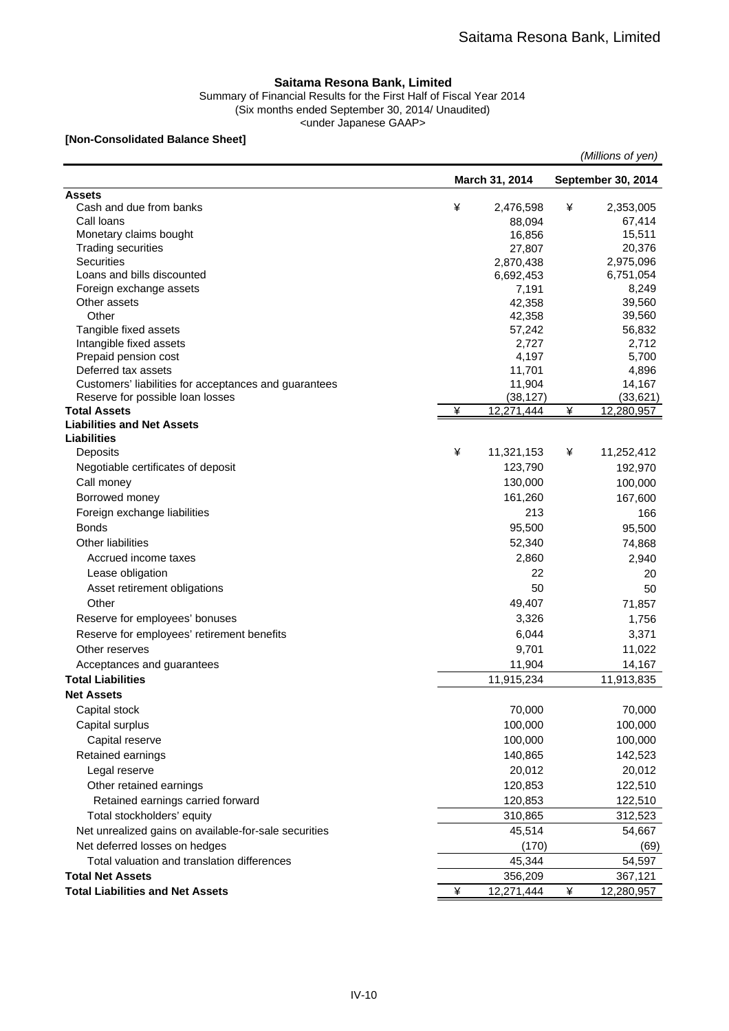## Saitama Resona Bank, Limited

Summary of Financial Results for the First Half of Fiscal Year 2014
(Six months ended September 30, 2014/ Unaudited)
<under Japanese GAAP>

**[Non-Consolidated Balance Sheet]**

*(Millions of yen)*

| | March 31, 2014 | September 30, 2014 |
|---|---|---|
| **Assets** | | |
| Cash and due from banks | ¥ 2,476,598 | ¥ 2,353,005 |
| Call loans | 88,094 | 67,414 |
| Monetary claims bought | 16,856 | 15,511 |
| Trading securities | 27,807 | 20,376 |
| Securities | 2,870,438 | 2,975,096 |
| Loans and bills discounted | 6,692,453 | 6,751,054 |
| Foreign exchange assets | 7,191 | 8,249 |
| Other assets | 42,358 | 39,560 |
| Other | 42,358 | 39,560 |
| Tangible fixed assets | 57,242 | 56,832 |
| Intangible fixed assets | 2,727 | 2,712 |
| Prepaid pension cost | 4,197 | 5,700 |
| Deferred tax assets | 11,701 | 4,896 |
| Customers' liabilities for acceptances and guarantees | 11,904 | 14,167 |
| Reserve for possible loan losses | (38,127) | (33,621) |
| **Total Assets** | ¥ 12,271,444 | ¥ 12,280,957 |
| **Liabilities and Net Assets** | | |
| **Liabilities** | | |
| Deposits | ¥ 11,321,153 | ¥ 11,252,412 |
| Negotiable certificates of deposit | 123,790 | 192,970 |
| Call money | 130,000 | 100,000 |
| Borrowed money | 161,260 | 167,600 |
| Foreign exchange liabilities | 213 | 166 |
| Bonds | 95,500 | 95,500 |
| Other liabilities | 52,340 | 74,868 |
| Accrued income taxes | 2,860 | 2,940 |
| Lease obligation | 22 | 20 |
| Asset retirement obligations | 50 | 50 |
| Other | 49,407 | 71,857 |
| Reserve for employees' bonuses | 3,326 | 1,756 |
| Reserve for employees' retirement benefits | 6,044 | 3,371 |
| Other reserves | 9,701 | 11,022 |
| Acceptances and guarantees | 11,904 | 14,167 |
| **Total Liabilities** | 11,915,234 | 11,913,835 |
| **Net Assets** | | |
| Capital stock | 70,000 | 70,000 |
| Capital surplus | 100,000 | 100,000 |
| Capital reserve | 100,000 | 100,000 |
| Retained earnings | 140,865 | 142,523 |
| Legal reserve | 20,012 | 20,012 |
| Other retained earnings | 120,853 | 122,510 |
| Retained earnings carried forward | 120,853 | 122,510 |
| Total stockholders' equity | 310,865 | 312,523 |
| Net unrealized gains on available-for-sale securities | 45,514 | 54,667 |
| Net deferred losses on hedges | (170) | (69) |
| Total valuation and translation differences | 45,344 | 54,597 |
| **Total Net Assets** | 356,209 | 367,121 |
| **Total Liabilities and Net Assets** | ¥ 12,271,444 | ¥ 12,280,957 |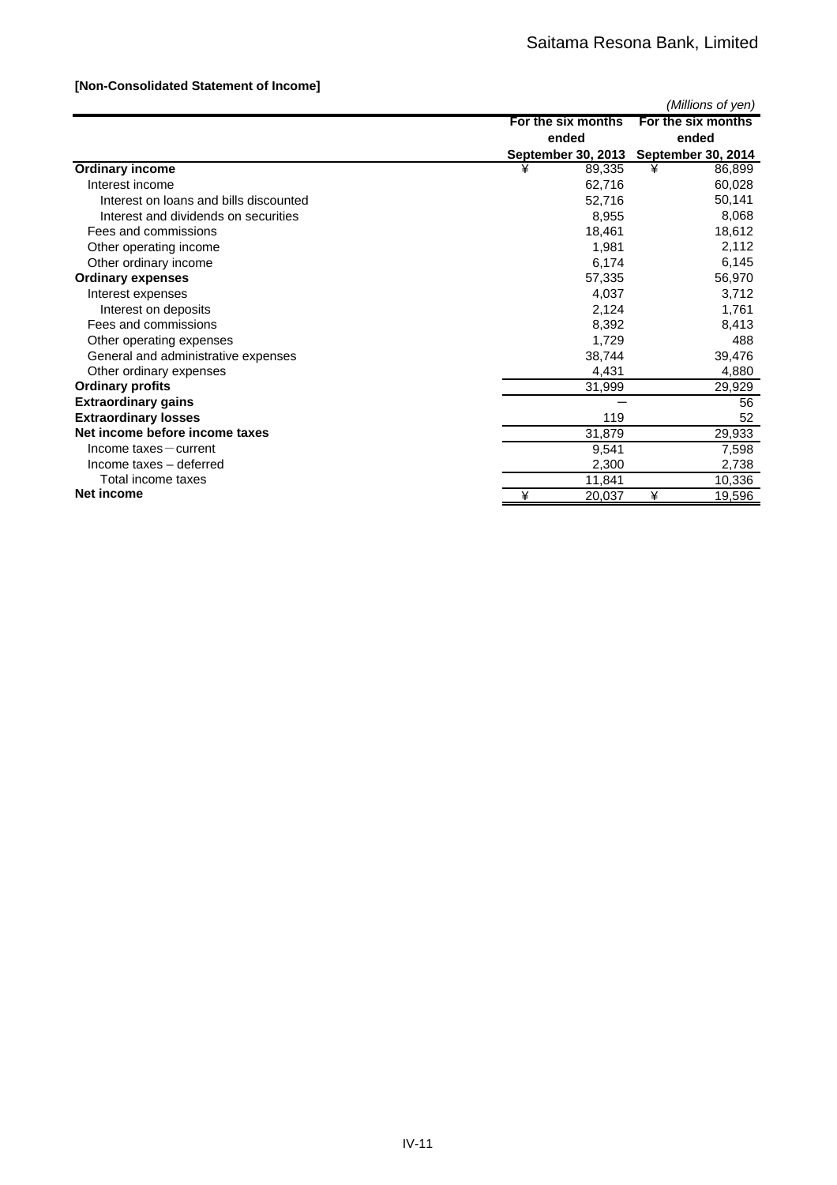**[Non-Consolidated Statement of Income]**

*(Millions of yen)*

| | For the six months ended September 30, 2013 | For the six months ended September 30, 2014 |
|---|---|---|
| **Ordinary income** | ¥ 89,335 | ¥ 86,899 |
| Interest income | 62,716 | 60,028 |
| Interest on loans and bills discounted | 52,716 | 50,141 |
| Interest and dividends on securities | 8,955 | 8,068 |
| Fees and commissions | 18,461 | 18,612 |
| Other operating income | 1,981 | 2,112 |
| Other ordinary income | 6,174 | 6,145 |
| **Ordinary expenses** | 57,335 | 56,970 |
| Interest expenses | 4,037 | 3,712 |
| Interest on deposits | 2,124 | 1,761 |
| Fees and commissions | 8,392 | 8,413 |
| Other operating expenses | 1,729 | 488 |
| General and administrative expenses | 38,744 | 39,476 |
| Other ordinary expenses | 4,431 | 4,880 |
| **Ordinary profits** | 31,999 | 29,929 |
| **Extraordinary gains** | － | 56 |
| **Extraordinary losses** | 119 | 52 |
| **Net income before income taxes** | 31,879 | 29,933 |
| Income taxes－current | 9,541 | 7,598 |
| Income taxes – deferred | 2,300 | 2,738 |
| Total income taxes | 11,841 | 10,336 |
| **Net income** | ¥ 20,037 | ¥ 19,596 |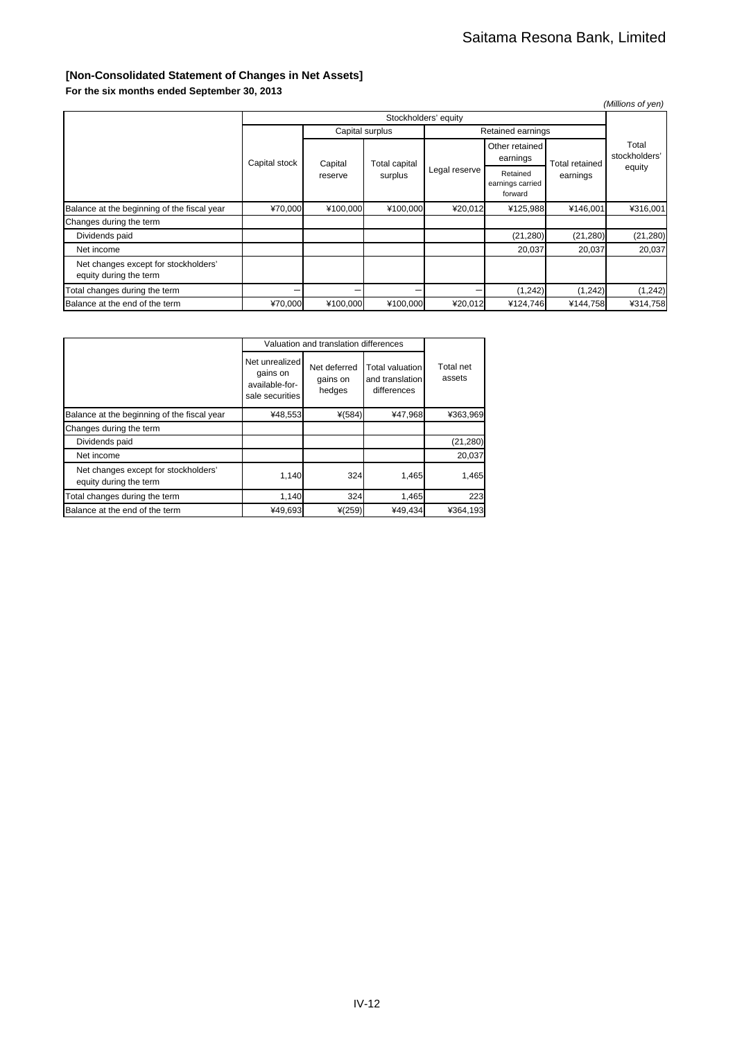## [Non-Consolidated Statement of Changes in Net Assets]

**For the six months ended September 30, 2013**

*(Millions of yen)*

| | Stockholders' equity | | | | | | |
|---|---|---|---|---|---|---|---|
| | Capital stock | Capital surplus | | Retained earnings | | | Total stockholders' equity |
| | | Capital reserve | Total capital surplus | Legal reserve | Other retained earnings | Total retained earnings | |
| | | | | | Retained earnings carried forward | | |
| Balance at the beginning of the fiscal year | ¥70,000 | ¥100,000 | ¥100,000 | ¥20,012 | ¥125,988 | ¥146,001 | ¥316,001 |
| Changes during the term | | | | | | | |
| Dividends paid | | | | | (21,280) | (21,280) | (21,280) |
| Net income | | | | | 20,037 | 20,037 | 20,037 |
| Net changes except for stockholders' equity during the term | | | | | | | |
| Total changes during the term | — | — | — | — | (1,242) | (1,242) | (1,242) |
| Balance at the end of the term | ¥70,000 | ¥100,000 | ¥100,000 | ¥20,012 | ¥124,746 | ¥144,758 | ¥314,758 |

| | Valuation and translation differences | | | Total net assets |
|---|---|---|---|---|
| | Net unrealized gains on available-for-sale securities | Net deferred gains on hedges | Total valuation and translation differences | |
| Balance at the beginning of the fiscal year | ¥48,553 | ¥(584) | ¥47,968 | ¥363,969 |
| Changes during the term | | | | |
| Dividends paid | | | | (21,280) |
| Net income | | | | 20,037 |
| Net changes except for stockholders' equity during the term | 1,140 | 324 | 1,465 | 1,465 |
| Total changes during the term | 1,140 | 324 | 1,465 | 223 |
| Balance at the end of the term | ¥49,693 | ¥(259) | ¥49,434 | ¥364,193 |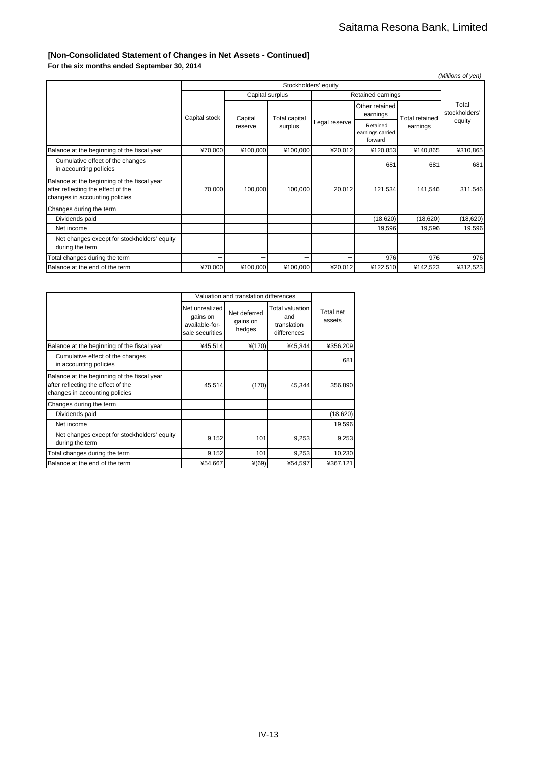### [Non-Consolidated Statement of Changes in Net Assets - Continued]

**For the six months ended September 30, 2014**

*(Millions of yen)*

| | Stockholders' equity | | | | | | |
|---|---|---|---|---|---|---|---|
| | Capital stock | Capital surplus | | Retained earnings | | | Total stockholders' equity |
| | | Capital reserve | Total capital surplus | Legal reserve | Other retained earnings | Total retained earnings | |
| | | | | | Retained earnings carried forward | | |
| Balance at the beginning of the fiscal year | ¥70,000 | ¥100,000 | ¥100,000 | ¥20,012 | ¥120,853 | ¥140,865 | ¥310,865 |
| Cumulative effect of the changes in accounting policies | | | | | 681 | 681 | 681 |
| Balance at the beginning of the fiscal year after reflecting the effect of the changes in accounting policies | 70,000 | 100,000 | 100,000 | 20,012 | 121,534 | 141,546 | 311,546 |
| Changes during the term | | | | | | | |
| Dividends paid | | | | | (18,620) | (18,620) | (18,620) |
| Net income | | | | | 19,596 | 19,596 | 19,596 |
| Net changes except for stockholders' equity during the term | | | | | | | |
| Total changes during the term | – | – | – | – | 976 | 976 | 976 |
| Balance at the end of the term | ¥70,000 | ¥100,000 | ¥100,000 | ¥20,012 | ¥122,510 | ¥142,523 | ¥312,523 |

| | Valuation and translation differences | | | Total net assets |
|---|---|---|---|---|
| | Net unrealized gains on available-for-sale securities | Net deferred gains on hedges | Total valuation and translation differences | |
| Balance at the beginning of the fiscal year | ¥45,514 | ¥(170) | ¥45,344 | ¥356,209 |
| Cumulative effect of the changes in accounting policies | | | | 681 |
| Balance at the beginning of the fiscal year after reflecting the effect of the changes in accounting policies | 45,514 | (170) | 45,344 | 356,890 |
| Changes during the term | | | | |
| Dividends paid | | | | (18,620) |
| Net income | | | | 19,596 |
| Net changes except for stockholders' equity during the term | 9,152 | 101 | 9,253 | 9,253 |
| Total changes during the term | 9,152 | 101 | 9,253 | 10,230 |
| Balance at the end of the term | ¥54,667 | ¥(69) | ¥54,597 | ¥367,121 |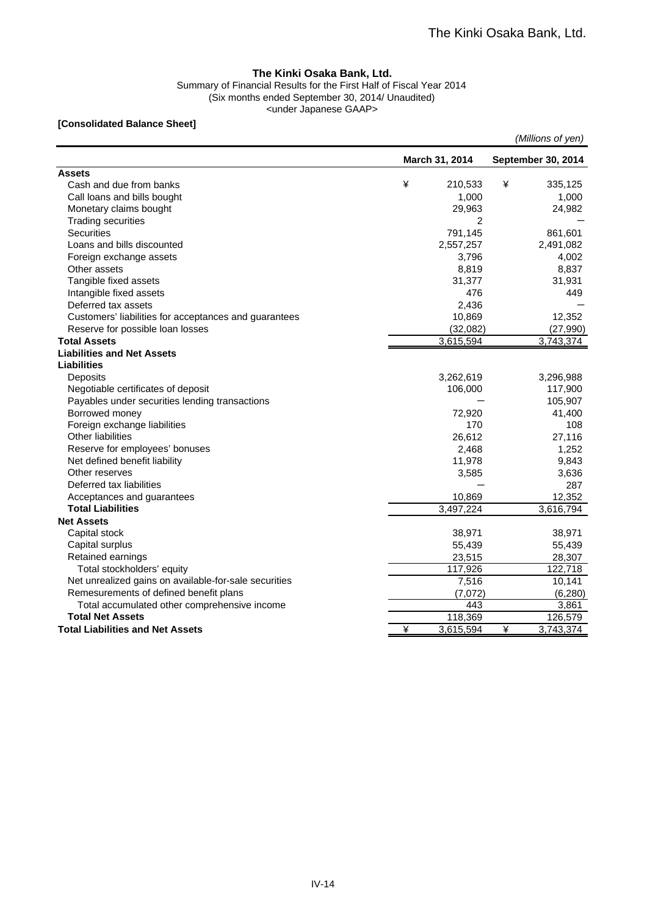# The Kinki Osaka Bank, Ltd.

Summary of Financial Results for the First Half of Fiscal Year 2014
(Six months ended September 30, 2014/ Unaudited)
<under Japanese GAAP>

**[Consolidated Balance Sheet]**

*(Millions of yen)*

| | March 31, 2014 | September 30, 2014 |
|---|---|---|
| **Assets** | | |
| Cash and due from banks | ¥ 210,533 | ¥ 335,125 |
| Call loans and bills bought | 1,000 | 1,000 |
| Monetary claims bought | 29,963 | 24,982 |
| Trading securities | 2 | ― |
| Securities | 791,145 | 861,601 |
| Loans and bills discounted | 2,557,257 | 2,491,082 |
| Foreign exchange assets | 3,796 | 4,002 |
| Other assets | 8,819 | 8,837 |
| Tangible fixed assets | 31,377 | 31,931 |
| Intangible fixed assets | 476 | 449 |
| Deferred tax assets | 2,436 | ― |
| Customers' liabilities for acceptances and guarantees | 10,869 | 12,352 |
| Reserve for possible loan losses | (32,082) | (27,990) |
| **Total Assets** | 3,615,594 | 3,743,374 |
| **Liabilities and Net Assets** | | |
| **Liabilities** | | |
| Deposits | 3,262,619 | 3,296,988 |
| Negotiable certificates of deposit | 106,000 | 117,900 |
| Payables under securities lending transactions | ― | 105,907 |
| Borrowed money | 72,920 | 41,400 |
| Foreign exchange liabilities | 170 | 108 |
| Other liabilities | 26,612 | 27,116 |
| Reserve for employees' bonuses | 2,468 | 1,252 |
| Net defined benefit liability | 11,978 | 9,843 |
| Other reserves | 3,585 | 3,636 |
| Deferred tax liabilities | ― | 287 |
| Acceptances and guarantees | 10,869 | 12,352 |
| **Total Liabilities** | 3,497,224 | 3,616,794 |
| **Net Assets** | | |
| Capital stock | 38,971 | 38,971 |
| Capital surplus | 55,439 | 55,439 |
| Retained earnings | 23,515 | 28,307 |
| Total stockholders' equity | 117,926 | 122,718 |
| Net unrealized gains on available-for-sale securities | 7,516 | 10,141 |
| Remesurements of defined benefit plans | (7,072) | (6,280) |
| Total accumulated other comprehensive income | 443 | 3,861 |
| **Total Net Assets** | 118,369 | 126,579 |
| **Total Liabilities and Net Assets** | ¥ 3,615,594 | ¥ 3,743,374 |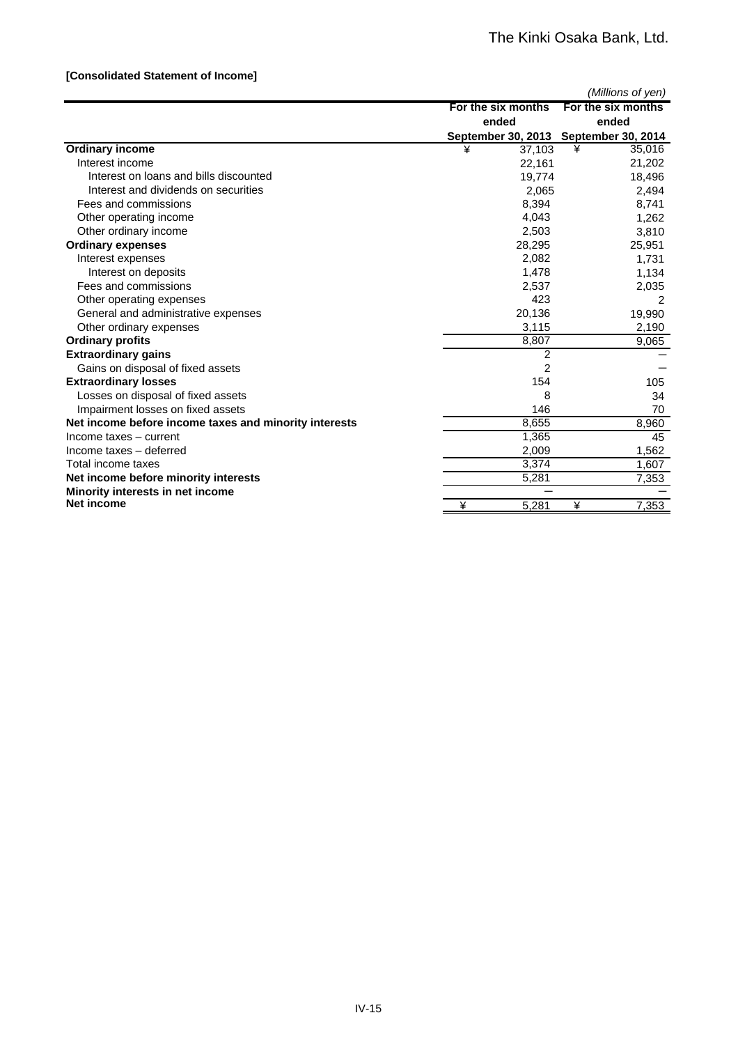**[Consolidated Statement of Income]**

*(Millions of yen)*

| | For the six months ended September 30, 2013 | For the six months ended September 30, 2014 |
|---|---|---|
| **Ordinary income** | ¥ 37,103 | ¥ 35,016 |
| Interest income | 22,161 | 21,202 |
| Interest on loans and bills discounted | 19,774 | 18,496 |
| Interest and dividends on securities | 2,065 | 2,494 |
| Fees and commissions | 8,394 | 8,741 |
| Other operating income | 4,043 | 1,262 |
| Other ordinary income | 2,503 | 3,810 |
| **Ordinary expenses** | 28,295 | 25,951 |
| Interest expenses | 2,082 | 1,731 |
| Interest on deposits | 1,478 | 1,134 |
| Fees and commissions | 2,537 | 2,035 |
| Other operating expenses | 423 | 2 |
| General and administrative expenses | 20,136 | 19,990 |
| Other ordinary expenses | 3,115 | 2,190 |
| **Ordinary profits** | 8,807 | 9,065 |
| **Extraordinary gains** | 2 | — |
| Gains on disposal of fixed assets | 2 | — |
| **Extraordinary losses** | 154 | 105 |
| Losses on disposal of fixed assets | 8 | 34 |
| Impairment losses on fixed assets | 146 | 70 |
| **Net income before income taxes and minority interests** | 8,655 | 8,960 |
| Income taxes – current | 1,365 | 45 |
| Income taxes – deferred | 2,009 | 1,562 |
| Total income taxes | 3,374 | 1,607 |
| **Net income before minority interests** | 5,281 | 7,353 |
| **Minority interests in net income** | — | — |
| **Net income** | ¥ 5,281 | ¥ 7,353 |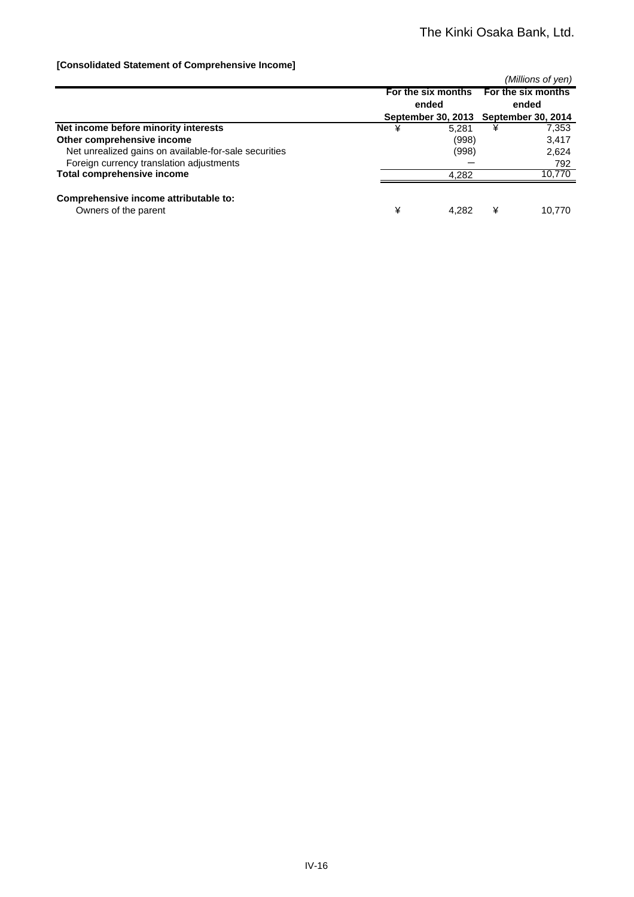**[Consolidated Statement of Comprehensive Income]**

*(Millions of yen)*

| | For the six months ended September 30, 2013 | For the six months ended September 30, 2014 |
|---|---|---|
| **Net income before minority interests** | ¥ 5,281 | ¥ 7,353 |
| **Other comprehensive income** | (998) | 3,417 |
| Net unrealized gains on available-for-sale securities | (998) | 2,624 |
| Foreign currency translation adjustments | ー | 792 |
| **Total comprehensive income** | 4,282 | 10,770 |
| | | |
| **Comprehensive income attributable to:** | | |
| Owners of the parent | ¥ 4,282 | ¥ 10,770 |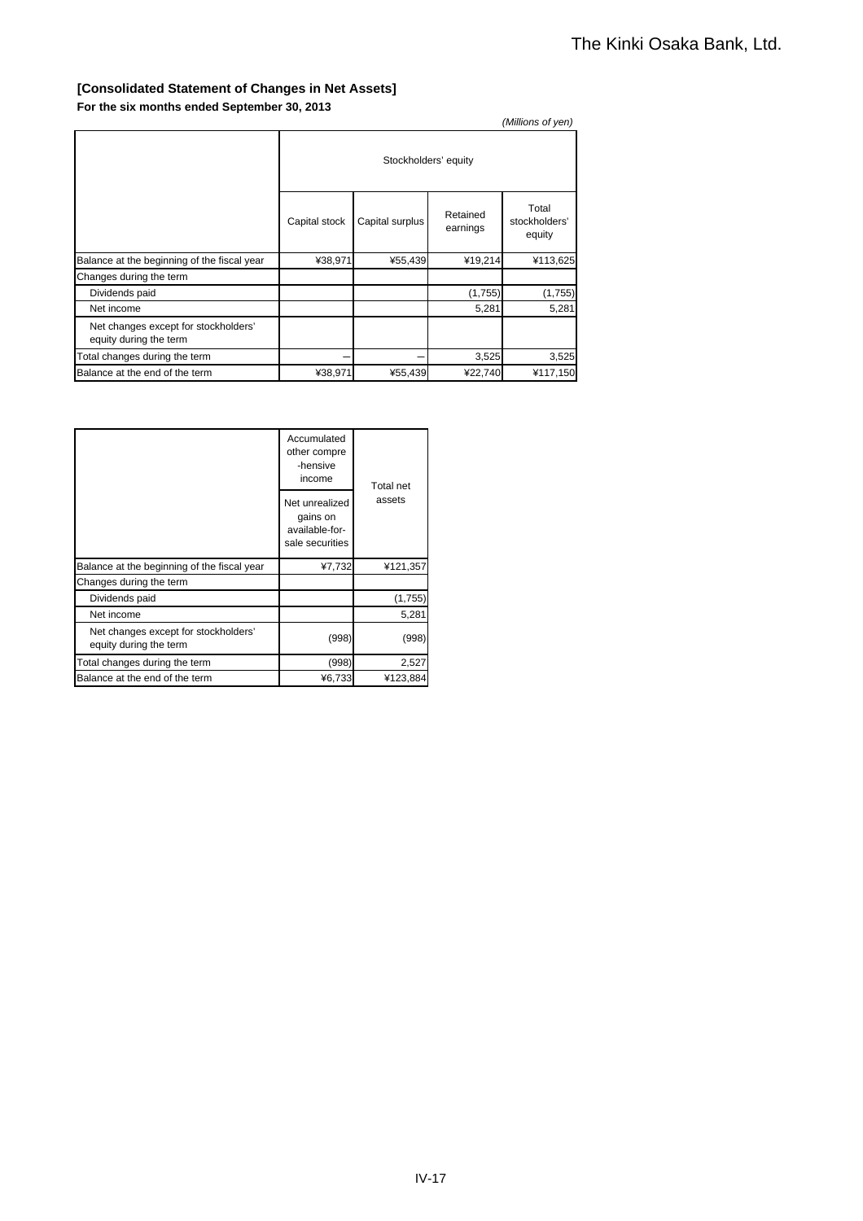**[Consolidated Statement of Changes in Net Assets]**

**For the six months ended September 30, 2013**

*(Millions of yen)*

| | Stockholders' equity | | | |
|---|---|---|---|---|
| | Capital stock | Capital surplus | Retained earnings | Total stockholders' equity |
| Balance at the beginning of the fiscal year | ¥38,971 | ¥55,439 | ¥19,214 | ¥113,625 |
| Changes during the term | | | | |
| Dividends paid | | | (1,755) | (1,755) |
| Net income | | | 5,281 | 5,281 |
| Net changes except for stockholders' equity during the term | | | | |
| Total changes during the term | ― | ― | 3,525 | 3,525 |
| Balance at the end of the term | ¥38,971 | ¥55,439 | ¥22,740 | ¥117,150 |

| | Accumulated other compre -hensive income | Total net assets |
|---|---|---|
| | Net unrealized gains on available-for-sale securities | |
| Balance at the beginning of the fiscal year | ¥7,732 | ¥121,357 |
| Changes during the term | | |
| Dividends paid | | (1,755) |
| Net income | | 5,281 |
| Net changes except for stockholders' equity during the term | (998) | (998) |
| Total changes during the term | (998) | 2,527 |
| Balance at the end of the term | ¥6,733 | ¥123,884 |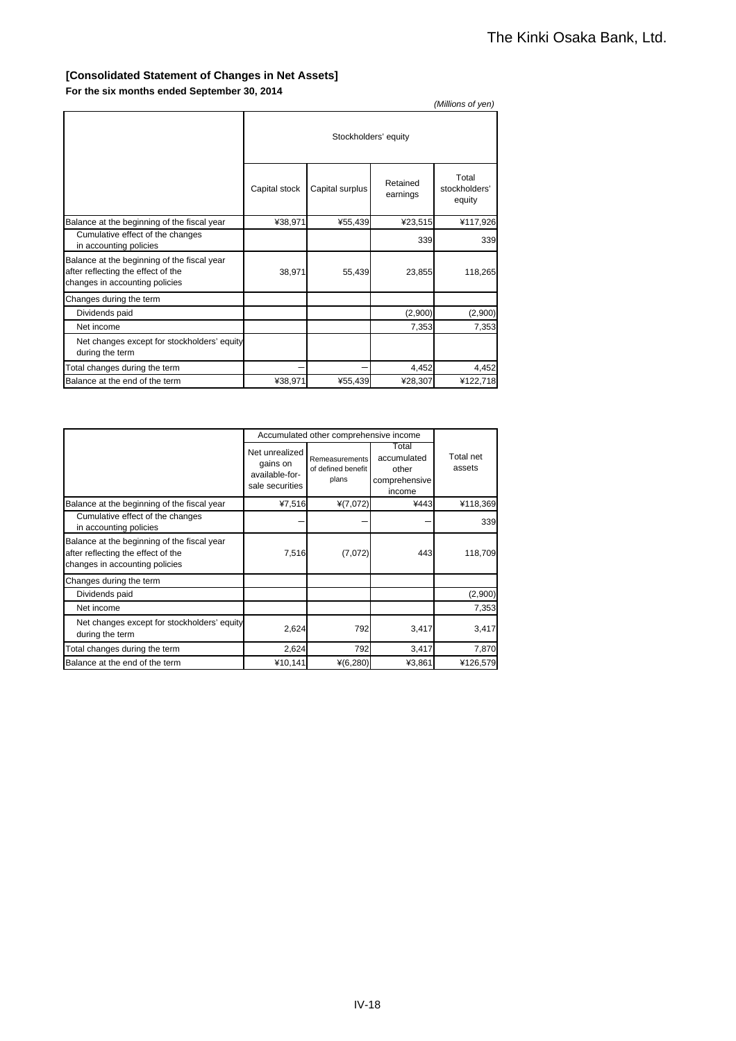**[Consolidated Statement of Changes in Net Assets]**

**For the six months ended September 30, 2014**

*(Millions of yen)*

| | Stockholders' equity | | | |
|---|---|---|---|---|
| | Capital stock | Capital surplus | Retained earnings | Total stockholders' equity |
| Balance at the beginning of the fiscal year | ¥38,971 | ¥55,439 | ¥23,515 | ¥117,926 |
| Cumulative effect of the changes in accounting policies | | | 339 | 339 |
| Balance at the beginning of the fiscal year after reflecting the effect of the changes in accounting policies | 38,971 | 55,439 | 23,855 | 118,265 |
| Changes during the term | | | | |
| Dividends paid | | | (2,900) | (2,900) |
| Net income | | | 7,353 | 7,353 |
| Net changes except for stockholders' equity during the term | | | | |
| Total changes during the term | — | — | 4,452 | 4,452 |
| Balance at the end of the term | ¥38,971 | ¥55,439 | ¥28,307 | ¥122,718 |

| | Accumulated other comprehensive income | | | Total net assets |
|---|---|---|---|---|
| | Net unrealized gains on available-for-sale securities | Remeasurements of defined benefit plans | Total accumulated other comprehensive income | |
| Balance at the beginning of the fiscal year | ¥7,516 | ¥(7,072) | ¥443 | ¥118,369 |
| Cumulative effect of the changes in accounting policies | — | — | — | 339 |
| Balance at the beginning of the fiscal year after reflecting the effect of the changes in accounting policies | 7,516 | (7,072) | 443 | 118,709 |
| Changes during the term | | | | |
| Dividends paid | | | | (2,900) |
| Net income | | | | 7,353 |
| Net changes except for stockholders' equity during the term | 2,624 | 792 | 3,417 | 3,417 |
| Total changes during the term | 2,624 | 792 | 3,417 | 7,870 |
| Balance at the end of the term | ¥10,141 | ¥(6,280) | ¥3,861 | ¥126,579 |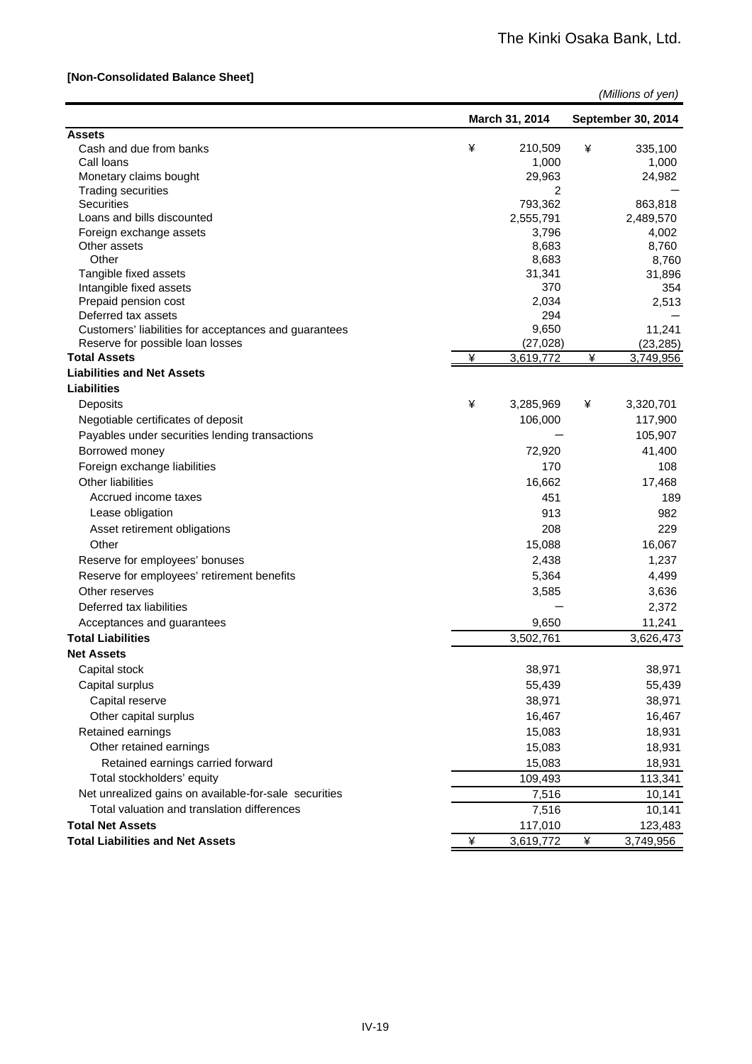The Kinki Osaka Bank, Ltd.

**[Non-Consolidated Balance Sheet]**

*(Millions of yen)*

| | March 31, 2014 | September 30, 2014 |
|---|---|---|
| **Assets** | | |
| Cash and due from banks | ¥ 210,509 | ¥ 335,100 |
| Call loans | 1,000 | 1,000 |
| Monetary claims bought | 29,963 | 24,982 |
| Trading securities | 2 | — |
| Securities | 793,362 | 863,818 |
| Loans and bills discounted | 2,555,791 | 2,489,570 |
| Foreign exchange assets | 3,796 | 4,002 |
| Other assets | 8,683 | 8,760 |
| Other | 8,683 | 8,760 |
| Tangible fixed assets | 31,341 | 31,896 |
| Intangible fixed assets | 370 | 354 |
| Prepaid pension cost | 2,034 | 2,513 |
| Deferred tax assets | 294 | — |
| Customers' liabilities for acceptances and guarantees | 9,650 | 11,241 |
| Reserve for possible loan losses | (27,028) | (23,285) |
| **Total Assets** | ¥ 3,619,772 | ¥ 3,749,956 |
| **Liabilities and Net Assets** | | |
| **Liabilities** | | |
| Deposits | ¥ 3,285,969 | ¥ 3,320,701 |
| Negotiable certificates of deposit | 106,000 | 117,900 |
| Payables under securities lending transactions | — | 105,907 |
| Borrowed money | 72,920 | 41,400 |
| Foreign exchange liabilities | 170 | 108 |
| Other liabilities | 16,662 | 17,468 |
| Accrued income taxes | 451 | 189 |
| Lease obligation | 913 | 982 |
| Asset retirement obligations | 208 | 229 |
| Other | 15,088 | 16,067 |
| Reserve for employees' bonuses | 2,438 | 1,237 |
| Reserve for employees' retirement benefits | 5,364 | 4,499 |
| Other reserves | 3,585 | 3,636 |
| Deferred tax liabilities | — | 2,372 |
| Acceptances and guarantees | 9,650 | 11,241 |
| **Total Liabilities** | 3,502,761 | 3,626,473 |
| **Net Assets** | | |
| Capital stock | 38,971 | 38,971 |
| Capital surplus | 55,439 | 55,439 |
| Capital reserve | 38,971 | 38,971 |
| Other capital surplus | 16,467 | 16,467 |
| Retained earnings | 15,083 | 18,931 |
| Other retained earnings | 15,083 | 18,931 |
| Retained earnings carried forward | 15,083 | 18,931 |
| Total stockholders' equity | 109,493 | 113,341 |
| Net unrealized gains on available-for-sale securities | 7,516 | 10,141 |
| Total valuation and translation differences | 7,516 | 10,141 |
| **Total Net Assets** | 117,010 | 123,483 |
| **Total Liabilities and Net Assets** | ¥ 3,619,772 | ¥ 3,749,956 |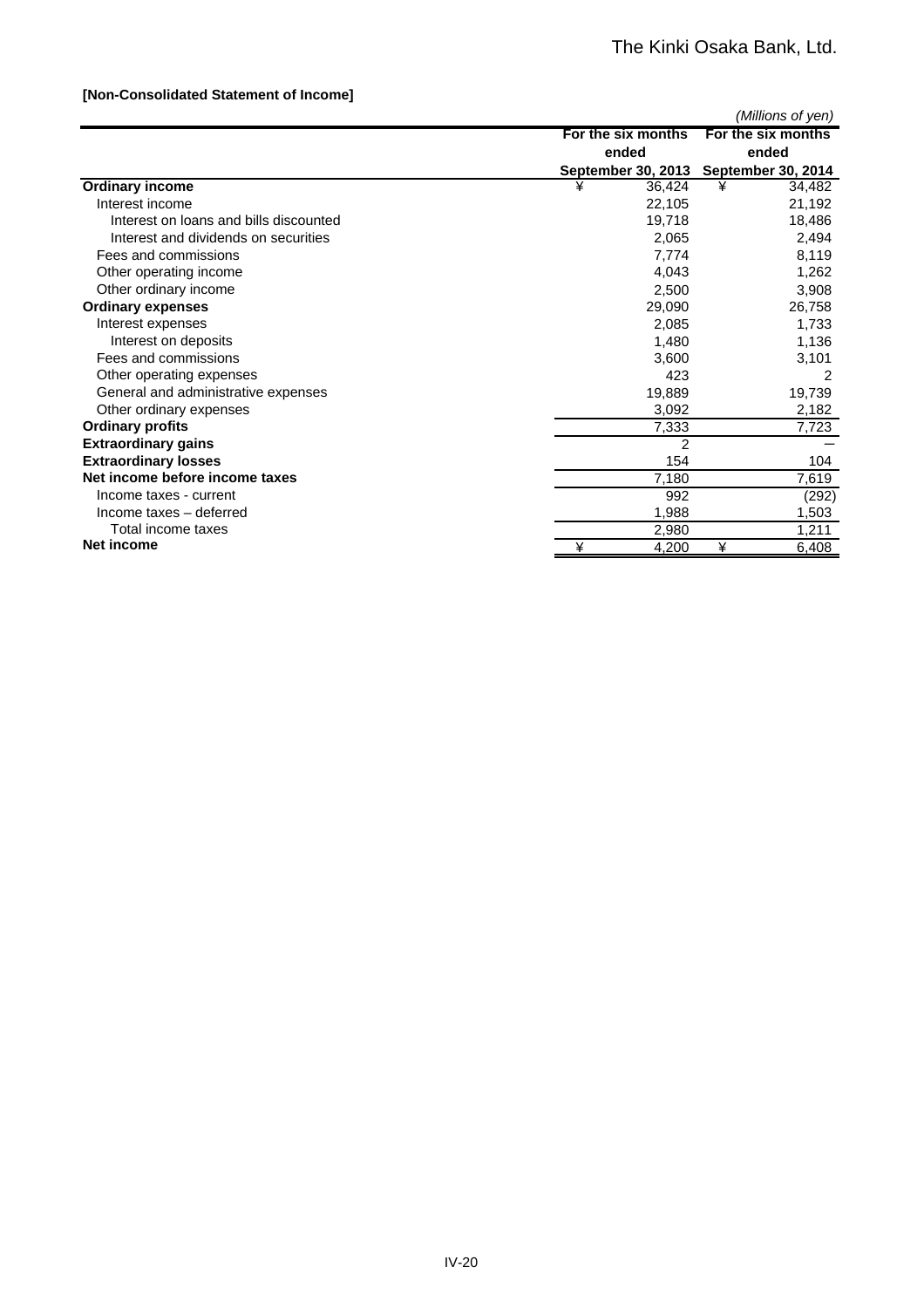The Kinki Osaka Bank, Ltd.

**[Non-Consolidated Statement of Income]**

*(Millions of yen)*

| | For the six months ended September 30, 2013 | For the six months ended September 30, 2014 |
|---|---|---|
| **Ordinary income** | ¥ 36,424 | ¥ 34,482 |
| Interest income | 22,105 | 21,192 |
| Interest on loans and bills discounted | 19,718 | 18,486 |
| Interest and dividends on securities | 2,065 | 2,494 |
| Fees and commissions | 7,774 | 8,119 |
| Other operating income | 4,043 | 1,262 |
| Other ordinary income | 2,500 | 3,908 |
| **Ordinary expenses** | 29,090 | 26,758 |
| Interest expenses | 2,085 | 1,733 |
| Interest on deposits | 1,480 | 1,136 |
| Fees and commissions | 3,600 | 3,101 |
| Other operating expenses | 423 | 2 |
| General and administrative expenses | 19,889 | 19,739 |
| Other ordinary expenses | 3,092 | 2,182 |
| **Ordinary profits** | 7,333 | 7,723 |
| **Extraordinary gains** | 2 | – |
| **Extraordinary losses** | 154 | 104 |
| **Net income before income taxes** | 7,180 | 7,619 |
| Income taxes - current | 992 | (292) |
| Income taxes – deferred | 1,988 | 1,503 |
| Total income taxes | 2,980 | 1,211 |
| **Net income** | ¥ 4,200 | ¥ 6,408 |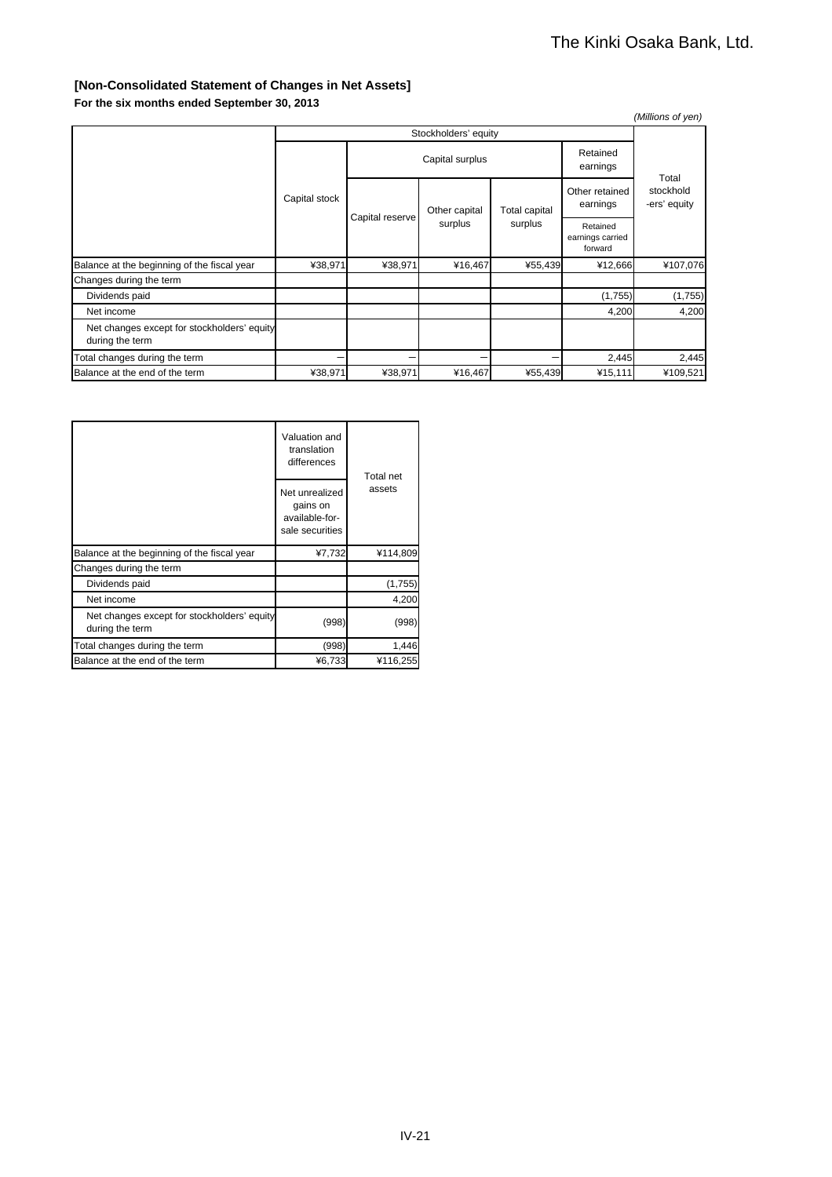### [Non-Consolidated Statement of Changes in Net Assets]

**For the six months ended September 30, 2013**

*(Millions of yen)*

| | Stockholders' equity | | | | | |
|---|---|---|---|---|---|---|
| | Capital stock | Capital surplus | | | Retained earnings | Total stockholders' equity |
| | | Capital reserve | Other capital surplus | Total capital surplus | Other retained earnings | |
| | | | | | Retained earnings carried forward | |
| Balance at the beginning of the fiscal year | ¥38,971 | ¥38,971 | ¥16,467 | ¥55,439 | ¥12,666 | ¥107,076 |
| Changes during the term | | | | | | |
| Dividends paid | | | | | (1,755) | (1,755) |
| Net income | | | | | 4,200 | 4,200 |
| Net changes except for stockholders' equity during the term | | | | | | |
| Total changes during the term | − | − | − | − | 2,445 | 2,445 |
| Balance at the end of the term | ¥38,971 | ¥38,971 | ¥16,467 | ¥55,439 | ¥15,111 | ¥109,521 |

| | Valuation and translation differences | Total net assets |
|---|---|---|
| | Net unrealized gains on available-for-sale securities | |
| Balance at the beginning of the fiscal year | ¥7,732 | ¥114,809 |
| Changes during the term | | |
| Dividends paid | | (1,755) |
| Net income | | 4,200 |
| Net changes except for stockholders' equity during the term | (998) | (998) |
| Total changes during the term | (998) | 1,446 |
| Balance at the end of the term | ¥6,733 | ¥116,255 |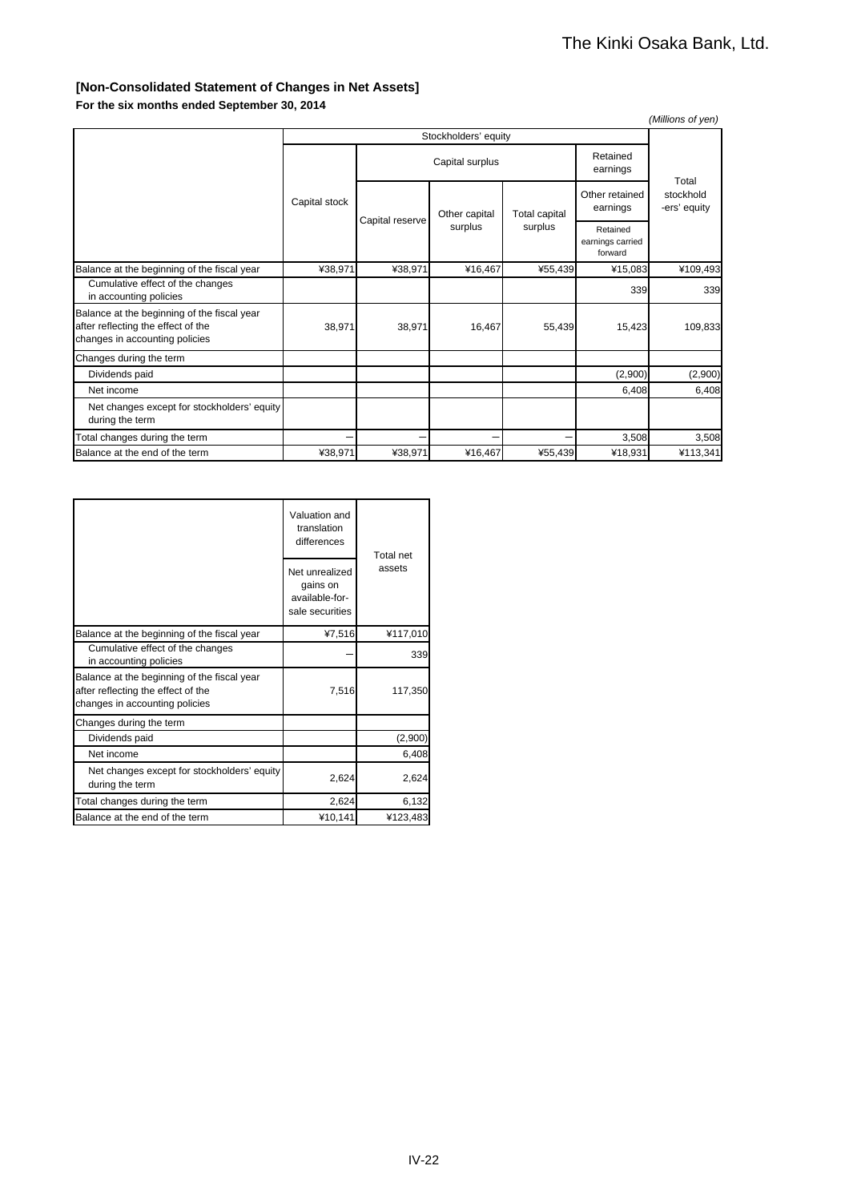The Kinki Osaka Bank, Ltd.

**[Non-Consolidated Statement of Changes in Net Assets]**

**For the six months ended September 30, 2014**

*(Millions of yen)*

| | Stockholders' equity | | | | | |
|---|---|---|---|---|---|---|
| | Capital stock | Capital surplus | | | Retained earnings | Total stockholders' equity |
| | | Capital reserve | Other capital surplus | Total capital surplus | Other retained earnings: Retained earnings carried forward | |
| Balance at the beginning of the fiscal year | ¥38,971 | ¥38,971 | ¥16,467 | ¥55,439 | ¥15,083 | ¥109,493 |
| Cumulative effect of the changes in accounting policies | | | | | 339 | 339 |
| Balance at the beginning of the fiscal year after reflecting the effect of the changes in accounting policies | 38,971 | 38,971 | 16,467 | 55,439 | 15,423 | 109,833 |
| Changes during the term | | | | | | |
| Dividends paid | | | | | (2,900) | (2,900) |
| Net income | | | | | 6,408 | 6,408 |
| Net changes except for stockholders' equity during the term | | | | | | |
| Total changes during the term | － | － | － | － | 3,508 | 3,508 |
| Balance at the end of the term | ¥38,971 | ¥38,971 | ¥16,467 | ¥55,439 | ¥18,931 | ¥113,341 |

| | Valuation and translation differences | Total net assets |
|---|---|---|
| | Net unrealized gains on available-for-sale securities | |
| Balance at the beginning of the fiscal year | ¥7,516 | ¥117,010 |
| Cumulative effect of the changes in accounting policies | － | 339 |
| Balance at the beginning of the fiscal year after reflecting the effect of the changes in accounting policies | 7,516 | 117,350 |
| Changes during the term | | |
| Dividends paid | | (2,900) |
| Net income | | 6,408 |
| Net changes except for stockholders' equity during the term | 2,624 | 2,624 |
| Total changes during the term | 2,624 | 6,132 |
| Balance at the end of the term | ¥10,141 | ¥123,483 |